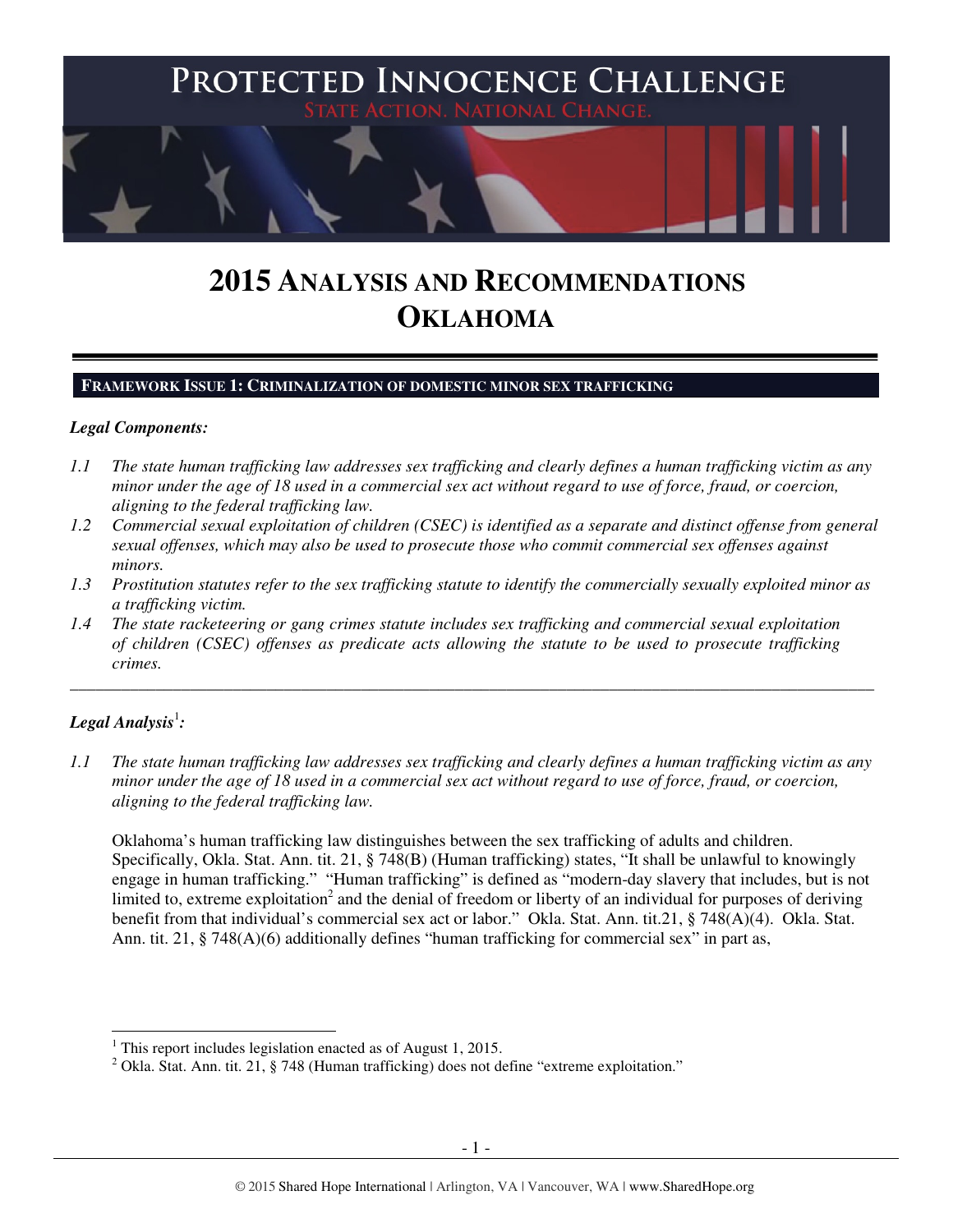# PROTECTED INNOCENCE CHALLENGE

STATE ACTION. NATIONAL CHANGE.

# 2015 ANALYSIS AND RECOMMENDATIONS OKLAHOMA

## FRAMEWORK ISSUE 1: CRIMINALIZATION OF DOMESTIC MINOR SEX TRAFFICKING

***Legal Components:***

*1.1 The state human trafficking law addresses sex trafficking and clearly defines a human trafficking victim as any minor under the age of 18 used in a commercial sex act without regard to use of force, fraud, or coercion, aligning to the federal trafficking law.*

*1.2 Commercial sexual exploitation of children (CSEC) is identified as a separate and distinct offense from general sexual offenses, which may also be used to prosecute those who commit commercial sex offenses against minors.*

*1.3 Prostitution statutes refer to the sex trafficking statute to identify the commercially sexually exploited minor as a trafficking victim.*

*1.4 The state racketeering or gang crimes statute includes sex trafficking and commercial sexual exploitation of children (CSEC) offenses as predicate acts allowing the statute to be used to prosecute trafficking crimes.*

---

***Legal Analysis***[1]***:***

*1.1 The state human trafficking law addresses sex trafficking and clearly defines a human trafficking victim as any minor under the age of 18 used in a commercial sex act without regard to use of force, fraud, or coercion, aligning to the federal trafficking law.*

Oklahoma's human trafficking law distinguishes between the sex trafficking of adults and children. Specifically, Okla. Stat. Ann. tit. 21, § 748(B) (Human trafficking) states, "It shall be unlawful to knowingly engage in human trafficking." "Human trafficking" is defined as "modern-day slavery that includes, but is not limited to, extreme exploitation[2] and the denial of freedom or liberty of an individual for purposes of deriving benefit from that individual's commercial sex act or labor." Okla. Stat. Ann. tit.21, § 748(A)(4). Okla. Stat. Ann. tit. 21, § 748(A)(6) additionally defines "human trafficking for commercial sex" in part as,

---

[1] This report includes legislation enacted as of August 1, 2015.

[2] Okla. Stat. Ann. tit. 21, § 748 (Human trafficking) does not define "extreme exploitation."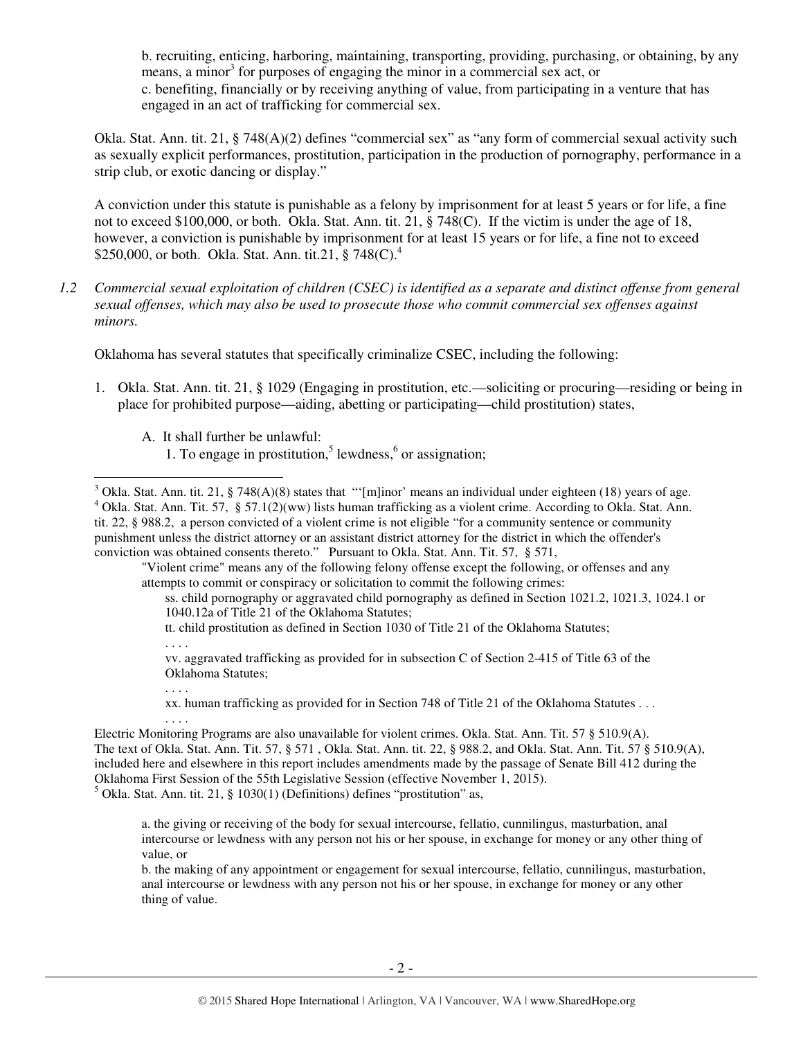b. recruiting, enticing, harboring, maintaining, transporting, providing, purchasing, or obtaining, by any means, a minor[3] for purposes of engaging the minor in a commercial sex act, or

c. benefiting, financially or by receiving anything of value, from participating in a venture that has engaged in an act of trafficking for commercial sex.

Okla. Stat. Ann. tit. 21, § 748(A)(2) defines "commercial sex" as "any form of commercial sexual activity such as sexually explicit performances, prostitution, participation in the production of pornography, performance in a strip club, or exotic dancing or display."

A conviction under this statute is punishable as a felony by imprisonment for at least 5 years or for life, a fine not to exceed $100,000, or both. Okla. Stat. Ann. tit. 21, § 748(C). If the victim is under the age of 18, however, a conviction is punishable by imprisonment for at least 15 years or for life, a fine not to exceed $250,000, or both. Okla. Stat. Ann. tit.21, § 748(C).[4]

*1.2 Commercial sexual exploitation of children (CSEC) is identified as a separate and distinct offense from general sexual offenses, which may also be used to prosecute those who commit commercial sex offenses against minors.*

Oklahoma has several statutes that specifically criminalize CSEC, including the following:

1. Okla. Stat. Ann. tit. 21, § 1029 (Engaging in prostitution, etc.—soliciting or procuring—residing or being in place for prohibited purpose—aiding, abetting or participating—child prostitution) states,

    A. It shall further be unlawful:

    1. To engage in prostitution,[5] lewdness,[6] or assignation;

---

[3] Okla. Stat. Ann. tit. 21, § 748(A)(8) states that "'[m]inor' means an individual under eighteen (18) years of age.

[4] Okla. Stat. Ann. Tit. 57, § 57.1(2)(ww) lists human trafficking as a violent crime. According to Okla. Stat. Ann. tit. 22, § 988.2, a person convicted of a violent crime is not eligible "for a community sentence or community punishment unless the district attorney or an assistant district attorney for the district in which the offender's conviction was obtained consents thereto." Pursuant to Okla. Stat. Ann. Tit. 57, § 571,

> "Violent crime" means any of the following felony offense except the following, or offenses and any attempts to commit or conspiracy or solicitation to commit the following crimes:
>
> ss. child pornography or aggravated child pornography as defined in Section 1021.2, 1021.3, 1024.1 or 1040.12a of Title 21 of the Oklahoma Statutes;
>
> tt. child prostitution as defined in Section 1030 of Title 21 of the Oklahoma Statutes;
>
> . . . .
>
> vv. aggravated trafficking as provided for in subsection C of Section 2-415 of Title 63 of the Oklahoma Statutes;
>
> . . . .
>
> xx. human trafficking as provided for in Section 748 of Title 21 of the Oklahoma Statutes . . .
>
> . . . .

Electric Monitoring Programs are also unavailable for violent crimes. Okla. Stat. Ann. Tit. 57 § 510.9(A). The text of Okla. Stat. Ann. Tit. 57, § 571 , Okla. Stat. Ann. tit. 22, § 988.2, and Okla. Stat. Ann. Tit. 57 § 510.9(A), included here and elsewhere in this report includes amendments made by the passage of Senate Bill 412 during the Oklahoma First Session of the 55th Legislative Session (effective November 1, 2015).

[5] Okla. Stat. Ann. tit. 21, § 1030(1) (Definitions) defines "prostitution" as,

> a. the giving or receiving of the body for sexual intercourse, fellatio, cunnilingus, masturbation, anal intercourse or lewdness with any person not his or her spouse, in exchange for money or any other thing of value, or
>
> b. the making of any appointment or engagement for sexual intercourse, fellatio, cunnilingus, masturbation, anal intercourse or lewdness with any person not his or her spouse, in exchange for money or any other thing of value.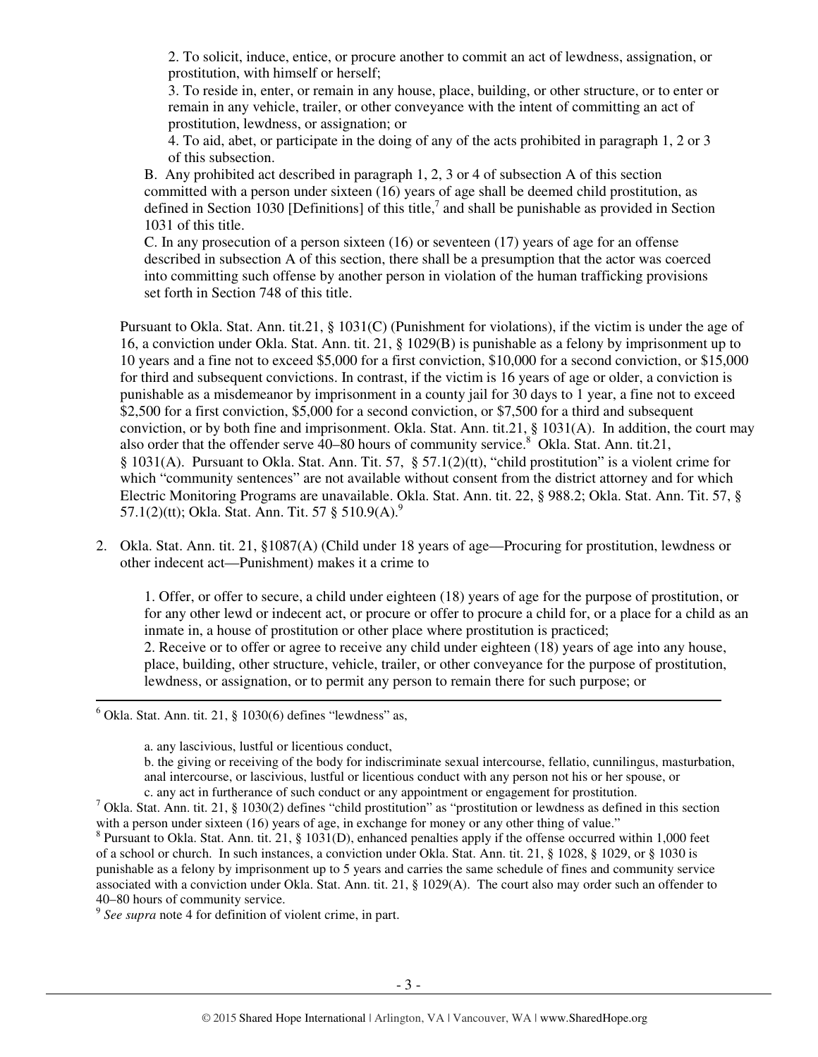> 2. To solicit, induce, entice, or procure another to commit an act of lewdness, assignation, or prostitution, with himself or herself;
> 3. To reside in, enter, or remain in any house, place, building, or other structure, or to enter or remain in any vehicle, trailer, or other conveyance with the intent of committing an act of prostitution, lewdness, or assignation; or
> 4. To aid, abet, or participate in the doing of any of the acts prohibited in paragraph 1, 2 or 3 of this subsection.
>
> B. Any prohibited act described in paragraph 1, 2, 3 or 4 of subsection A of this section committed with a person under sixteen (16) years of age shall be deemed child prostitution, as defined in Section 1030 [Definitions] of this title,[7] and shall be punishable as provided in Section 1031 of this title.
>
> C. In any prosecution of a person sixteen (16) or seventeen (17) years of age for an offense described in subsection A of this section, there shall be a presumption that the actor was coerced into committing such offense by another person in violation of the human trafficking provisions set forth in Section 748 of this title.

Pursuant to Okla. Stat. Ann. tit.21, § 1031(C) (Punishment for violations), if the victim is under the age of 16, a conviction under Okla. Stat. Ann. tit. 21, § 1029(B) is punishable as a felony by imprisonment up to 10 years and a fine not to exceed $5,000 for a first conviction, $10,000 for a second conviction, or $15,000 for third and subsequent convictions. In contrast, if the victim is 16 years of age or older, a conviction is punishable as a misdemeanor by imprisonment in a county jail for 30 days to 1 year, a fine not to exceed $2,500 for a first conviction, $5,000 for a second conviction, or $7,500 for a third and subsequent conviction, or by both fine and imprisonment. Okla. Stat. Ann. tit.21, § 1031(A). In addition, the court may also order that the offender serve 40–80 hours of community service.[8] Okla. Stat. Ann. tit.21, § 1031(A). Pursuant to Okla. Stat. Ann. Tit. 57, § 57.1(2)(tt), "child prostitution" is a violent crime for which "community sentences" are not available without consent from the district attorney and for which Electric Monitoring Programs are unavailable. Okla. Stat. Ann. tit. 22, § 988.2; Okla. Stat. Ann. Tit. 57, § 57.1(2)(tt); Okla. Stat. Ann. Tit. 57 § 510.9(A).[9]

2. Okla. Stat. Ann. tit. 21, §1087(A) (Child under 18 years of age—Procuring for prostitution, lewdness or other indecent act—Punishment) makes it a crime to

> 1. Offer, or offer to secure, a child under eighteen (18) years of age for the purpose of prostitution, or for any other lewd or indecent act, or procure or offer to procure a child for, or a place for a child as an inmate in, a house of prostitution or other place where prostitution is practiced;
> 2. Receive or to offer or agree to receive any child under eighteen (18) years of age into any house, place, building, other structure, vehicle, trailer, or other conveyance for the purpose of prostitution, lewdness, or assignation, or to permit any person to remain there for such purpose; or

---

[6] Okla. Stat. Ann. tit. 21, § 1030(6) defines "lewdness" as,

> a. any lascivious, lustful or licentious conduct,
> b. the giving or receiving of the body for indiscriminate sexual intercourse, fellatio, cunnilingus, masturbation, anal intercourse, or lascivious, lustful or licentious conduct with any person not his or her spouse, or
> c. any act in furtherance of such conduct or any appointment or engagement for prostitution.

[7] Okla. Stat. Ann. tit. 21, § 1030(2) defines "child prostitution" as "prostitution or lewdness as defined in this section with a person under sixteen (16) years of age, in exchange for money or any other thing of value."

[8] Pursuant to Okla. Stat. Ann. tit. 21, § 1031(D), enhanced penalties apply if the offense occurred within 1,000 feet of a school or church. In such instances, a conviction under Okla. Stat. Ann. tit. 21, § 1028, § 1029, or § 1030 is punishable as a felony by imprisonment up to 5 years and carries the same schedule of fines and community service associated with a conviction under Okla. Stat. Ann. tit. 21, § 1029(A). The court also may order such an offender to 40–80 hours of community service.

[9] *See supra* note 4 for definition of violent crime, in part.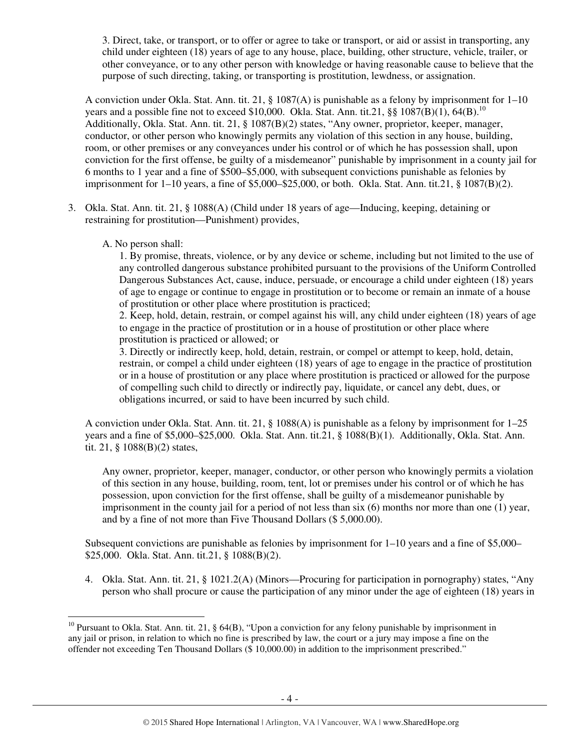3. Direct, take, or transport, or to offer or agree to take or transport, or aid or assist in transporting, any child under eighteen (18) years of age to any house, place, building, other structure, vehicle, trailer, or other conveyance, or to any other person with knowledge or having reasonable cause to believe that the purpose of such directing, taking, or transporting is prostitution, lewdness, or assignation.

A conviction under Okla. Stat. Ann. tit. 21, § 1087(A) is punishable as a felony by imprisonment for 1–10 years and a possible fine not to exceed $10,000. Okla. Stat. Ann. tit.21, §§ 1087(B)(1), 64(B).[10] Additionally, Okla. Stat. Ann. tit. 21, § 1087(B)(2) states, "Any owner, proprietor, keeper, manager, conductor, or other person who knowingly permits any violation of this section in any house, building, room, or other premises or any conveyances under his control or of which he has possession shall, upon conviction for the first offense, be guilty of a misdemeanor" punishable by imprisonment in a county jail for 6 months to 1 year and a fine of $500–$5,000, with subsequent convictions punishable as felonies by imprisonment for 1–10 years, a fine of $5,000–$25,000, or both. Okla. Stat. Ann. tit.21, § 1087(B)(2).

3. Okla. Stat. Ann. tit. 21, § 1088(A) (Child under 18 years of age—Inducing, keeping, detaining or restraining for prostitution—Punishment) provides,

   A. No person shall:

   1. By promise, threats, violence, or by any device or scheme, including but not limited to the use of any controlled dangerous substance prohibited pursuant to the provisions of the Uniform Controlled Dangerous Substances Act, cause, induce, persuade, or encourage a child under eighteen (18) years of age to engage or continue to engage in prostitution or to become or remain an inmate of a house of prostitution or other place where prostitution is practiced;
   2. Keep, hold, detain, restrain, or compel against his will, any child under eighteen (18) years of age to engage in the practice of prostitution or in a house of prostitution or other place where prostitution is practiced or allowed; or
   3. Directly or indirectly keep, hold, detain, restrain, or compel or attempt to keep, hold, detain, restrain, or compel a child under eighteen (18) years of age to engage in the practice of prostitution or in a house of prostitution or any place where prostitution is practiced or allowed for the purpose of compelling such child to directly or indirectly pay, liquidate, or cancel any debt, dues, or obligations incurred, or said to have been incurred by such child.

A conviction under Okla. Stat. Ann. tit. 21, § 1088(A) is punishable as a felony by imprisonment for 1–25 years and a fine of $5,000–$25,000. Okla. Stat. Ann. tit.21, § 1088(B)(1). Additionally, Okla. Stat. Ann. tit. 21, § 1088(B)(2) states,

> Any owner, proprietor, keeper, manager, conductor, or other person who knowingly permits a violation of this section in any house, building, room, tent, lot or premises under his control or of which he has possession, upon conviction for the first offense, shall be guilty of a misdemeanor punishable by imprisonment in the county jail for a period of not less than six (6) months nor more than one (1) year, and by a fine of not more than Five Thousand Dollars ($ 5,000.00).

Subsequent convictions are punishable as felonies by imprisonment for 1–10 years and a fine of $5,000–$25,000. Okla. Stat. Ann. tit.21, § 1088(B)(2).

4. Okla. Stat. Ann. tit. 21, § 1021.2(A) (Minors—Procuring for participation in pornography) states, "Any person who shall procure or cause the participation of any minor under the age of eighteen (18) years in

[10] Pursuant to Okla. Stat. Ann. tit. 21, § 64(B), "Upon a conviction for any felony punishable by imprisonment in any jail or prison, in relation to which no fine is prescribed by law, the court or a jury may impose a fine on the offender not exceeding Ten Thousand Dollars ($ 10,000.00) in addition to the imprisonment prescribed."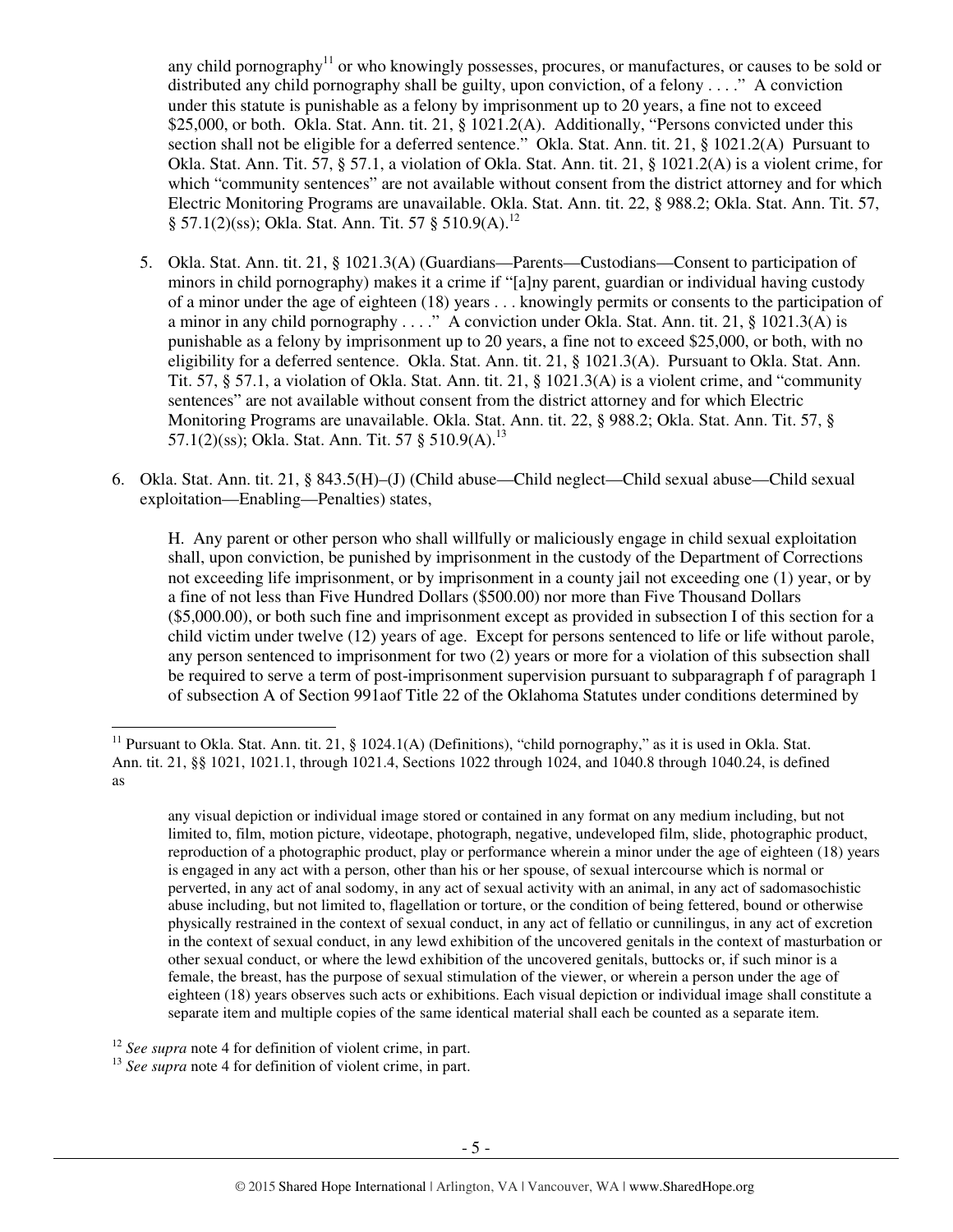any child pornography[11] or who knowingly possesses, procures, or manufactures, or causes to be sold or distributed any child pornography shall be guilty, upon conviction, of a felony . . . ." A conviction under this statute is punishable as a felony by imprisonment up to 20 years, a fine not to exceed $25,000, or both. Okla. Stat. Ann. tit. 21, § 1021.2(A). Additionally, "Persons convicted under this section shall not be eligible for a deferred sentence." Okla. Stat. Ann. tit. 21, § 1021.2(A) Pursuant to Okla. Stat. Ann. Tit. 57, § 57.1, a violation of Okla. Stat. Ann. tit. 21, § 1021.2(A) is a violent crime, for which "community sentences" are not available without consent from the district attorney and for which Electric Monitoring Programs are unavailable. Okla. Stat. Ann. tit. 22, § 988.2; Okla. Stat. Ann. Tit. 57, § 57.1(2)(ss); Okla. Stat. Ann. Tit. 57 § 510.9(A).[12]

5. Okla. Stat. Ann. tit. 21, § 1021.3(A) (Guardians—Parents—Custodians—Consent to participation of minors in child pornography) makes it a crime if "[a]ny parent, guardian or individual having custody of a minor under the age of eighteen (18) years . . . knowingly permits or consents to the participation of a minor in any child pornography . . . ." A conviction under Okla. Stat. Ann. tit. 21, § 1021.3(A) is punishable as a felony by imprisonment up to 20 years, a fine not to exceed $25,000, or both, with no eligibility for a deferred sentence. Okla. Stat. Ann. tit. 21, § 1021.3(A). Pursuant to Okla. Stat. Ann. Tit. 57, § 57.1, a violation of Okla. Stat. Ann. tit. 21, § 1021.3(A) is a violent crime, and "community sentences" are not available without consent from the district attorney and for which Electric Monitoring Programs are unavailable. Okla. Stat. Ann. tit. 22, § 988.2; Okla. Stat. Ann. Tit. 57, § 57.1(2)(ss); Okla. Stat. Ann. Tit. 57 § 510.9(A).[13]

6. Okla. Stat. Ann. tit. 21, § 843.5(H)–(J) (Child abuse—Child neglect—Child sexual abuse—Child sexual exploitation—Enabling—Penalties) states,

   H. Any parent or other person who shall willfully or maliciously engage in child sexual exploitation shall, upon conviction, be punished by imprisonment in the custody of the Department of Corrections not exceeding life imprisonment, or by imprisonment in a county jail not exceeding one (1) year, or by a fine of not less than Five Hundred Dollars ($500.00) nor more than Five Thousand Dollars ($5,000.00), or both such fine and imprisonment except as provided in subsection I of this section for a child victim under twelve (12) years of age. Except for persons sentenced to life or life without parole, any person sentenced to imprisonment for two (2) years or more for a violation of this subsection shall be required to serve a term of post-imprisonment supervision pursuant to subparagraph f of paragraph 1 of subsection A of Section 991aof Title 22 of the Oklahoma Statutes under conditions determined by

---

[11] Pursuant to Okla. Stat. Ann. tit. 21, § 1024.1(A) (Definitions), "child pornography," as it is used in Okla. Stat. Ann. tit. 21, §§ 1021, 1021.1, through 1021.4, Sections 1022 through 1024, and 1040.8 through 1040.24, is defined as

> any visual depiction or individual image stored or contained in any format on any medium including, but not limited to, film, motion picture, videotape, photograph, negative, undeveloped film, slide, photographic product, reproduction of a photographic product, play or performance wherein a minor under the age of eighteen (18) years is engaged in any act with a person, other than his or her spouse, of sexual intercourse which is normal or perverted, in any act of anal sodomy, in any act of sexual activity with an animal, in any act of sadomasochistic abuse including, but not limited to, flagellation or torture, or the condition of being fettered, bound or otherwise physically restrained in the context of sexual conduct, in any act of fellatio or cunnilingus, in any act of excretion in the context of sexual conduct, in any lewd exhibition of the uncovered genitals in the context of masturbation or other sexual conduct, or where the lewd exhibition of the uncovered genitals, buttocks or, if such minor is a female, the breast, has the purpose of sexual stimulation of the viewer, or wherein a person under the age of eighteen (18) years observes such acts or exhibitions. Each visual depiction or individual image shall constitute a separate item and multiple copies of the same identical material shall each be counted as a separate item.

[12] *See supra* note 4 for definition of violent crime, in part.

[13] *See supra* note 4 for definition of violent crime, in part.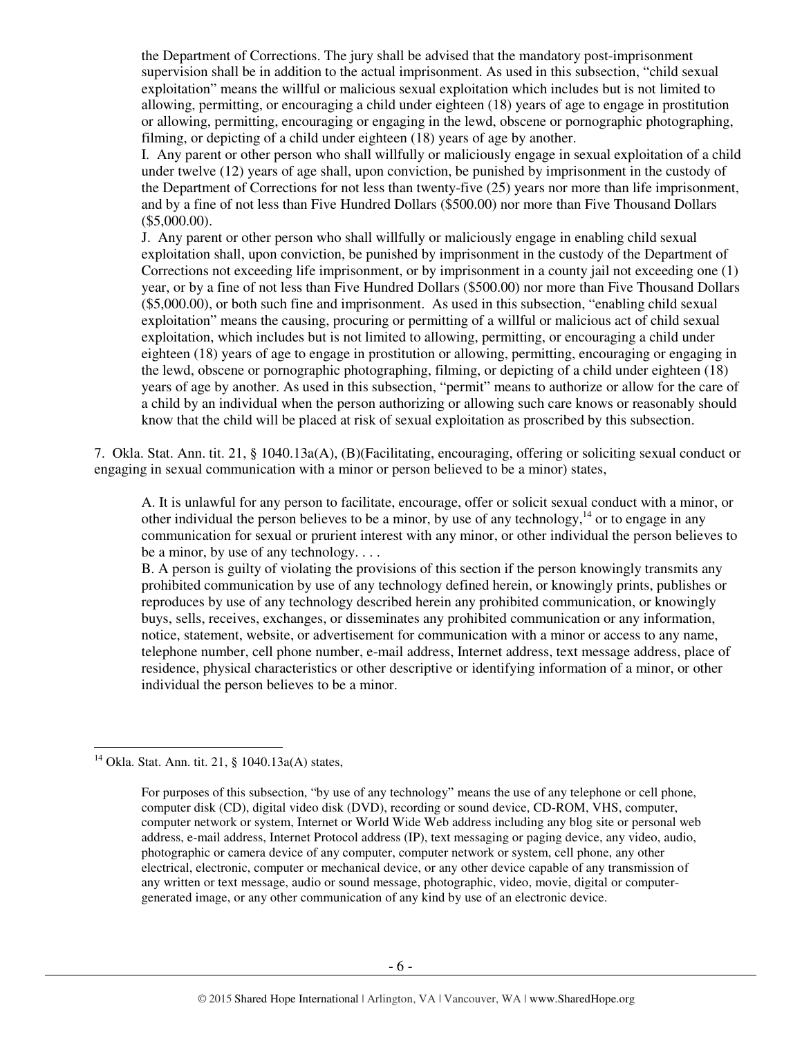the Department of Corrections. The jury shall be advised that the mandatory post-imprisonment supervision shall be in addition to the actual imprisonment. As used in this subsection, "child sexual exploitation" means the willful or malicious sexual exploitation which includes but is not limited to allowing, permitting, or encouraging a child under eighteen (18) years of age to engage in prostitution or allowing, permitting, encouraging or engaging in the lewd, obscene or pornographic photographing, filming, or depicting of a child under eighteen (18) years of age by another.

I. Any parent or other person who shall willfully or maliciously engage in sexual exploitation of a child under twelve (12) years of age shall, upon conviction, be punished by imprisonment in the custody of the Department of Corrections for not less than twenty-five (25) years nor more than life imprisonment, and by a fine of not less than Five Hundred Dollars ($500.00) nor more than Five Thousand Dollars ($5,000.00).

J. Any parent or other person who shall willfully or maliciously engage in enabling child sexual exploitation shall, upon conviction, be punished by imprisonment in the custody of the Department of Corrections not exceeding life imprisonment, or by imprisonment in a county jail not exceeding one (1) year, or by a fine of not less than Five Hundred Dollars ($500.00) nor more than Five Thousand Dollars ($5,000.00), or both such fine and imprisonment. As used in this subsection, "enabling child sexual exploitation" means the causing, procuring or permitting of a willful or malicious act of child sexual exploitation, which includes but is not limited to allowing, permitting, or encouraging a child under eighteen (18) years of age to engage in prostitution or allowing, permitting, encouraging or engaging in the lewd, obscene or pornographic photographing, filming, or depicting of a child under eighteen (18) years of age by another. As used in this subsection, "permit" means to authorize or allow for the care of a child by an individual when the person authorizing or allowing such care knows or reasonably should know that the child will be placed at risk of sexual exploitation as proscribed by this subsection.

7. Okla. Stat. Ann. tit. 21, § 1040.13a(A), (B)(Facilitating, encouraging, offering or soliciting sexual conduct or engaging in sexual communication with a minor or person believed to be a minor) states,

> A. It is unlawful for any person to facilitate, encourage, offer or solicit sexual conduct with a minor, or other individual the person believes to be a minor, by use of any technology,[14] or to engage in any communication for sexual or prurient interest with any minor, or other individual the person believes to be a minor, by use of any technology. . . .
>
> B. A person is guilty of violating the provisions of this section if the person knowingly transmits any prohibited communication by use of any technology defined herein, or knowingly prints, publishes or reproduces by use of any technology described herein any prohibited communication, or knowingly buys, sells, receives, exchanges, or disseminates any prohibited communication or any information, notice, statement, website, or advertisement for communication with a minor or access to any name, telephone number, cell phone number, e-mail address, Internet address, text message address, place of residence, physical characteristics or other descriptive or identifying information of a minor, or other individual the person believes to be a minor.

---

[14] Okla. Stat. Ann. tit. 21, § 1040.13a(A) states,

> For purposes of this subsection, "by use of any technology" means the use of any telephone or cell phone, computer disk (CD), digital video disk (DVD), recording or sound device, CD-ROM, VHS, computer, computer network or system, Internet or World Wide Web address including any blog site or personal web address, e-mail address, Internet Protocol address (IP), text messaging or paging device, any video, audio, photographic or camera device of any computer, computer network or system, cell phone, any other electrical, electronic, computer or mechanical device, or any other device capable of any transmission of any written or text message, audio or sound message, photographic, video, movie, digital or computer-generated image, or any other communication of any kind by use of an electronic device.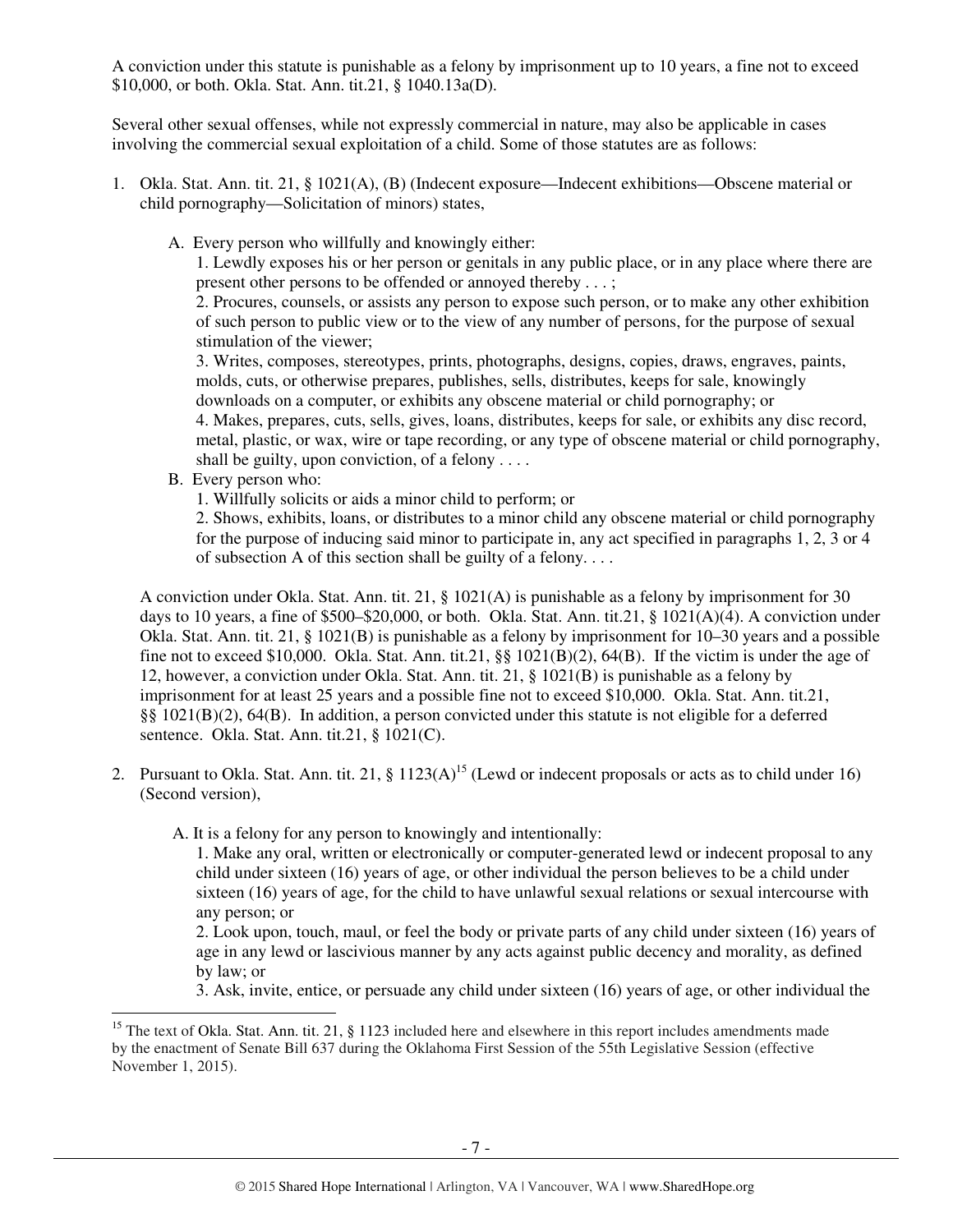A conviction under this statute is punishable as a felony by imprisonment up to 10 years, a fine not to exceed $10,000, or both. Okla. Stat. Ann. tit.21, § 1040.13a(D).

Several other sexual offenses, while not expressly commercial in nature, may also be applicable in cases involving the commercial sexual exploitation of a child. Some of those statutes are as follows:

1. Okla. Stat. Ann. tit. 21, § 1021(A), (B) (Indecent exposure—Indecent exhibitions—Obscene material or child pornography—Solicitation of minors) states,

   A. Every person who willfully and knowingly either:

      1. Lewdly exposes his or her person or genitals in any public place, or in any place where there are present other persons to be offended or annoyed thereby . . . ;

      2. Procures, counsels, or assists any person to expose such person, or to make any other exhibition of such person to public view or to the view of any number of persons, for the purpose of sexual stimulation of the viewer;

      3. Writes, composes, stereotypes, prints, photographs, designs, copies, draws, engraves, paints, molds, cuts, or otherwise prepares, publishes, sells, distributes, keeps for sale, knowingly downloads on a computer, or exhibits any obscene material or child pornography; or

      4. Makes, prepares, cuts, sells, gives, loans, distributes, keeps for sale, or exhibits any disc record, metal, plastic, or wax, wire or tape recording, or any type of obscene material or child pornography, shall be guilty, upon conviction, of a felony . . . .

   B. Every person who:

      1. Willfully solicits or aids a minor child to perform; or

      2. Shows, exhibits, loans, or distributes to a minor child any obscene material or child pornography for the purpose of inducing said minor to participate in, any act specified in paragraphs 1, 2, 3 or 4 of subsection A of this section shall be guilty of a felony. . . .

   A conviction under Okla. Stat. Ann. tit. 21, § 1021(A) is punishable as a felony by imprisonment for 30 days to 10 years, a fine of $500–$20,000, or both. Okla. Stat. Ann. tit.21, § 1021(A)(4). A conviction under Okla. Stat. Ann. tit. 21, § 1021(B) is punishable as a felony by imprisonment for 10–30 years and a possible fine not to exceed $10,000. Okla. Stat. Ann. tit.21, §§ 1021(B)(2), 64(B). If the victim is under the age of 12, however, a conviction under Okla. Stat. Ann. tit. 21, § 1021(B) is punishable as a felony by imprisonment for at least 25 years and a possible fine not to exceed $10,000. Okla. Stat. Ann. tit.21, §§ 1021(B)(2), 64(B). In addition, a person convicted under this statute is not eligible for a deferred sentence. Okla. Stat. Ann. tit.21, § 1021(C).

2. Pursuant to Okla. Stat. Ann. tit. 21, § 1123(A)[15] (Lewd or indecent proposals or acts as to child under 16) (Second version),

   A. It is a felony for any person to knowingly and intentionally:

      1. Make any oral, written or electronically or computer-generated lewd or indecent proposal to any child under sixteen (16) years of age, or other individual the person believes to be a child under sixteen (16) years of age, for the child to have unlawful sexual relations or sexual intercourse with any person; or

      2. Look upon, touch, maul, or feel the body or private parts of any child under sixteen (16) years of age in any lewd or lascivious manner by any acts against public decency and morality, as defined by law; or

      3. Ask, invite, entice, or persuade any child under sixteen (16) years of age, or other individual the

[15] The text of Okla. Stat. Ann. tit. 21, § 1123 included here and elsewhere in this report includes amendments made by the enactment of Senate Bill 637 during the Oklahoma First Session of the 55th Legislative Session (effective November 1, 2015).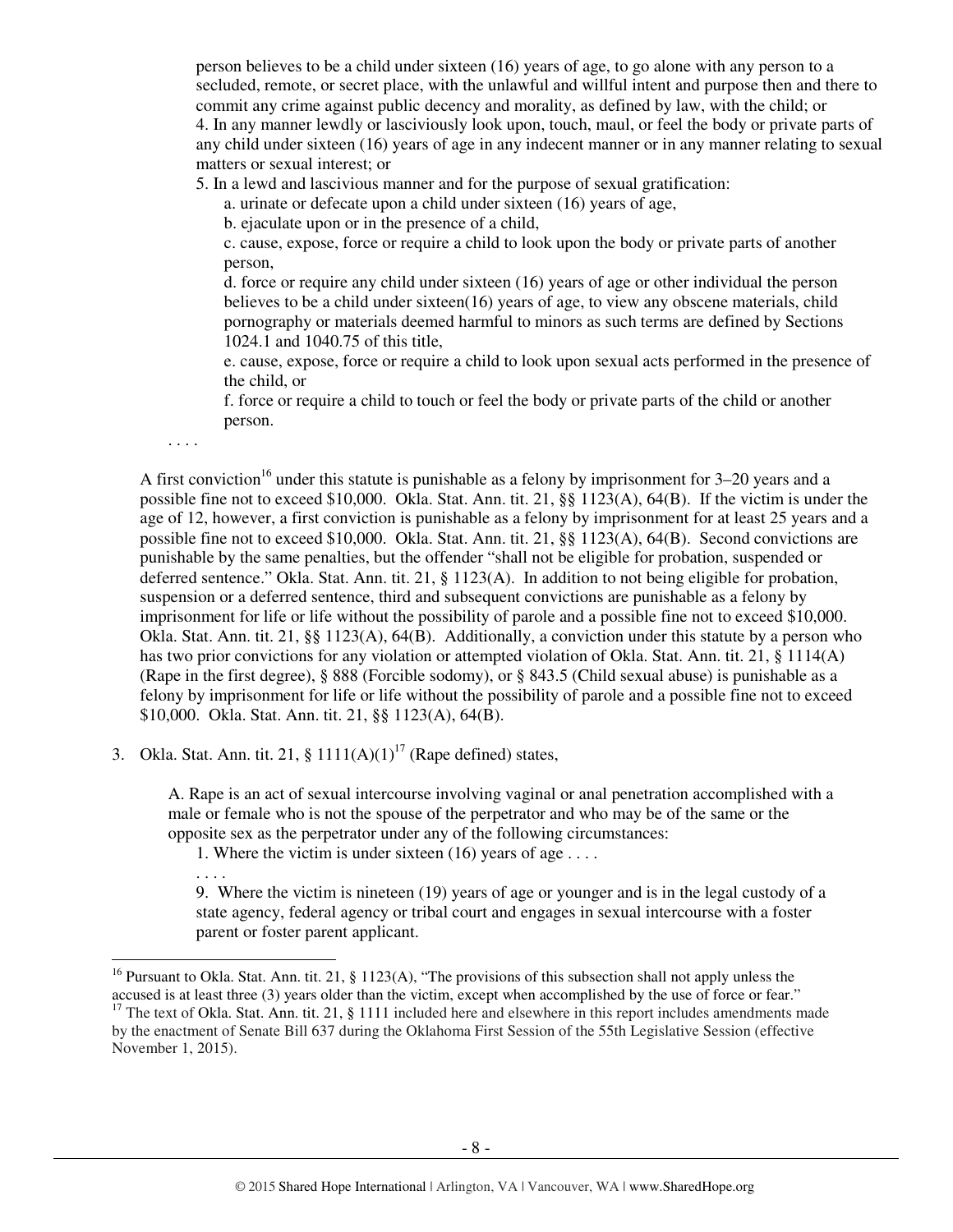person believes to be a child under sixteen (16) years of age, to go alone with any person to a secluded, remote, or secret place, with the unlawful and willful intent and purpose then and there to commit any crime against public decency and morality, as defined by law, with the child; or

4. In any manner lewdly or lasciviously look upon, touch, maul, or feel the body or private parts of any child under sixteen (16) years of age in any indecent manner or in any manner relating to sexual matters or sexual interest; or

5. In a lewd and lascivious manner and for the purpose of sexual gratification:

   a. urinate or defecate upon a child under sixteen (16) years of age,

   b. ejaculate upon or in the presence of a child,

   c. cause, expose, force or require a child to look upon the body or private parts of another person,

   d. force or require any child under sixteen (16) years of age or other individual the person believes to be a child under sixteen(16) years of age, to view any obscene materials, child pornography or materials deemed harmful to minors as such terms are defined by Sections 1024.1 and 1040.75 of this title,

   e. cause, expose, force or require a child to look upon sexual acts performed in the presence of the child, or

   f. force or require a child to touch or feel the body or private parts of the child or another person.

. . . .

A first conviction[16] under this statute is punishable as a felony by imprisonment for 3–20 years and a possible fine not to exceed $10,000. Okla. Stat. Ann. tit. 21, §§ 1123(A), 64(B). If the victim is under the age of 12, however, a first conviction is punishable as a felony by imprisonment for at least 25 years and a possible fine not to exceed $10,000. Okla. Stat. Ann. tit. 21, §§ 1123(A), 64(B). Second convictions are punishable by the same penalties, but the offender "shall not be eligible for probation, suspended or deferred sentence." Okla. Stat. Ann. tit. 21, § 1123(A). In addition to not being eligible for probation, suspension or a deferred sentence, third and subsequent convictions are punishable as a felony by imprisonment for life or life without the possibility of parole and a possible fine not to exceed $10,000. Okla. Stat. Ann. tit. 21, §§ 1123(A), 64(B). Additionally, a conviction under this statute by a person who has two prior convictions for any violation or attempted violation of Okla. Stat. Ann. tit. 21, § 1114(A) (Rape in the first degree), § 888 (Forcible sodomy), or § 843.5 (Child sexual abuse) is punishable as a felony by imprisonment for life or life without the possibility of parole and a possible fine not to exceed $10,000. Okla. Stat. Ann. tit. 21, §§ 1123(A), 64(B).

3. Okla. Stat. Ann. tit. 21, § 1111(A)(1)[17] (Rape defined) states,

   A. Rape is an act of sexual intercourse involving vaginal or anal penetration accomplished with a male or female who is not the spouse of the perpetrator and who may be of the same or the opposite sex as the perpetrator under any of the following circumstances:

   1. Where the victim is under sixteen (16) years of age . . . .

   . . . .

   9. Where the victim is nineteen (19) years of age or younger and is in the legal custody of a state agency, federal agency or tribal court and engages in sexual intercourse with a foster parent or foster parent applicant.

---

[16] Pursuant to Okla. Stat. Ann. tit. 21, § 1123(A), "The provisions of this subsection shall not apply unless the accused is at least three (3) years older than the victim, except when accomplished by the use of force or fear."

[17] The text of Okla. Stat. Ann. tit. 21, § 1111 included here and elsewhere in this report includes amendments made by the enactment of Senate Bill 637 during the Oklahoma First Session of the 55th Legislative Session (effective November 1, 2015).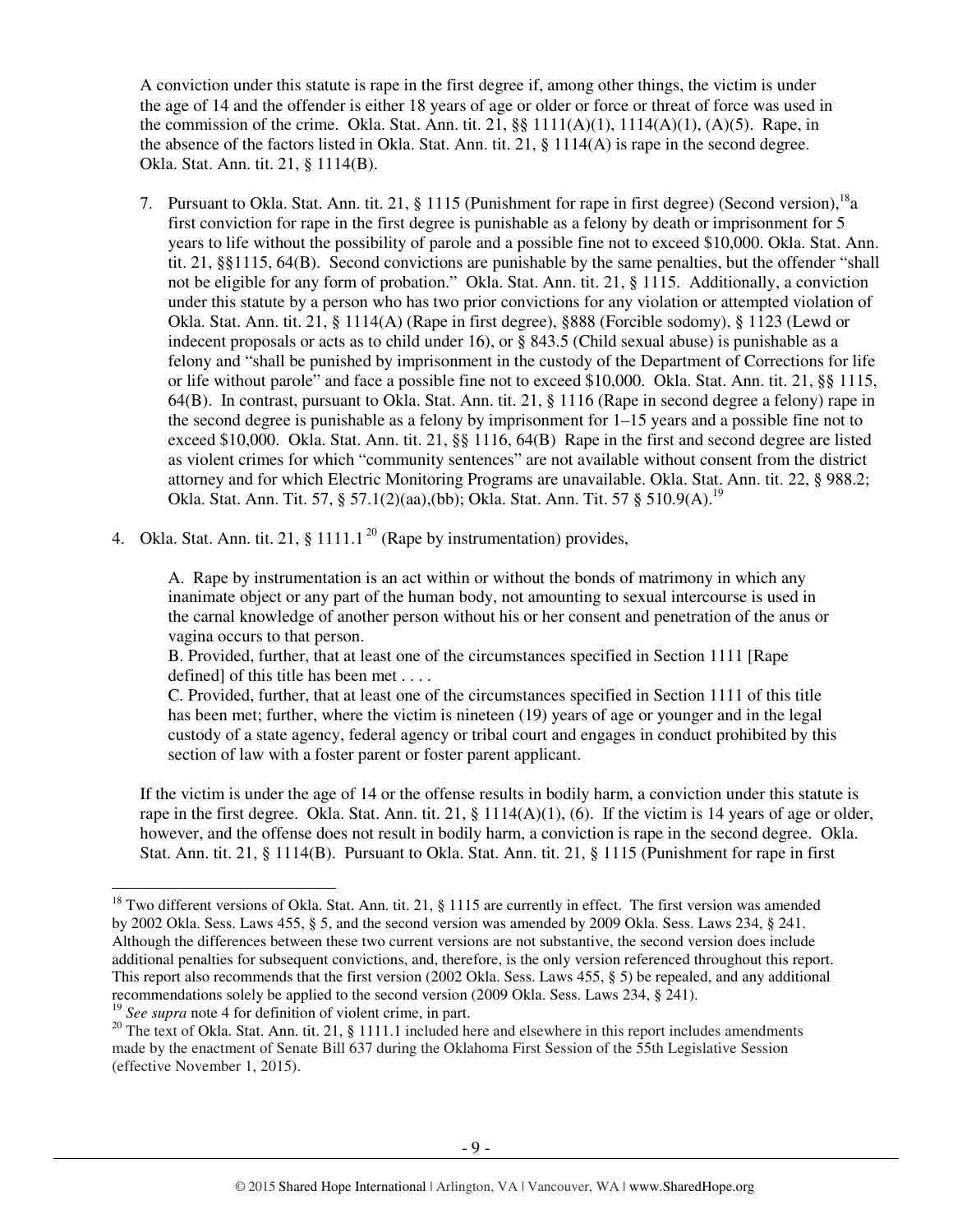A conviction under this statute is rape in the first degree if, among other things, the victim is under the age of 14 and the offender is either 18 years of age or older or force or threat of force was used in the commission of the crime. Okla. Stat. Ann. tit. 21, §§ 1111(A)(1), 1114(A)(1), (A)(5). Rape, in the absence of the factors listed in Okla. Stat. Ann. tit. 21, § 1114(A) is rape in the second degree. Okla. Stat. Ann. tit. 21, § 1114(B).

7. Pursuant to Okla. Stat. Ann. tit. 21, § 1115 (Punishment for rape in first degree) (Second version),[18] a first conviction for rape in the first degree is punishable as a felony by death or imprisonment for 5 years to life without the possibility of parole and a possible fine not to exceed $10,000. Okla. Stat. Ann. tit. 21, §§1115, 64(B). Second convictions are punishable by the same penalties, but the offender "shall not be eligible for any form of probation." Okla. Stat. Ann. tit. 21, § 1115. Additionally, a conviction under this statute by a person who has two prior convictions for any violation or attempted violation of Okla. Stat. Ann. tit. 21, § 1114(A) (Rape in first degree), §888 (Forcible sodomy), § 1123 (Lewd or indecent proposals or acts as to child under 16), or § 843.5 (Child sexual abuse) is punishable as a felony and "shall be punished by imprisonment in the custody of the Department of Corrections for life or life without parole" and face a possible fine not to exceed $10,000. Okla. Stat. Ann. tit. 21, §§ 1115, 64(B). In contrast, pursuant to Okla. Stat. Ann. tit. 21, § 1116 (Rape in second degree a felony) rape in the second degree is punishable as a felony by imprisonment for 1–15 years and a possible fine not to exceed $10,000. Okla. Stat. Ann. tit. 21, §§ 1116, 64(B) Rape in the first and second degree are listed as violent crimes for which "community sentences" are not available without consent from the district attorney and for which Electric Monitoring Programs are unavailable. Okla. Stat. Ann. tit. 22, § 988.2; Okla. Stat. Ann. Tit. 57, § 57.1(2)(aa),(bb); Okla. Stat. Ann. Tit. 57 § 510.9(A).[19]

4. Okla. Stat. Ann. tit. 21, § 1111.1[20] (Rape by instrumentation) provides,

   A. Rape by instrumentation is an act within or without the bonds of matrimony in which any inanimate object or any part of the human body, not amounting to sexual intercourse is used in the carnal knowledge of another person without his or her consent and penetration of the anus or vagina occurs to that person.
   B. Provided, further, that at least one of the circumstances specified in Section 1111 [Rape defined] of this title has been met . . . .
   C. Provided, further, that at least one of the circumstances specified in Section 1111 of this title has been met; further, where the victim is nineteen (19) years of age or younger and in the legal custody of a state agency, federal agency or tribal court and engages in conduct prohibited by this section of law with a foster parent or foster parent applicant.

If the victim is under the age of 14 or the offense results in bodily harm, a conviction under this statute is rape in the first degree. Okla. Stat. Ann. tit. 21, § 1114(A)(1), (6). If the victim is 14 years of age or older, however, and the offense does not result in bodily harm, a conviction is rape in the second degree. Okla. Stat. Ann. tit. 21, § 1114(B). Pursuant to Okla. Stat. Ann. tit. 21, § 1115 (Punishment for rape in first

---

[18] Two different versions of Okla. Stat. Ann. tit. 21, § 1115 are currently in effect. The first version was amended by 2002 Okla. Sess. Laws 455, § 5, and the second version was amended by 2009 Okla. Sess. Laws 234, § 241. Although the differences between these two current versions are not substantive, the second version does include additional penalties for subsequent convictions, and, therefore, is the only version referenced throughout this report. This report also recommends that the first version (2002 Okla. Sess. Laws 455, § 5) be repealed, and any additional recommendations solely be applied to the second version (2009 Okla. Sess. Laws 234, § 241).

[19] *See supra* note 4 for definition of violent crime, in part.

[20] The text of Okla. Stat. Ann. tit. 21, § 1111.1 included here and elsewhere in this report includes amendments made by the enactment of Senate Bill 637 during the Oklahoma First Session of the 55th Legislative Session (effective November 1, 2015).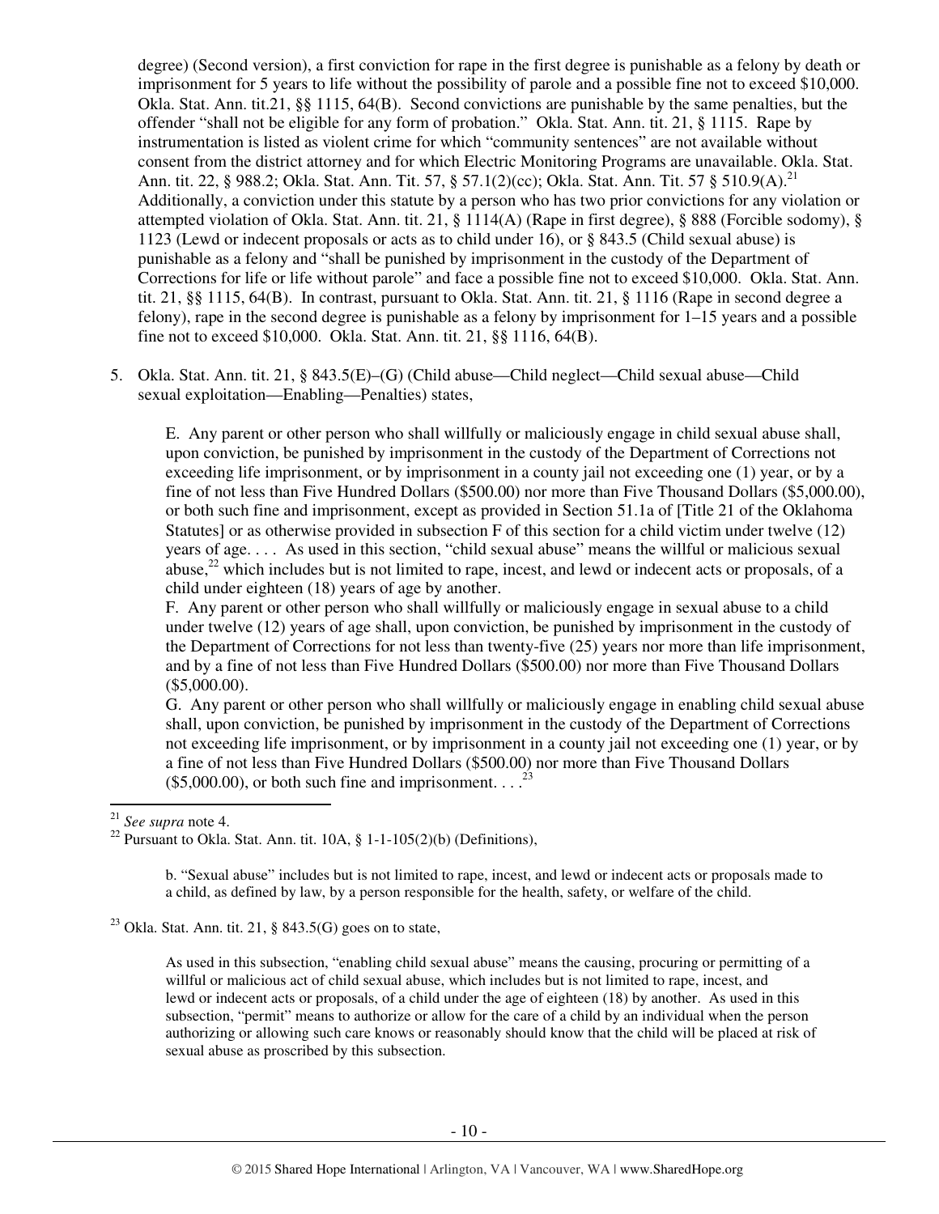degree) (Second version), a first conviction for rape in the first degree is punishable as a felony by death or imprisonment for 5 years to life without the possibility of parole and a possible fine not to exceed $10,000. Okla. Stat. Ann. tit.21, §§ 1115, 64(B). Second convictions are punishable by the same penalties, but the offender "shall not be eligible for any form of probation." Okla. Stat. Ann. tit. 21, § 1115. Rape by instrumentation is listed as violent crime for which "community sentences" are not available without consent from the district attorney and for which Electric Monitoring Programs are unavailable. Okla. Stat. Ann. tit. 22, § 988.2; Okla. Stat. Ann. Tit. 57, § 57.1(2)(cc); Okla. Stat. Ann. Tit. 57 § 510.9(A).[21] Additionally, a conviction under this statute by a person who has two prior convictions for any violation or attempted violation of Okla. Stat. Ann. tit. 21, § 1114(A) (Rape in first degree), § 888 (Forcible sodomy), § 1123 (Lewd or indecent proposals or acts as to child under 16), or § 843.5 (Child sexual abuse) is punishable as a felony and "shall be punished by imprisonment in the custody of the Department of Corrections for life or life without parole" and face a possible fine not to exceed $10,000. Okla. Stat. Ann. tit. 21, §§ 1115, 64(B). In contrast, pursuant to Okla. Stat. Ann. tit. 21, § 1116 (Rape in second degree a felony), rape in the second degree is punishable as a felony by imprisonment for 1–15 years and a possible fine not to exceed $10,000. Okla. Stat. Ann. tit. 21, §§ 1116, 64(B).

5. Okla. Stat. Ann. tit. 21, § 843.5(E)–(G) (Child abuse—Child neglect—Child sexual abuse—Child sexual exploitation—Enabling—Penalties) states,

> E. Any parent or other person who shall willfully or maliciously engage in child sexual abuse shall, upon conviction, be punished by imprisonment in the custody of the Department of Corrections not exceeding life imprisonment, or by imprisonment in a county jail not exceeding one (1) year, or by a fine of not less than Five Hundred Dollars ($500.00) nor more than Five Thousand Dollars ($5,000.00), or both such fine and imprisonment, except as provided in Section 51.1a of [Title 21 of the Oklahoma Statutes] or as otherwise provided in subsection F of this section for a child victim under twelve (12) years of age. . . . As used in this section, "child sexual abuse" means the willful or malicious sexual abuse,[22] which includes but is not limited to rape, incest, and lewd or indecent acts or proposals, of a child under eighteen (18) years of age by another.
>
> F. Any parent or other person who shall willfully or maliciously engage in sexual abuse to a child under twelve (12) years of age shall, upon conviction, be punished by imprisonment in the custody of the Department of Corrections for not less than twenty-five (25) years nor more than life imprisonment, and by a fine of not less than Five Hundred Dollars ($500.00) nor more than Five Thousand Dollars ($5,000.00).
>
> G. Any parent or other person who shall willfully or maliciously engage in enabling child sexual abuse shall, upon conviction, be punished by imprisonment in the custody of the Department of Corrections not exceeding life imprisonment, or by imprisonment in a county jail not exceeding one (1) year, or by a fine of not less than Five Hundred Dollars ($500.00) nor more than Five Thousand Dollars ($5,000.00), or both such fine and imprisonment. . . .[23]

---

[21] *See supra* note 4.

[22] Pursuant to Okla. Stat. Ann. tit. 10A, § 1-1-105(2)(b) (Definitions),

> b. "Sexual abuse" includes but is not limited to rape, incest, and lewd or indecent acts or proposals made to a child, as defined by law, by a person responsible for the health, safety, or welfare of the child.

[23] Okla. Stat. Ann. tit. 21, § 843.5(G) goes on to state,

> As used in this subsection, "enabling child sexual abuse" means the causing, procuring or permitting of a willful or malicious act of child sexual abuse, which includes but is not limited to rape, incest, and lewd or indecent acts or proposals, of a child under the age of eighteen (18) by another. As used in this subsection, "permit" means to authorize or allow for the care of a child by an individual when the person authorizing or allowing such care knows or reasonably should know that the child will be placed at risk of sexual abuse as proscribed by this subsection.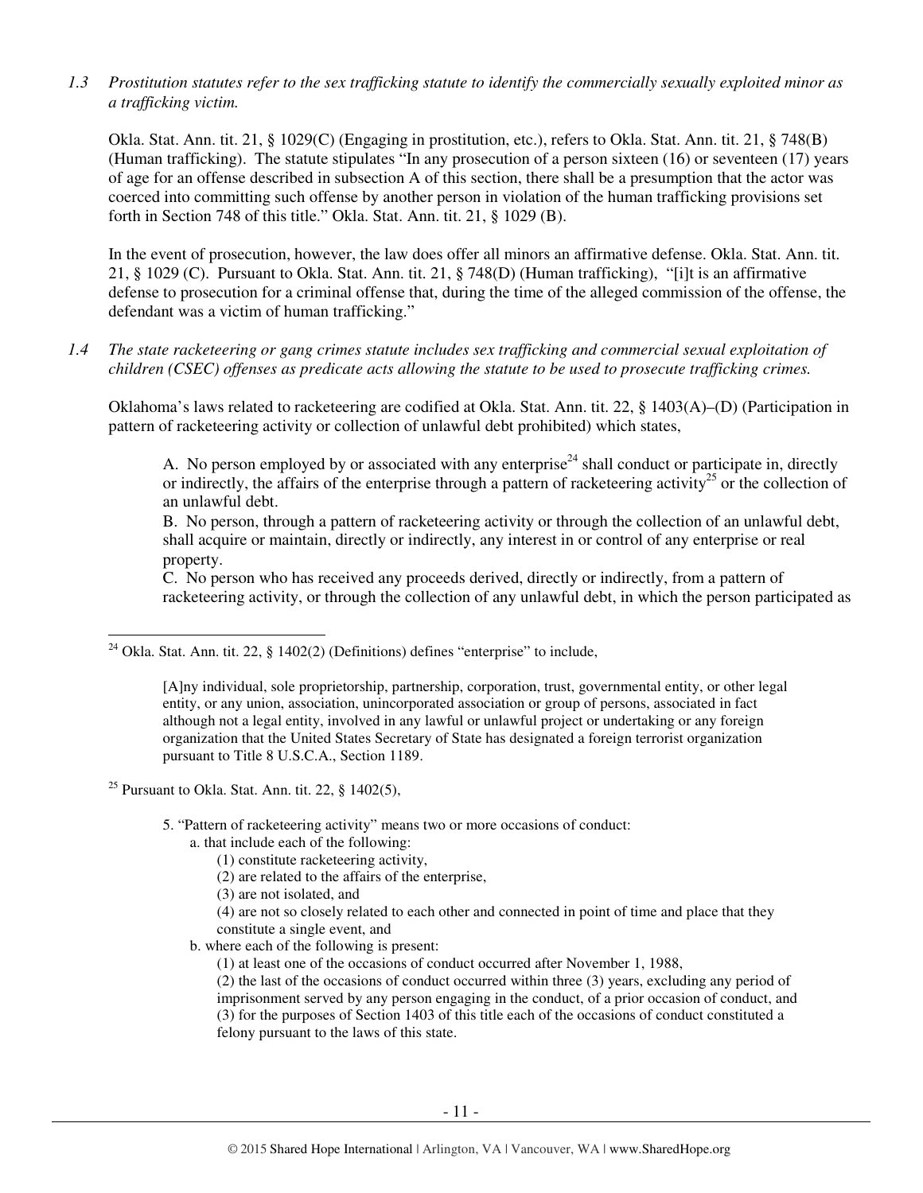*1.3 Prostitution statutes refer to the sex trafficking statute to identify the commercially sexually exploited minor as a trafficking victim.*

Okla. Stat. Ann. tit. 21, § 1029(C) (Engaging in prostitution, etc.), refers to Okla. Stat. Ann. tit. 21, § 748(B) (Human trafficking). The statute stipulates "In any prosecution of a person sixteen (16) or seventeen (17) years of age for an offense described in subsection A of this section, there shall be a presumption that the actor was coerced into committing such offense by another person in violation of the human trafficking provisions set forth in Section 748 of this title." Okla. Stat. Ann. tit. 21, § 1029 (B).

In the event of prosecution, however, the law does offer all minors an affirmative defense. Okla. Stat. Ann. tit. 21, § 1029 (C). Pursuant to Okla. Stat. Ann. tit. 21, § 748(D) (Human trafficking), "[i]t is an affirmative defense to prosecution for a criminal offense that, during the time of the alleged commission of the offense, the defendant was a victim of human trafficking."

*1.4 The state racketeering or gang crimes statute includes sex trafficking and commercial sexual exploitation of children (CSEC) offenses as predicate acts allowing the statute to be used to prosecute trafficking crimes.*

Oklahoma's laws related to racketeering are codified at Okla. Stat. Ann. tit. 22, § 1403(A)–(D) (Participation in pattern of racketeering activity or collection of unlawful debt prohibited) which states,

> A. No person employed by or associated with any enterprise[24] shall conduct or participate in, directly or indirectly, the affairs of the enterprise through a pattern of racketeering activity[25] or the collection of an unlawful debt.
>
> B. No person, through a pattern of racketeering activity or through the collection of an unlawful debt, shall acquire or maintain, directly or indirectly, any interest in or control of any enterprise or real property.
>
> C. No person who has received any proceeds derived, directly or indirectly, from a pattern of racketeering activity, or through the collection of any unlawful debt, in which the person participated as

---

[24] Okla. Stat. Ann. tit. 22, § 1402(2) (Definitions) defines "enterprise" to include,

> [A]ny individual, sole proprietorship, partnership, corporation, trust, governmental entity, or other legal entity, or any union, association, unincorporated association or group of persons, associated in fact although not a legal entity, involved in any lawful or unlawful project or undertaking or any foreign organization that the United States Secretary of State has designated a foreign terrorist organization pursuant to Title 8 U.S.C.A., Section 1189.

[25] Pursuant to Okla. Stat. Ann. tit. 22, § 1402(5),

> 5. "Pattern of racketeering activity" means two or more occasions of conduct:
>
> a. that include each of the following:
>
> (1) constitute racketeering activity,
>
> (2) are related to the affairs of the enterprise,
>
> (3) are not isolated, and
>
> (4) are not so closely related to each other and connected in point of time and place that they constitute a single event, and
>
> b. where each of the following is present:
>
> (1) at least one of the occasions of conduct occurred after November 1, 1988,
>
> (2) the last of the occasions of conduct occurred within three (3) years, excluding any period of imprisonment served by any person engaging in the conduct, of a prior occasion of conduct, and
>
> (3) for the purposes of Section 1403 of this title each of the occasions of conduct constituted a felony pursuant to the laws of this state.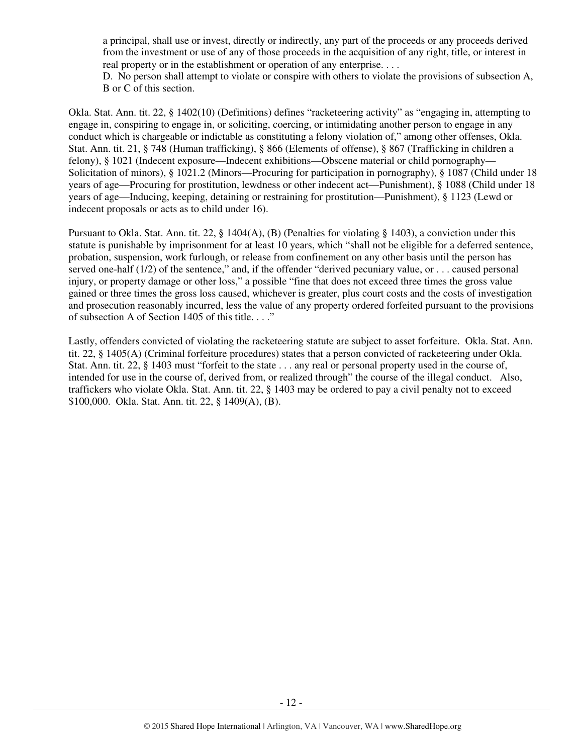> a principal, shall use or invest, directly or indirectly, any part of the proceeds or any proceeds derived from the investment or use of any of those proceeds in the acquisition of any right, title, or interest in real property or in the establishment or operation of any enterprise. . . .
>
> D. No person shall attempt to violate or conspire with others to violate the provisions of subsection A, B or C of this section.

Okla. Stat. Ann. tit. 22, § 1402(10) (Definitions) defines "racketeering activity" as "engaging in, attempting to engage in, conspiring to engage in, or soliciting, coercing, or intimidating another person to engage in any conduct which is chargeable or indictable as constituting a felony violation of," among other offenses, Okla. Stat. Ann. tit. 21, § 748 (Human trafficking), § 866 (Elements of offense), § 867 (Trafficking in children a felony), § 1021 (Indecent exposure—Indecent exhibitions—Obscene material or child pornography—Solicitation of minors), § 1021.2 (Minors—Procuring for participation in pornography), § 1087 (Child under 18 years of age—Procuring for prostitution, lewdness or other indecent act—Punishment), § 1088 (Child under 18 years of age—Inducing, keeping, detaining or restraining for prostitution—Punishment), § 1123 (Lewd or indecent proposals or acts as to child under 16).

Pursuant to Okla. Stat. Ann. tit. 22, § 1404(A), (B) (Penalties for violating § 1403), a conviction under this statute is punishable by imprisonment for at least 10 years, which "shall not be eligible for a deferred sentence, probation, suspension, work furlough, or release from confinement on any other basis until the person has served one-half (1/2) of the sentence," and, if the offender "derived pecuniary value, or . . . caused personal injury, or property damage or other loss," a possible "fine that does not exceed three times the gross value gained or three times the gross loss caused, whichever is greater, plus court costs and the costs of investigation and prosecution reasonably incurred, less the value of any property ordered forfeited pursuant to the provisions of subsection A of Section 1405 of this title. . . ."

Lastly, offenders convicted of violating the racketeering statute are subject to asset forfeiture. Okla. Stat. Ann. tit. 22, § 1405(A) (Criminal forfeiture procedures) states that a person convicted of racketeering under Okla. Stat. Ann. tit. 22, § 1403 must "forfeit to the state . . . any real or personal property used in the course of, intended for use in the course of, derived from, or realized through" the course of the illegal conduct. Also, traffickers who violate Okla. Stat. Ann. tit. 22, § 1403 may be ordered to pay a civil penalty not to exceed $100,000. Okla. Stat. Ann. tit. 22, § 1409(A), (B).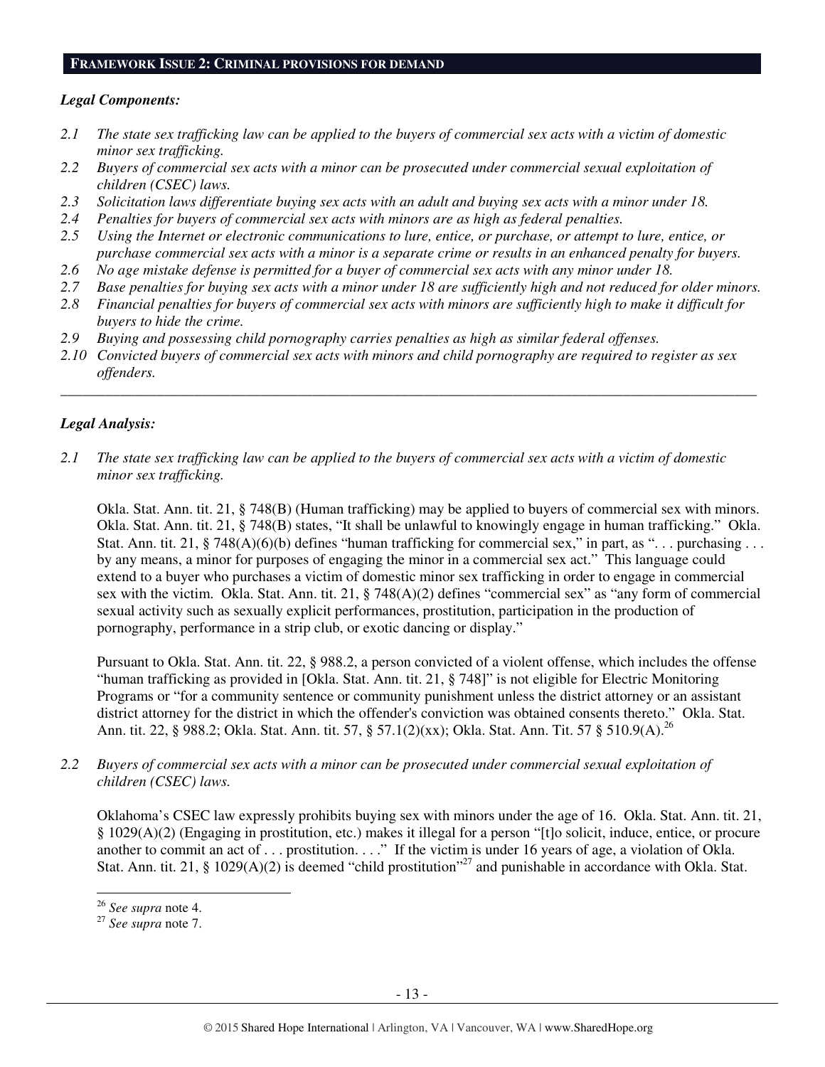## FRAMEWORK ISSUE 2: CRIMINAL PROVISIONS FOR DEMAND

### *Legal Components:*

*2.1 The state sex trafficking law can be applied to the buyers of commercial sex acts with a victim of domestic minor sex trafficking.*

*2.2 Buyers of commercial sex acts with a minor can be prosecuted under commercial sexual exploitation of children (CSEC) laws.*

*2.3 Solicitation laws differentiate buying sex acts with an adult and buying sex acts with a minor under 18.*

*2.4 Penalties for buyers of commercial sex acts with minors are as high as federal penalties.*

*2.5 Using the Internet or electronic communications to lure, entice, or purchase, or attempt to lure, entice, or purchase commercial sex acts with a minor is a separate crime or results in an enhanced penalty for buyers.*

*2.6 No age mistake defense is permitted for a buyer of commercial sex acts with any minor under 18.*

*2.7 Base penalties for buying sex acts with a minor under 18 are sufficiently high and not reduced for older minors.*

*2.8 Financial penalties for buyers of commercial sex acts with minors are sufficiently high to make it difficult for buyers to hide the crime.*

*2.9 Buying and possessing child pornography carries penalties as high as similar federal offenses.*

*2.10 Convicted buyers of commercial sex acts with minors and child pornography are required to register as sex offenders.*

---

### *Legal Analysis:*

*2.1 The state sex trafficking law can be applied to the buyers of commercial sex acts with a victim of domestic minor sex trafficking.*

Okla. Stat. Ann. tit. 21, § 748(B) (Human trafficking) may be applied to buyers of commercial sex with minors. Okla. Stat. Ann. tit. 21, § 748(B) states, "It shall be unlawful to knowingly engage in human trafficking." Okla. Stat. Ann. tit. 21, § 748(A)(6)(b) defines "human trafficking for commercial sex," in part, as ". . . purchasing . . . by any means, a minor for purposes of engaging the minor in a commercial sex act." This language could extend to a buyer who purchases a victim of domestic minor sex trafficking in order to engage in commercial sex with the victim. Okla. Stat. Ann. tit. 21, § 748(A)(2) defines "commercial sex" as "any form of commercial sexual activity such as sexually explicit performances, prostitution, participation in the production of pornography, performance in a strip club, or exotic dancing or display."

Pursuant to Okla. Stat. Ann. tit. 22, § 988.2, a person convicted of a violent offense, which includes the offense "human trafficking as provided in [Okla. Stat. Ann. tit. 21, § 748]" is not eligible for Electric Monitoring Programs or "for a community sentence or community punishment unless the district attorney or an assistant district attorney for the district in which the offender's conviction was obtained consents thereto." Okla. Stat. Ann. tit. 22, § 988.2; Okla. Stat. Ann. tit. 57, § 57.1(2)(xx); Okla. Stat. Ann. Tit. 57 § 510.9(A).[26]

*2.2 Buyers of commercial sex acts with a minor can be prosecuted under commercial sexual exploitation of children (CSEC) laws.*

Oklahoma's CSEC law expressly prohibits buying sex with minors under the age of 16. Okla. Stat. Ann. tit. 21, § 1029(A)(2) (Engaging in prostitution, etc.) makes it illegal for a person "[t]o solicit, induce, entice, or procure another to commit an act of . . . prostitution. . . ." If the victim is under 16 years of age, a violation of Okla. Stat. Ann. tit. 21, § 1029(A)(2) is deemed "child prostitution"[27] and punishable in accordance with Okla. Stat.

---

[26] *See supra* note 4.

[27] *See supra* note 7.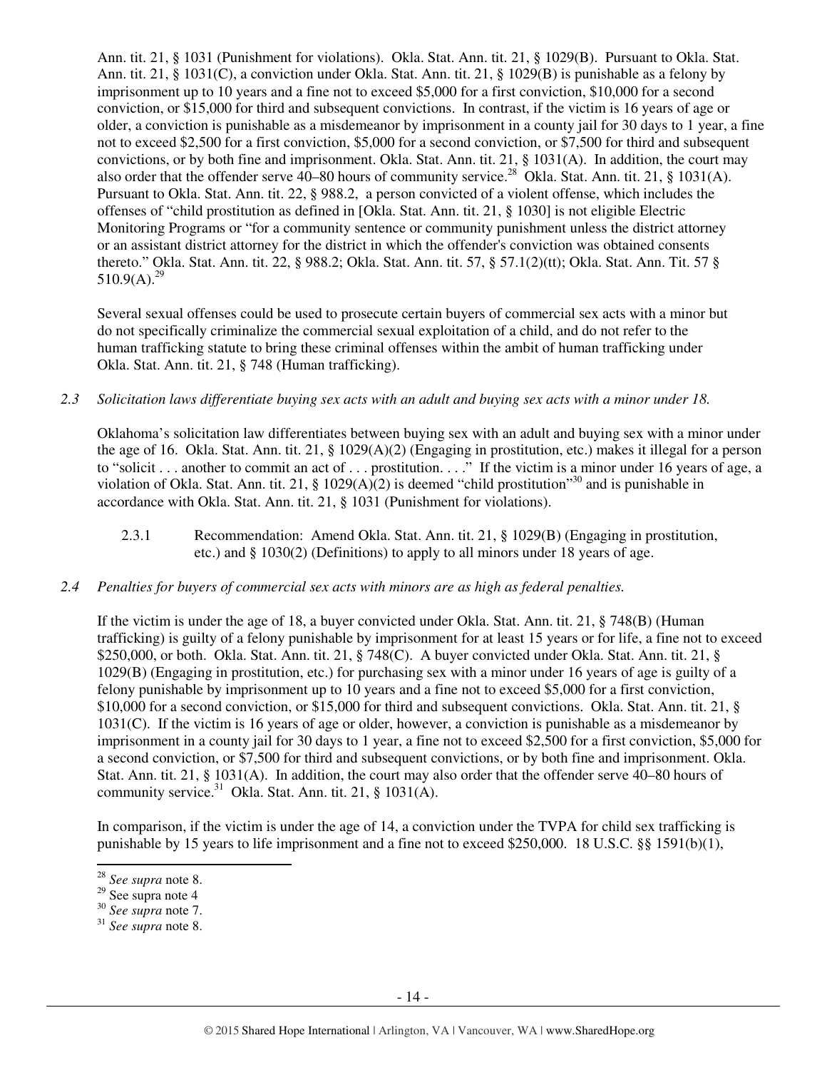Ann. tit. 21, § 1031 (Punishment for violations). Okla. Stat. Ann. tit. 21, § 1029(B). Pursuant to Okla. Stat. Ann. tit. 21, § 1031(C), a conviction under Okla. Stat. Ann. tit. 21, § 1029(B) is punishable as a felony by imprisonment up to 10 years and a fine not to exceed $5,000 for a first conviction, $10,000 for a second conviction, or $15,000 for third and subsequent convictions. In contrast, if the victim is 16 years of age or older, a conviction is punishable as a misdemeanor by imprisonment in a county jail for 30 days to 1 year, a fine not to exceed $2,500 for a first conviction, $5,000 for a second conviction, or $7,500 for third and subsequent convictions, or by both fine and imprisonment. Okla. Stat. Ann. tit. 21, § 1031(A). In addition, the court may also order that the offender serve 40–80 hours of community service.[28] Okla. Stat. Ann. tit. 21, § 1031(A). Pursuant to Okla. Stat. Ann. tit. 22, § 988.2, a person convicted of a violent offense, which includes the offenses of "child prostitution as defined in [Okla. Stat. Ann. tit. 21, § 1030] is not eligible Electric Monitoring Programs or "for a community sentence or community punishment unless the district attorney or an assistant district attorney for the district in which the offender's conviction was obtained consents thereto." Okla. Stat. Ann. tit. 22, § 988.2; Okla. Stat. Ann. tit. 57, § 57.1(2)(tt); Okla. Stat. Ann. Tit. 57 § 510.9(A).[29]

Several sexual offenses could be used to prosecute certain buyers of commercial sex acts with a minor but do not specifically criminalize the commercial sexual exploitation of a child, and do not refer to the human trafficking statute to bring these criminal offenses within the ambit of human trafficking under Okla. Stat. Ann. tit. 21, § 748 (Human trafficking).

*2.3 Solicitation laws differentiate buying sex acts with an adult and buying sex acts with a minor under 18.*

Oklahoma's solicitation law differentiates between buying sex with an adult and buying sex with a minor under the age of 16. Okla. Stat. Ann. tit. 21, § 1029(A)(2) (Engaging in prostitution, etc.) makes it illegal for a person to "solicit . . . another to commit an act of . . . prostitution. . . ." If the victim is a minor under 16 years of age, a violation of Okla. Stat. Ann. tit. 21, § 1029(A)(2) is deemed "child prostitution"[30] and is punishable in accordance with Okla. Stat. Ann. tit. 21, § 1031 (Punishment for violations).

2.3.1 Recommendation: Amend Okla. Stat. Ann. tit. 21, § 1029(B) (Engaging in prostitution, etc.) and § 1030(2) (Definitions) to apply to all minors under 18 years of age.

*2.4 Penalties for buyers of commercial sex acts with minors are as high as federal penalties.*

If the victim is under the age of 18, a buyer convicted under Okla. Stat. Ann. tit. 21, § 748(B) (Human trafficking) is guilty of a felony punishable by imprisonment for at least 15 years or for life, a fine not to exceed $250,000, or both. Okla. Stat. Ann. tit. 21, § 748(C). A buyer convicted under Okla. Stat. Ann. tit. 21, § 1029(B) (Engaging in prostitution, etc.) for purchasing sex with a minor under 16 years of age is guilty of a felony punishable by imprisonment up to 10 years and a fine not to exceed $5,000 for a first conviction, $10,000 for a second conviction, or $15,000 for third and subsequent convictions. Okla. Stat. Ann. tit. 21, § 1031(C). If the victim is 16 years of age or older, however, a conviction is punishable as a misdemeanor by imprisonment in a county jail for 30 days to 1 year, a fine not to exceed $2,500 for a first conviction, $5,000 for a second conviction, or $7,500 for third and subsequent convictions, or by both fine and imprisonment. Okla. Stat. Ann. tit. 21, § 1031(A). In addition, the court may also order that the offender serve 40–80 hours of community service.[31] Okla. Stat. Ann. tit. 21, § 1031(A).

In comparison, if the victim is under the age of 14, a conviction under the TVPA for child sex trafficking is punishable by 15 years to life imprisonment and a fine not to exceed $250,000. 18 U.S.C. §§ 1591(b)(1),

---

[28] *See supra* note 8.

[29] See supra note 4

[30] *See supra* note 7.

[31] *See supra* note 8.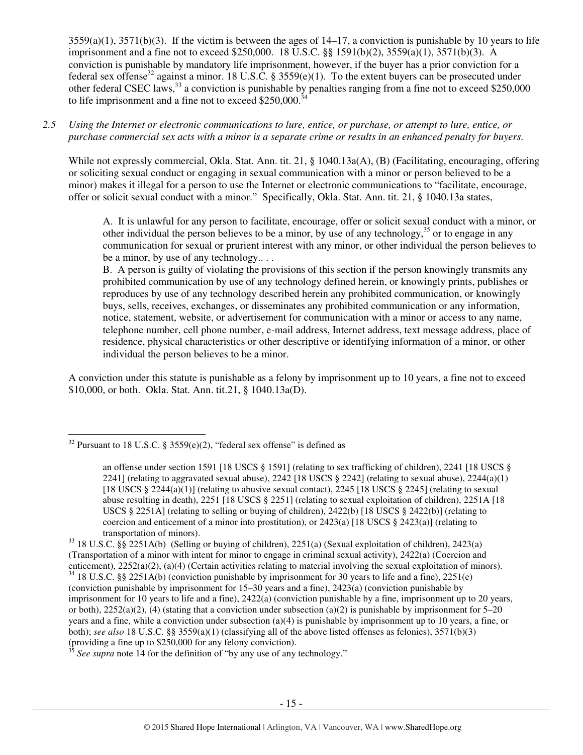3559(a)(1), 3571(b)(3). If the victim is between the ages of 14–17, a conviction is punishable by 10 years to life imprisonment and a fine not to exceed $250,000. 18 U.S.C. §§ 1591(b)(2), 3559(a)(1), 3571(b)(3). A conviction is punishable by mandatory life imprisonment, however, if the buyer has a prior conviction for a federal sex offense[32] against a minor. 18 U.S.C. § 3559(e)(1). To the extent buyers can be prosecuted under other federal CSEC laws,[33] a conviction is punishable by penalties ranging from a fine not to exceed $250,000 to life imprisonment and a fine not to exceed $250,000.[34]

*2.5 Using the Internet or electronic communications to lure, entice, or purchase, or attempt to lure, entice, or purchase commercial sex acts with a minor is a separate crime or results in an enhanced penalty for buyers.*

While not expressly commercial, Okla. Stat. Ann. tit. 21, § 1040.13a(A), (B) (Facilitating, encouraging, offering or soliciting sexual conduct or engaging in sexual communication with a minor or person believed to be a minor) makes it illegal for a person to use the Internet or electronic communications to "facilitate, encourage, offer or solicit sexual conduct with a minor." Specifically, Okla. Stat. Ann. tit. 21, § 1040.13a states,

> A. It is unlawful for any person to facilitate, encourage, offer or solicit sexual conduct with a minor, or other individual the person believes to be a minor, by use of any technology,[35] or to engage in any communication for sexual or prurient interest with any minor, or other individual the person believes to be a minor, by use of any technology.. . .
>
> B. A person is guilty of violating the provisions of this section if the person knowingly transmits any prohibited communication by use of any technology defined herein, or knowingly prints, publishes or reproduces by use of any technology described herein any prohibited communication, or knowingly buys, sells, receives, exchanges, or disseminates any prohibited communication or any information, notice, statement, website, or advertisement for communication with a minor or access to any name, telephone number, cell phone number, e-mail address, Internet address, text message address, place of residence, physical characteristics or other descriptive or identifying information of a minor, or other individual the person believes to be a minor.

A conviction under this statute is punishable as a felony by imprisonment up to 10 years, a fine not to exceed $10,000, or both. Okla. Stat. Ann. tit.21, § 1040.13a(D).

---

[32] Pursuant to 18 U.S.C. § 3559(e)(2), "federal sex offense" is defined as

> an offense under section 1591 [18 USCS § 1591] (relating to sex trafficking of children), 2241 [18 USCS § 2241] (relating to aggravated sexual abuse), 2242 [18 USCS § 2242] (relating to sexual abuse), 2244(a)(1) [18 USCS § 2244(a)(1)] (relating to abusive sexual contact), 2245 [18 USCS § 2245] (relating to sexual abuse resulting in death), 2251 [18 USCS § 2251] (relating to sexual exploitation of children), 2251A [18 USCS § 2251A] (relating to selling or buying of children), 2422(b) [18 USCS § 2422(b)] (relating to coercion and enticement of a minor into prostitution), or 2423(a) [18 USCS § 2423(a)] (relating to transportation of minors).

[33] 18 U.S.C. §§ 2251A(b) (Selling or buying of children), 2251(a) (Sexual exploitation of children), 2423(a) (Transportation of a minor with intent for minor to engage in criminal sexual activity), 2422(a) (Coercion and enticement), 2252(a)(2), (a)(4) (Certain activities relating to material involving the sexual exploitation of minors).

[34] 18 U.S.C. §§ 2251A(b) (conviction punishable by imprisonment for 30 years to life and a fine), 2251(e) (conviction punishable by imprisonment for 15–30 years and a fine), 2423(a) (conviction punishable by imprisonment for 10 years to life and a fine), 2422(a) (conviction punishable by a fine, imprisonment up to 20 years, or both), 2252(a)(2), (4) (stating that a conviction under subsection (a)(2) is punishable by imprisonment for 5–20 years and a fine, while a conviction under subsection (a)(4) is punishable by imprisonment up to 10 years, a fine, or both); *see also* 18 U.S.C. §§ 3559(a)(1) (classifying all of the above listed offenses as felonies), 3571(b)(3) (providing a fine up to $250,000 for any felony conviction).

[35] *See supra* note 14 for the definition of "by any use of any technology."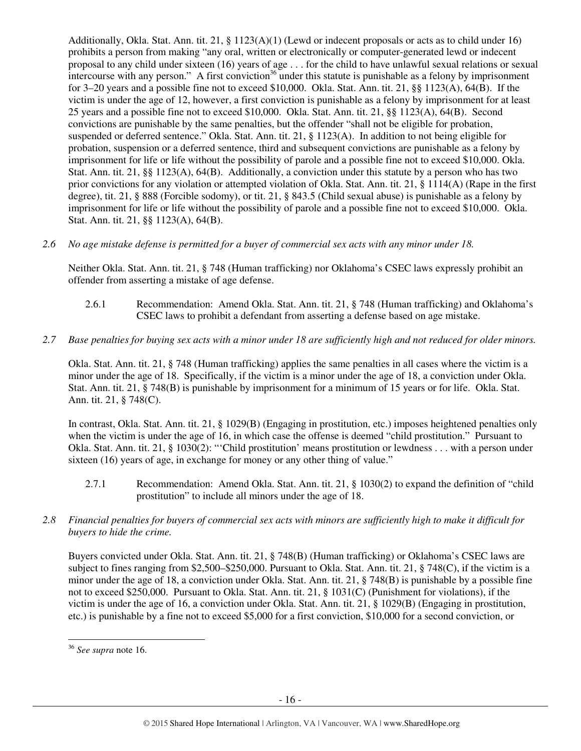Additionally, Okla. Stat. Ann. tit. 21, § 1123(A)(1) (Lewd or indecent proposals or acts as to child under 16) prohibits a person from making "any oral, written or electronically or computer-generated lewd or indecent proposal to any child under sixteen (16) years of age . . . for the child to have unlawful sexual relations or sexual intercourse with any person." A first conviction[36] under this statute is punishable as a felony by imprisonment for 3–20 years and a possible fine not to exceed $10,000. Okla. Stat. Ann. tit. 21, §§ 1123(A), 64(B). If the victim is under the age of 12, however, a first conviction is punishable as a felony by imprisonment for at least 25 years and a possible fine not to exceed $10,000. Okla. Stat. Ann. tit. 21, §§ 1123(A), 64(B). Second convictions are punishable by the same penalties, but the offender "shall not be eligible for probation, suspended or deferred sentence." Okla. Stat. Ann. tit. 21, § 1123(A). In addition to not being eligible for probation, suspension or a deferred sentence, third and subsequent convictions are punishable as a felony by imprisonment for life or life without the possibility of parole and a possible fine not to exceed $10,000. Okla. Stat. Ann. tit. 21, §§ 1123(A), 64(B). Additionally, a conviction under this statute by a person who has two prior convictions for any violation or attempted violation of Okla. Stat. Ann. tit. 21, § 1114(A) (Rape in the first degree), tit. 21, § 888 (Forcible sodomy), or tit. 21, § 843.5 (Child sexual abuse) is punishable as a felony by imprisonment for life or life without the possibility of parole and a possible fine not to exceed $10,000. Okla. Stat. Ann. tit. 21, §§ 1123(A), 64(B).

*2.6 No age mistake defense is permitted for a buyer of commercial sex acts with any minor under 18.*

Neither Okla. Stat. Ann. tit. 21, § 748 (Human trafficking) nor Oklahoma's CSEC laws expressly prohibit an offender from asserting a mistake of age defense.

2.6.1 Recommendation: Amend Okla. Stat. Ann. tit. 21, § 748 (Human trafficking) and Oklahoma's CSEC laws to prohibit a defendant from asserting a defense based on age mistake.

*2.7 Base penalties for buying sex acts with a minor under 18 are sufficiently high and not reduced for older minors.*

Okla. Stat. Ann. tit. 21, § 748 (Human trafficking) applies the same penalties in all cases where the victim is a minor under the age of 18. Specifically, if the victim is a minor under the age of 18, a conviction under Okla. Stat. Ann. tit. 21, § 748(B) is punishable by imprisonment for a minimum of 15 years or for life. Okla. Stat. Ann. tit. 21, § 748(C).

In contrast, Okla. Stat. Ann. tit. 21, § 1029(B) (Engaging in prostitution, etc.) imposes heightened penalties only when the victim is under the age of 16, in which case the offense is deemed "child prostitution." Pursuant to Okla. Stat. Ann. tit. 21, § 1030(2): "'Child prostitution' means prostitution or lewdness . . . with a person under sixteen (16) years of age, in exchange for money or any other thing of value."

2.7.1 Recommendation: Amend Okla. Stat. Ann. tit. 21, § 1030(2) to expand the definition of "child prostitution" to include all minors under the age of 18.

*2.8 Financial penalties for buyers of commercial sex acts with minors are sufficiently high to make it difficult for buyers to hide the crime.*

Buyers convicted under Okla. Stat. Ann. tit. 21, § 748(B) (Human trafficking) or Oklahoma's CSEC laws are subject to fines ranging from $2,500–$250,000. Pursuant to Okla. Stat. Ann. tit. 21, § 748(C), if the victim is a minor under the age of 18, a conviction under Okla. Stat. Ann. tit. 21, § 748(B) is punishable by a possible fine not to exceed $250,000. Pursuant to Okla. Stat. Ann. tit. 21, § 1031(C) (Punishment for violations), if the victim is under the age of 16, a conviction under Okla. Stat. Ann. tit. 21, § 1029(B) (Engaging in prostitution, etc.) is punishable by a fine not to exceed $5,000 for a first conviction, $10,000 for a second conviction, or

[36] *See supra* note 16.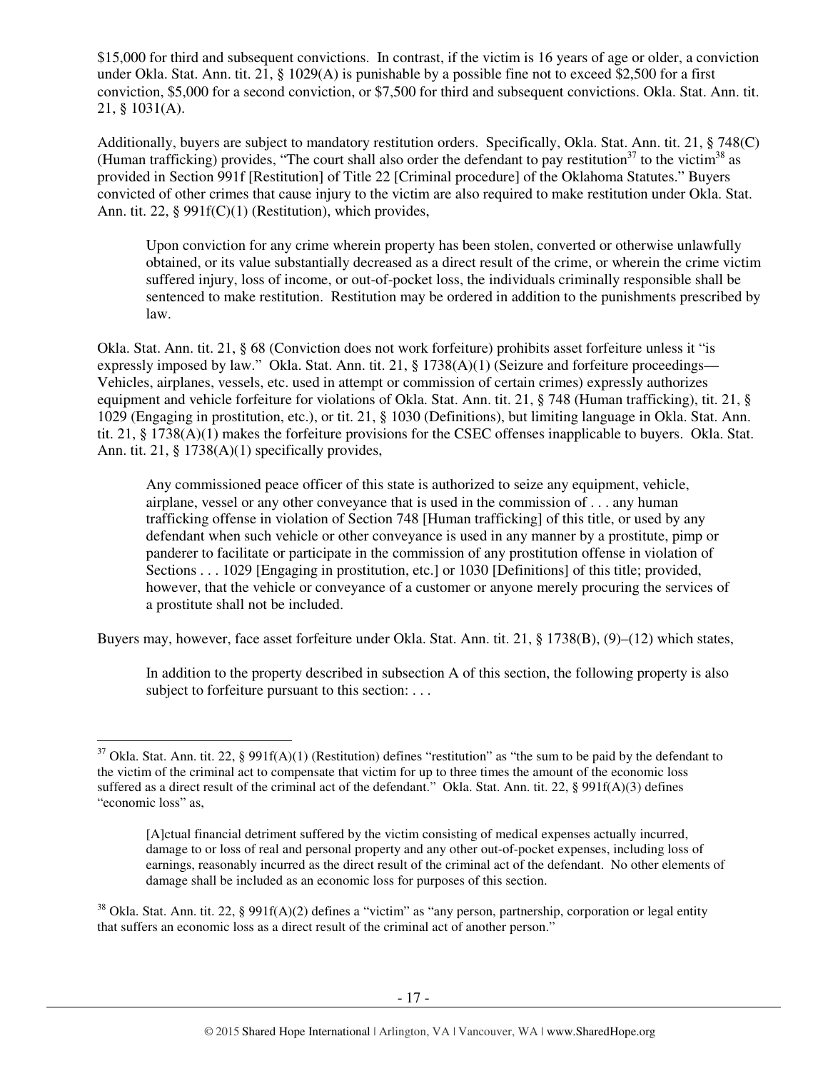$15,000 for third and subsequent convictions. In contrast, if the victim is 16 years of age or older, a conviction under Okla. Stat. Ann. tit. 21, § 1029(A) is punishable by a possible fine not to exceed $2,500 for a first conviction, $5,000 for a second conviction, or $7,500 for third and subsequent convictions. Okla. Stat. Ann. tit. 21, § 1031(A).

Additionally, buyers are subject to mandatory restitution orders. Specifically, Okla. Stat. Ann. tit. 21, § 748(C) (Human trafficking) provides, "The court shall also order the defendant to pay restitution[37] to the victim[38] as provided in Section 991f [Restitution] of Title 22 [Criminal procedure] of the Oklahoma Statutes." Buyers convicted of other crimes that cause injury to the victim are also required to make restitution under Okla. Stat. Ann. tit. 22, § 991f(C)(1) (Restitution), which provides,

> Upon conviction for any crime wherein property has been stolen, converted or otherwise unlawfully obtained, or its value substantially decreased as a direct result of the crime, or wherein the crime victim suffered injury, loss of income, or out-of-pocket loss, the individuals criminally responsible shall be sentenced to make restitution. Restitution may be ordered in addition to the punishments prescribed by law.

Okla. Stat. Ann. tit. 21, § 68 (Conviction does not work forfeiture) prohibits asset forfeiture unless it "is expressly imposed by law." Okla. Stat. Ann. tit. 21, § 1738(A)(1) (Seizure and forfeiture proceedings—Vehicles, airplanes, vessels, etc. used in attempt or commission of certain crimes) expressly authorizes equipment and vehicle forfeiture for violations of Okla. Stat. Ann. tit. 21, § 748 (Human trafficking), tit. 21, § 1029 (Engaging in prostitution, etc.), or tit. 21, § 1030 (Definitions), but limiting language in Okla. Stat. Ann. tit. 21, § 1738(A)(1) makes the forfeiture provisions for the CSEC offenses inapplicable to buyers. Okla. Stat. Ann. tit. 21, § 1738(A)(1) specifically provides,

> Any commissioned peace officer of this state is authorized to seize any equipment, vehicle, airplane, vessel or any other conveyance that is used in the commission of . . . any human trafficking offense in violation of Section 748 [Human trafficking] of this title, or used by any defendant when such vehicle or other conveyance is used in any manner by a prostitute, pimp or panderer to facilitate or participate in the commission of any prostitution offense in violation of Sections . . . 1029 [Engaging in prostitution, etc.] or 1030 [Definitions] of this title; provided, however, that the vehicle or conveyance of a customer or anyone merely procuring the services of a prostitute shall not be included.

Buyers may, however, face asset forfeiture under Okla. Stat. Ann. tit. 21, § 1738(B), (9)–(12) which states,

> In addition to the property described in subsection A of this section, the following property is also subject to forfeiture pursuant to this section: . . .

---

[37] Okla. Stat. Ann. tit. 22, § 991f(A)(1) (Restitution) defines "restitution" as "the sum to be paid by the defendant to the victim of the criminal act to compensate that victim for up to three times the amount of the economic loss suffered as a direct result of the criminal act of the defendant." Okla. Stat. Ann. tit. 22, § 991f(A)(3) defines "economic loss" as,

> [A]ctual financial detriment suffered by the victim consisting of medical expenses actually incurred, damage to or loss of real and personal property and any other out-of-pocket expenses, including loss of earnings, reasonably incurred as the direct result of the criminal act of the defendant. No other elements of damage shall be included as an economic loss for purposes of this section.

[38] Okla. Stat. Ann. tit. 22, § 991f(A)(2) defines a "victim" as "any person, partnership, corporation or legal entity that suffers an economic loss as a direct result of the criminal act of another person."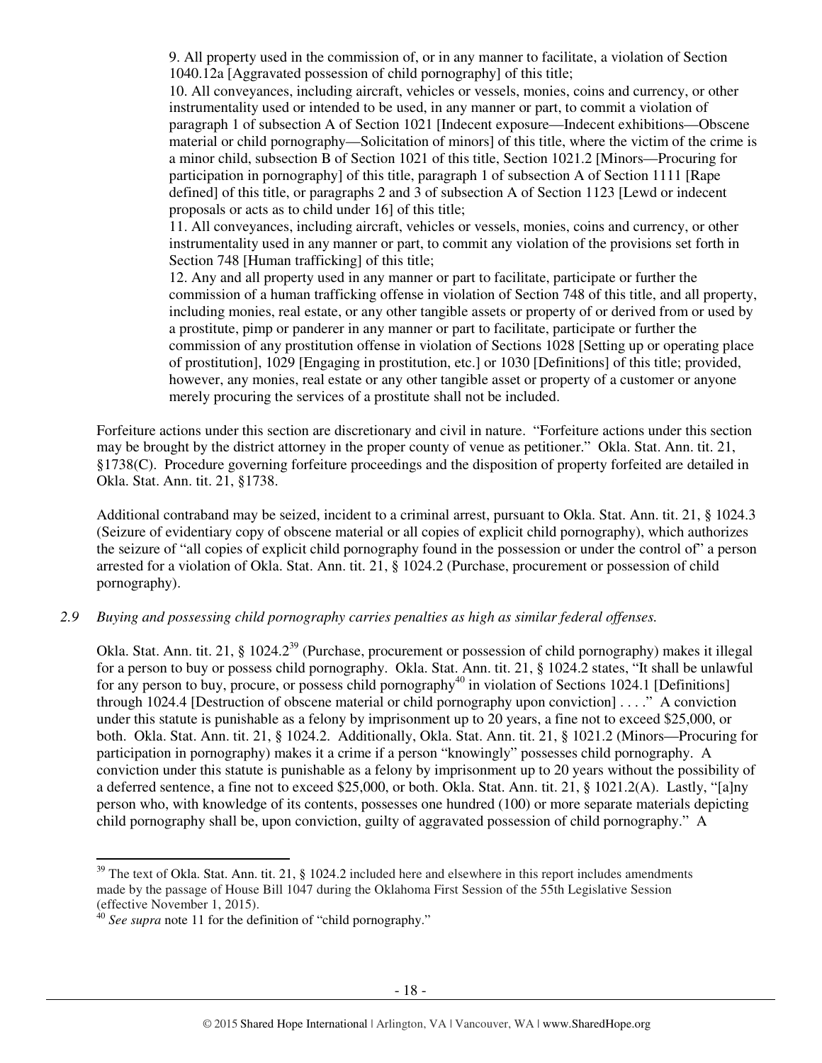9. All property used in the commission of, or in any manner to facilitate, a violation of Section 1040.12a [Aggravated possession of child pornography] of this title;
10. All conveyances, including aircraft, vehicles or vessels, monies, coins and currency, or other instrumentality used or intended to be used, in any manner or part, to commit a violation of paragraph 1 of subsection A of Section 1021 [Indecent exposure—Indecent exhibitions—Obscene material or child pornography—Solicitation of minors] of this title, where the victim of the crime is a minor child, subsection B of Section 1021 of this title, Section 1021.2 [Minors—Procuring for participation in pornography] of this title, paragraph 1 of subsection A of Section 1111 [Rape defined] of this title, or paragraphs 2 and 3 of subsection A of Section 1123 [Lewd or indecent proposals or acts as to child under 16] of this title;
11. All conveyances, including aircraft, vehicles or vessels, monies, coins and currency, or other instrumentality used in any manner or part, to commit any violation of the provisions set forth in Section 748 [Human trafficking] of this title;
12. Any and all property used in any manner or part to facilitate, participate or further the commission of a human trafficking offense in violation of Section 748 of this title, and all property, including monies, real estate, or any other tangible assets or property of or derived from or used by a prostitute, pimp or panderer in any manner or part to facilitate, participate or further the commission of any prostitution offense in violation of Sections 1028 [Setting up or operating place of prostitution], 1029 [Engaging in prostitution, etc.] or 1030 [Definitions] of this title; provided, however, any monies, real estate or any other tangible asset or property of a customer or anyone merely procuring the services of a prostitute shall not be included.

Forfeiture actions under this section are discretionary and civil in nature. "Forfeiture actions under this section may be brought by the district attorney in the proper county of venue as petitioner." Okla. Stat. Ann. tit. 21, §1738(C). Procedure governing forfeiture proceedings and the disposition of property forfeited are detailed in Okla. Stat. Ann. tit. 21, §1738.

Additional contraband may be seized, incident to a criminal arrest, pursuant to Okla. Stat. Ann. tit. 21, § 1024.3 (Seizure of evidentiary copy of obscene material or all copies of explicit child pornography), which authorizes the seizure of "all copies of explicit child pornography found in the possession or under the control of" a person arrested for a violation of Okla. Stat. Ann. tit. 21, § 1024.2 (Purchase, procurement or possession of child pornography).

*2.9 Buying and possessing child pornography carries penalties as high as similar federal offenses.*

Okla. Stat. Ann. tit. 21, § 1024.2[39] (Purchase, procurement or possession of child pornography) makes it illegal for a person to buy or possess child pornography. Okla. Stat. Ann. tit. 21, § 1024.2 states, "It shall be unlawful for any person to buy, procure, or possess child pornography[40] in violation of Sections 1024.1 [Definitions] through 1024.4 [Destruction of obscene material or child pornography upon conviction] . . . ." A conviction under this statute is punishable as a felony by imprisonment up to 20 years, a fine not to exceed $25,000, or both. Okla. Stat. Ann. tit. 21, § 1024.2. Additionally, Okla. Stat. Ann. tit. 21, § 1021.2 (Minors—Procuring for participation in pornography) makes it a crime if a person "knowingly" possesses child pornography. A conviction under this statute is punishable as a felony by imprisonment up to 20 years without the possibility of a deferred sentence, a fine not to exceed $25,000, or both. Okla. Stat. Ann. tit. 21, § 1021.2(A). Lastly, "[a]ny person who, with knowledge of its contents, possesses one hundred (100) or more separate materials depicting child pornography shall be, upon conviction, guilty of aggravated possession of child pornography." A

[39] The text of Okla. Stat. Ann. tit. 21, § 1024.2 included here and elsewhere in this report includes amendments made by the passage of House Bill 1047 during the Oklahoma First Session of the 55th Legislative Session (effective November 1, 2015).

[40] *See supra* note 11 for the definition of "child pornography."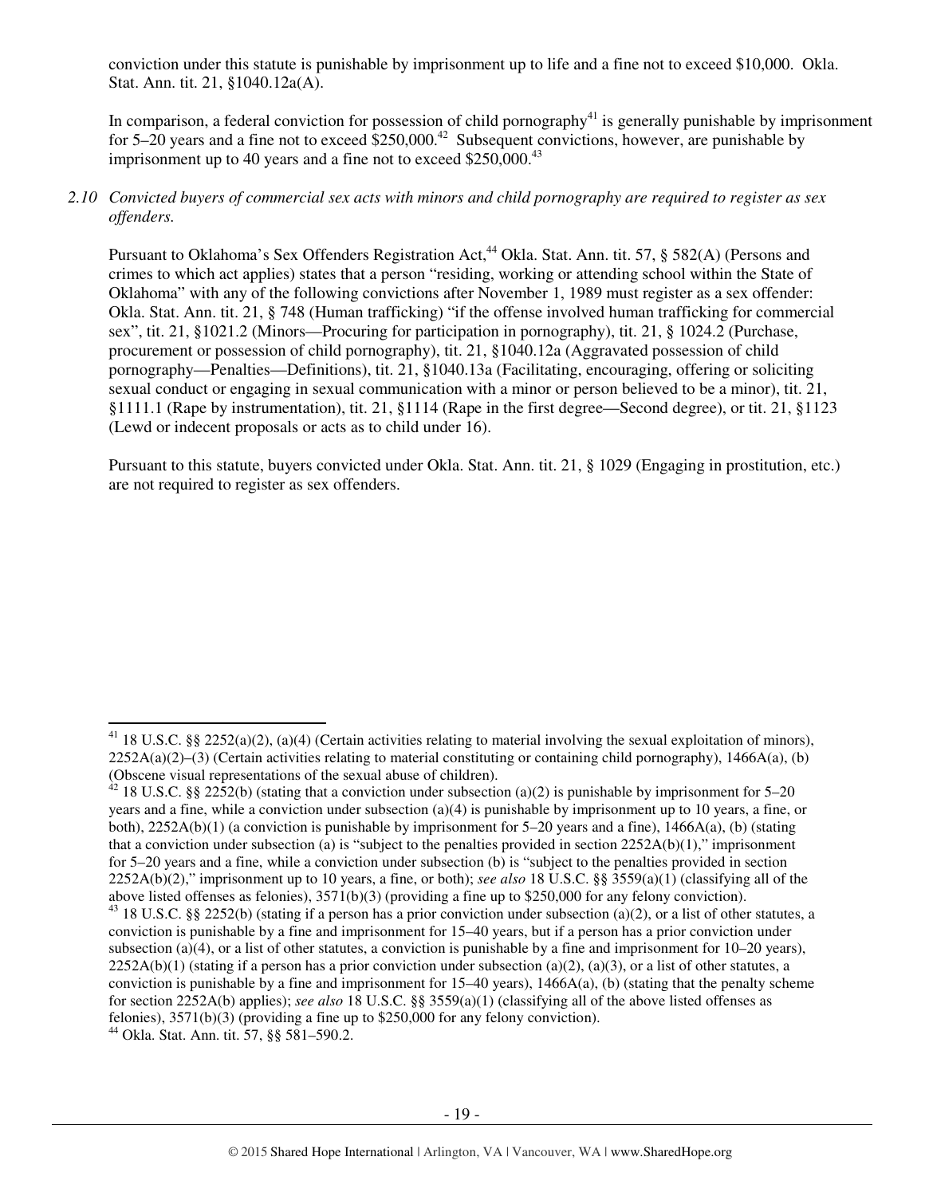conviction under this statute is punishable by imprisonment up to life and a fine not to exceed $10,000. Okla. Stat. Ann. tit. 21, §1040.12a(A).

In comparison, a federal conviction for possession of child pornography[41] is generally punishable by imprisonment for 5–20 years and a fine not to exceed $250,000.[42] Subsequent convictions, however, are punishable by imprisonment up to 40 years and a fine not to exceed $250,000.[43]

*2.10 Convicted buyers of commercial sex acts with minors and child pornography are required to register as sex offenders.*

Pursuant to Oklahoma's Sex Offenders Registration Act,[44] Okla. Stat. Ann. tit. 57, § 582(A) (Persons and crimes to which act applies) states that a person "residing, working or attending school within the State of Oklahoma" with any of the following convictions after November 1, 1989 must register as a sex offender: Okla. Stat. Ann. tit. 21, § 748 (Human trafficking) "if the offense involved human trafficking for commercial sex", tit. 21, §1021.2 (Minors—Procuring for participation in pornography), tit. 21, § 1024.2 (Purchase, procurement or possession of child pornography), tit. 21, §1040.12a (Aggravated possession of child pornography—Penalties—Definitions), tit. 21, §1040.13a (Facilitating, encouraging, offering or soliciting sexual conduct or engaging in sexual communication with a minor or person believed to be a minor), tit. 21, §1111.1 (Rape by instrumentation), tit. 21, §1114 (Rape in the first degree—Second degree), or tit. 21, §1123 (Lewd or indecent proposals or acts as to child under 16).

Pursuant to this statute, buyers convicted under Okla. Stat. Ann. tit. 21, § 1029 (Engaging in prostitution, etc.) are not required to register as sex offenders.

---

[41] 18 U.S.C. §§ 2252(a)(2), (a)(4) (Certain activities relating to material involving the sexual exploitation of minors), 2252A(a)(2)–(3) (Certain activities relating to material constituting or containing child pornography), 1466A(a), (b) (Obscene visual representations of the sexual abuse of children).

[42] 18 U.S.C. §§ 2252(b) (stating that a conviction under subsection (a)(2) is punishable by imprisonment for 5–20 years and a fine, while a conviction under subsection (a)(4) is punishable by imprisonment up to 10 years, a fine, or both), 2252A(b)(1) (a conviction is punishable by imprisonment for 5–20 years and a fine), 1466A(a), (b) (stating that a conviction under subsection (a) is "subject to the penalties provided in section 2252A(b)(1)," imprisonment for 5–20 years and a fine, while a conviction under subsection (b) is "subject to the penalties provided in section 2252A(b)(2)," imprisonment up to 10 years, a fine, or both); *see also* 18 U.S.C. §§ 3559(a)(1) (classifying all of the above listed offenses as felonies), 3571(b)(3) (providing a fine up to $250,000 for any felony conviction).

[43] 18 U.S.C. §§ 2252(b) (stating if a person has a prior conviction under subsection (a)(2), or a list of other statutes, a conviction is punishable by a fine and imprisonment for 15–40 years, but if a person has a prior conviction under subsection (a)(4), or a list of other statutes, a conviction is punishable by a fine and imprisonment for 10–20 years), 2252A(b)(1) (stating if a person has a prior conviction under subsection (a)(2), (a)(3), or a list of other statutes, a conviction is punishable by a fine and imprisonment for 15–40 years), 1466A(a), (b) (stating that the penalty scheme for section 2252A(b) applies); *see also* 18 U.S.C. §§ 3559(a)(1) (classifying all of the above listed offenses as felonies), 3571(b)(3) (providing a fine up to $250,000 for any felony conviction).

[44] Okla. Stat. Ann. tit. 57, §§ 581–590.2.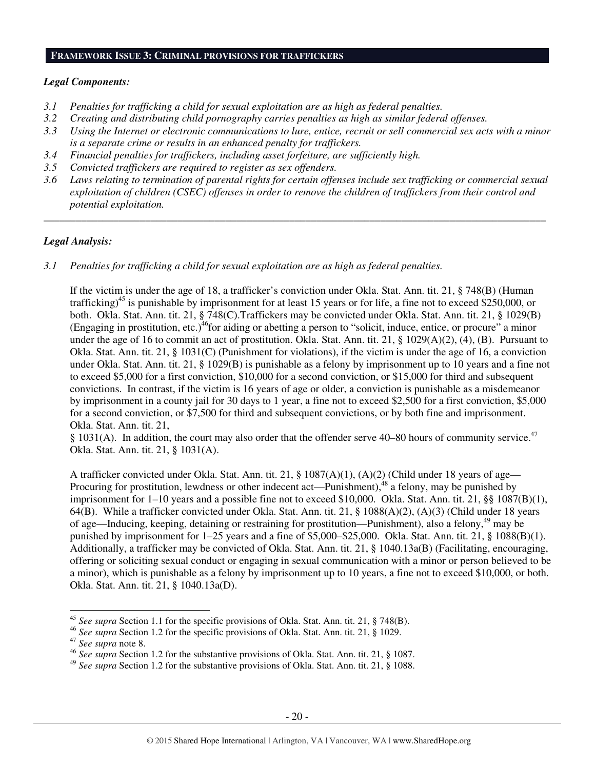## FRAMEWORK ISSUE 3: CRIMINAL PROVISIONS FOR TRAFFICKERS

***Legal Components:***

*3.1 Penalties for trafficking a child for sexual exploitation are as high as federal penalties.*
*3.2 Creating and distributing child pornography carries penalties as high as similar federal offenses.*
*3.3 Using the Internet or electronic communications to lure, entice, recruit or sell commercial sex acts with a minor is a separate crime or results in an enhanced penalty for traffickers.*
*3.4 Financial penalties for traffickers, including asset forfeiture, are sufficiently high.*
*3.5 Convicted traffickers are required to register as sex offenders.*
*3.6 Laws relating to termination of parental rights for certain offenses include sex trafficking or commercial sexual exploitation of children (CSEC) offenses in order to remove the children of traffickers from their control and potential exploitation.*

---

***Legal Analysis:***

*3.1 Penalties for trafficking a child for sexual exploitation are as high as federal penalties.*

If the victim is under the age of 18, a trafficker's conviction under Okla. Stat. Ann. tit. 21, § 748(B) (Human trafficking)[45] is punishable by imprisonment for at least 15 years or for life, a fine not to exceed $250,000, or both. Okla. Stat. Ann. tit. 21, § 748(C).Traffickers may be convicted under Okla. Stat. Ann. tit. 21, § 1029(B) (Engaging in prostitution, etc.)[46]for aiding or abetting a person to "solicit, induce, entice, or procure" a minor under the age of 16 to commit an act of prostitution. Okla. Stat. Ann. tit. 21, § 1029(A)(2), (4), (B). Pursuant to Okla. Stat. Ann. tit. 21, § 1031(C) (Punishment for violations), if the victim is under the age of 16, a conviction under Okla. Stat. Ann. tit. 21, § 1029(B) is punishable as a felony by imprisonment up to 10 years and a fine not to exceed $5,000 for a first conviction, $10,000 for a second conviction, or $15,000 for third and subsequent convictions. In contrast, if the victim is 16 years of age or older, a conviction is punishable as a misdemeanor by imprisonment in a county jail for 30 days to 1 year, a fine not to exceed $2,500 for a first conviction, $5,000 for a second conviction, or $7,500 for third and subsequent convictions, or by both fine and imprisonment. Okla. Stat. Ann. tit. 21, § 1031(A). In addition, the court may also order that the offender serve 40–80 hours of community service.[47] Okla. Stat. Ann. tit. 21, § 1031(A).

A trafficker convicted under Okla. Stat. Ann. tit. 21, § 1087(A)(1), (A)(2) (Child under 18 years of age—Procuring for prostitution, lewdness or other indecent act—Punishment),[48] a felony, may be punished by imprisonment for 1–10 years and a possible fine not to exceed $10,000. Okla. Stat. Ann. tit. 21, §§ 1087(B)(1), 64(B). While a trafficker convicted under Okla. Stat. Ann. tit. 21, § 1088(A)(2), (A)(3) (Child under 18 years of age—Inducing, keeping, detaining or restraining for prostitution—Punishment), also a felony,[49] may be punished by imprisonment for 1–25 years and a fine of $5,000–$25,000. Okla. Stat. Ann. tit. 21, § 1088(B)(1). Additionally, a trafficker may be convicted of Okla. Stat. Ann. tit. 21, § 1040.13a(B) (Facilitating, encouraging, offering or soliciting sexual conduct or engaging in sexual communication with a minor or person believed to be a minor), which is punishable as a felony by imprisonment up to 10 years, a fine not to exceed $10,000, or both. Okla. Stat. Ann. tit. 21, § 1040.13a(D).

---

[45] *See supra* Section 1.1 for the specific provisions of Okla. Stat. Ann. tit. 21, § 748(B).
[46] *See supra* Section 1.2 for the specific provisions of Okla. Stat. Ann. tit. 21, § 1029.
[47] *See supra* note 8.
[46] *See supra* Section 1.2 for the substantive provisions of Okla. Stat. Ann. tit. 21, § 1087.
[49] *See supra* Section 1.2 for the substantive provisions of Okla. Stat. Ann. tit. 21, § 1088.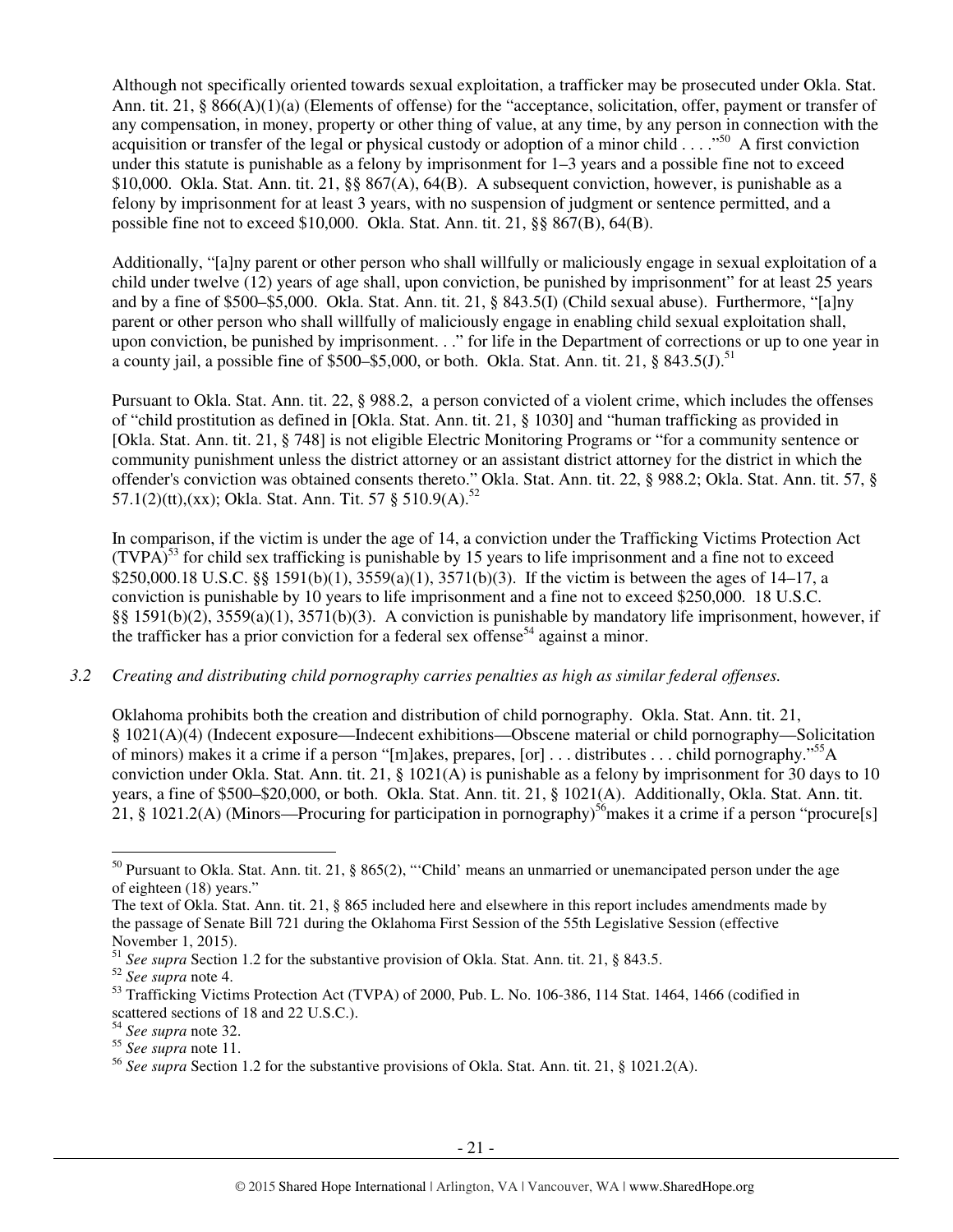Although not specifically oriented towards sexual exploitation, a trafficker may be prosecuted under Okla. Stat. Ann. tit. 21, § 866(A)(1)(a) (Elements of offense) for the "acceptance, solicitation, offer, payment or transfer of any compensation, in money, property or other thing of value, at any time, by any person in connection with the acquisition or transfer of the legal or physical custody or adoption of a minor child . . . ."[50] A first conviction under this statute is punishable as a felony by imprisonment for 1–3 years and a possible fine not to exceed $10,000. Okla. Stat. Ann. tit. 21, §§ 867(A), 64(B). A subsequent conviction, however, is punishable as a felony by imprisonment for at least 3 years, with no suspension of judgment or sentence permitted, and a possible fine not to exceed $10,000. Okla. Stat. Ann. tit. 21, §§ 867(B), 64(B).

Additionally, "[a]ny parent or other person who shall willfully or maliciously engage in sexual exploitation of a child under twelve (12) years of age shall, upon conviction, be punished by imprisonment" for at least 25 years and by a fine of $500–$5,000. Okla. Stat. Ann. tit. 21, § 843.5(I) (Child sexual abuse). Furthermore, "[a]ny parent or other person who shall willfully of maliciously engage in enabling child sexual exploitation shall, upon conviction, be punished by imprisonment. . ." for life in the Department of corrections or up to one year in a county jail, a possible fine of $500–$5,000, or both. Okla. Stat. Ann. tit. 21, § 843.5(J).[51]

Pursuant to Okla. Stat. Ann. tit. 22, § 988.2, a person convicted of a violent crime, which includes the offenses of "child prostitution as defined in [Okla. Stat. Ann. tit. 21, § 1030] and "human trafficking as provided in [Okla. Stat. Ann. tit. 21, § 748] is not eligible Electric Monitoring Programs or "for a community sentence or community punishment unless the district attorney or an assistant district attorney for the district in which the offender's conviction was obtained consents thereto." Okla. Stat. Ann. tit. 22, § 988.2; Okla. Stat. Ann. tit. 57, § 57.1(2)(tt),(xx); Okla. Stat. Ann. Tit. 57 § 510.9(A).[52]

In comparison, if the victim is under the age of 14, a conviction under the Trafficking Victims Protection Act (TVPA)[53] for child sex trafficking is punishable by 15 years to life imprisonment and a fine not to exceed $250,000.18 U.S.C. §§ 1591(b)(1), 3559(a)(1), 3571(b)(3). If the victim is between the ages of 14–17, a conviction is punishable by 10 years to life imprisonment and a fine not to exceed $250,000. 18 U.S.C. §§ 1591(b)(2), 3559(a)(1), 3571(b)(3). A conviction is punishable by mandatory life imprisonment, however, if the trafficker has a prior conviction for a federal sex offense[54] against a minor.

*3.2 Creating and distributing child pornography carries penalties as high as similar federal offenses.*

Oklahoma prohibits both the creation and distribution of child pornography. Okla. Stat. Ann. tit. 21, § 1021(A)(4) (Indecent exposure—Indecent exhibitions—Obscene material or child pornography—Solicitation of minors) makes it a crime if a person "[m]akes, prepares, [or] . . . distributes . . . child pornography."[55] A conviction under Okla. Stat. Ann. tit. 21, § 1021(A) is punishable as a felony by imprisonment for 30 days to 10 years, a fine of $500–$20,000, or both. Okla. Stat. Ann. tit. 21, § 1021(A). Additionally, Okla. Stat. Ann. tit. 21, § 1021.2(A) (Minors—Procuring for participation in pornography)[56] makes it a crime if a person "procure[s]

---

[50] Pursuant to Okla. Stat. Ann. tit. 21, § 865(2), "'Child' means an unmarried or unemancipated person under the age of eighteen (18) years."

The text of Okla. Stat. Ann. tit. 21, § 865 included here and elsewhere in this report includes amendments made by the passage of Senate Bill 721 during the Oklahoma First Session of the 55th Legislative Session (effective November 1, 2015).

[51] *See supra* Section 1.2 for the substantive provision of Okla. Stat. Ann. tit. 21, § 843.5.

[52] *See supra* note 4.

[53] Trafficking Victims Protection Act (TVPA) of 2000, Pub. L. No. 106-386, 114 Stat. 1464, 1466 (codified in scattered sections of 18 and 22 U.S.C.).

[54] *See supra* note 32.

[55] *See supra* note 11.

[56] *See supra* Section 1.2 for the substantive provisions of Okla. Stat. Ann. tit. 21, § 1021.2(A).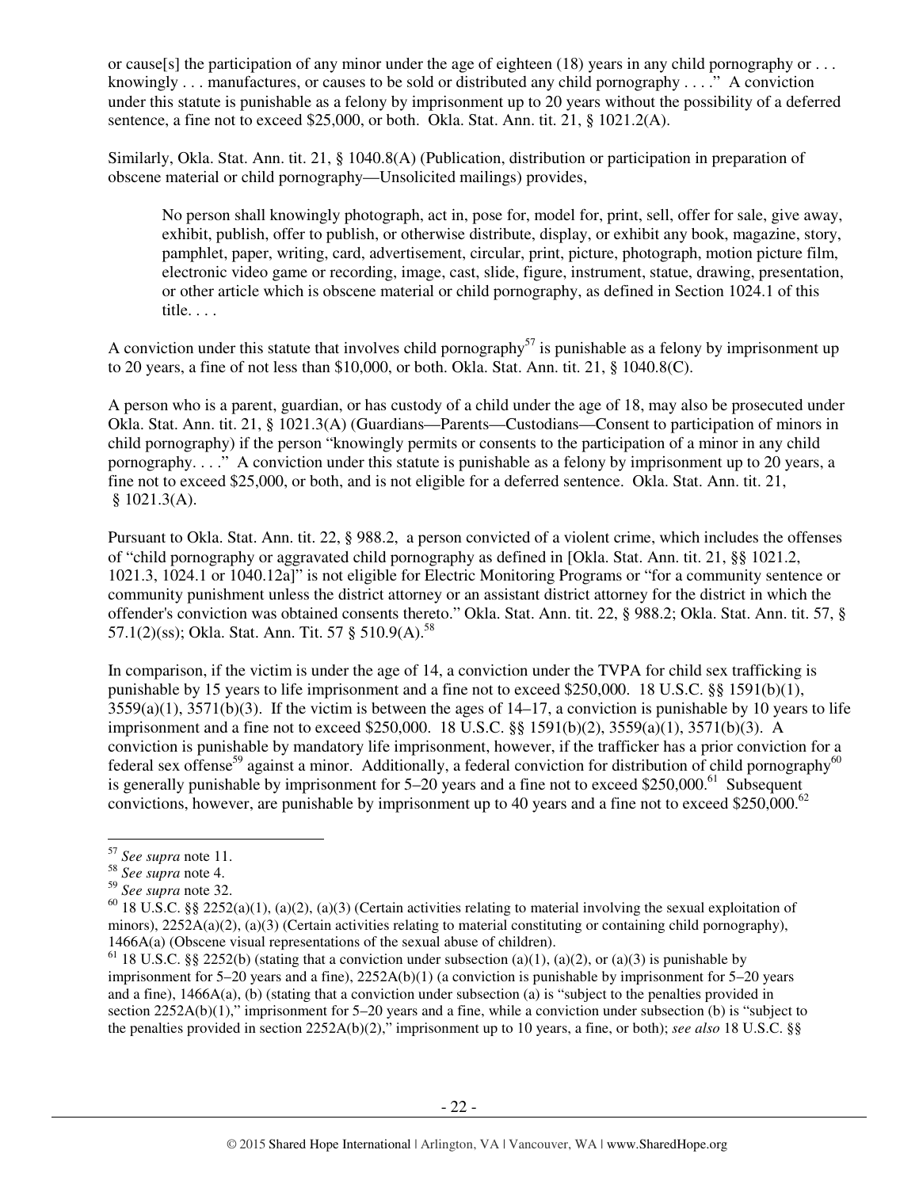or cause[s] the participation of any minor under the age of eighteen (18) years in any child pornography or . . . knowingly . . . manufactures, or causes to be sold or distributed any child pornography . . . ." A conviction under this statute is punishable as a felony by imprisonment up to 20 years without the possibility of a deferred sentence, a fine not to exceed $25,000, or both. Okla. Stat. Ann. tit. 21, § 1021.2(A).

Similarly, Okla. Stat. Ann. tit. 21, § 1040.8(A) (Publication, distribution or participation in preparation of obscene material or child pornography—Unsolicited mailings) provides,

> No person shall knowingly photograph, act in, pose for, model for, print, sell, offer for sale, give away, exhibit, publish, offer to publish, or otherwise distribute, display, or exhibit any book, magazine, story, pamphlet, paper, writing, card, advertisement, circular, print, picture, photograph, motion picture film, electronic video game or recording, image, cast, slide, figure, instrument, statue, drawing, presentation, or other article which is obscene material or child pornography, as defined in Section 1024.1 of this title. . . .

A conviction under this statute that involves child pornography[57] is punishable as a felony by imprisonment up to 20 years, a fine of not less than $10,000, or both. Okla. Stat. Ann. tit. 21, § 1040.8(C).

A person who is a parent, guardian, or has custody of a child under the age of 18, may also be prosecuted under Okla. Stat. Ann. tit. 21, § 1021.3(A) (Guardians—Parents—Custodians—Consent to participation of minors in child pornography) if the person "knowingly permits or consents to the participation of a minor in any child pornography. . . ." A conviction under this statute is punishable as a felony by imprisonment up to 20 years, a fine not to exceed $25,000, or both, and is not eligible for a deferred sentence. Okla. Stat. Ann. tit. 21, § 1021.3(A).

Pursuant to Okla. Stat. Ann. tit. 22, § 988.2, a person convicted of a violent crime, which includes the offenses of "child pornography or aggravated child pornography as defined in [Okla. Stat. Ann. tit. 21, §§ 1021.2, 1021.3, 1024.1 or 1040.12a]" is not eligible for Electric Monitoring Programs or "for a community sentence or community punishment unless the district attorney or an assistant district attorney for the district in which the offender's conviction was obtained consents thereto." Okla. Stat. Ann. tit. 22, § 988.2; Okla. Stat. Ann. tit. 57, § 57.1(2)(ss); Okla. Stat. Ann. Tit. 57 § 510.9(A).[58]

In comparison, if the victim is under the age of 14, a conviction under the TVPA for child sex trafficking is punishable by 15 years to life imprisonment and a fine not to exceed $250,000. 18 U.S.C. §§ 1591(b)(1), 3559(a)(1), 3571(b)(3). If the victim is between the ages of 14–17, a conviction is punishable by 10 years to life imprisonment and a fine not to exceed $250,000. 18 U.S.C. §§ 1591(b)(2), 3559(a)(1), 3571(b)(3). A conviction is punishable by mandatory life imprisonment, however, if the trafficker has a prior conviction for a federal sex offense[59] against a minor. Additionally, a federal conviction for distribution of child pornography[60] is generally punishable by imprisonment for 5–20 years and a fine not to exceed $250,000.[61] Subsequent convictions, however, are punishable by imprisonment up to 40 years and a fine not to exceed $250,000.[62]

---

[57] *See supra* note 11.

[58] *See supra* note 4.

[59] *See supra* note 32.

[60] 18 U.S.C. §§ 2252(a)(1), (a)(2), (a)(3) (Certain activities relating to material involving the sexual exploitation of minors), 2252A(a)(2), (a)(3) (Certain activities relating to material constituting or containing child pornography), 1466A(a) (Obscene visual representations of the sexual abuse of children).

[61] 18 U.S.C. §§ 2252(b) (stating that a conviction under subsection (a)(1), (a)(2), or (a)(3) is punishable by imprisonment for 5–20 years and a fine), 2252A(b)(1) (a conviction is punishable by imprisonment for 5–20 years and a fine), 1466A(a), (b) (stating that a conviction under subsection (a) is "subject to the penalties provided in section 2252A(b)(1)," imprisonment for 5–20 years and a fine, while a conviction under subsection (b) is "subject to the penalties provided in section 2252A(b)(2)," imprisonment up to 10 years, a fine, or both); *see also* 18 U.S.C. §§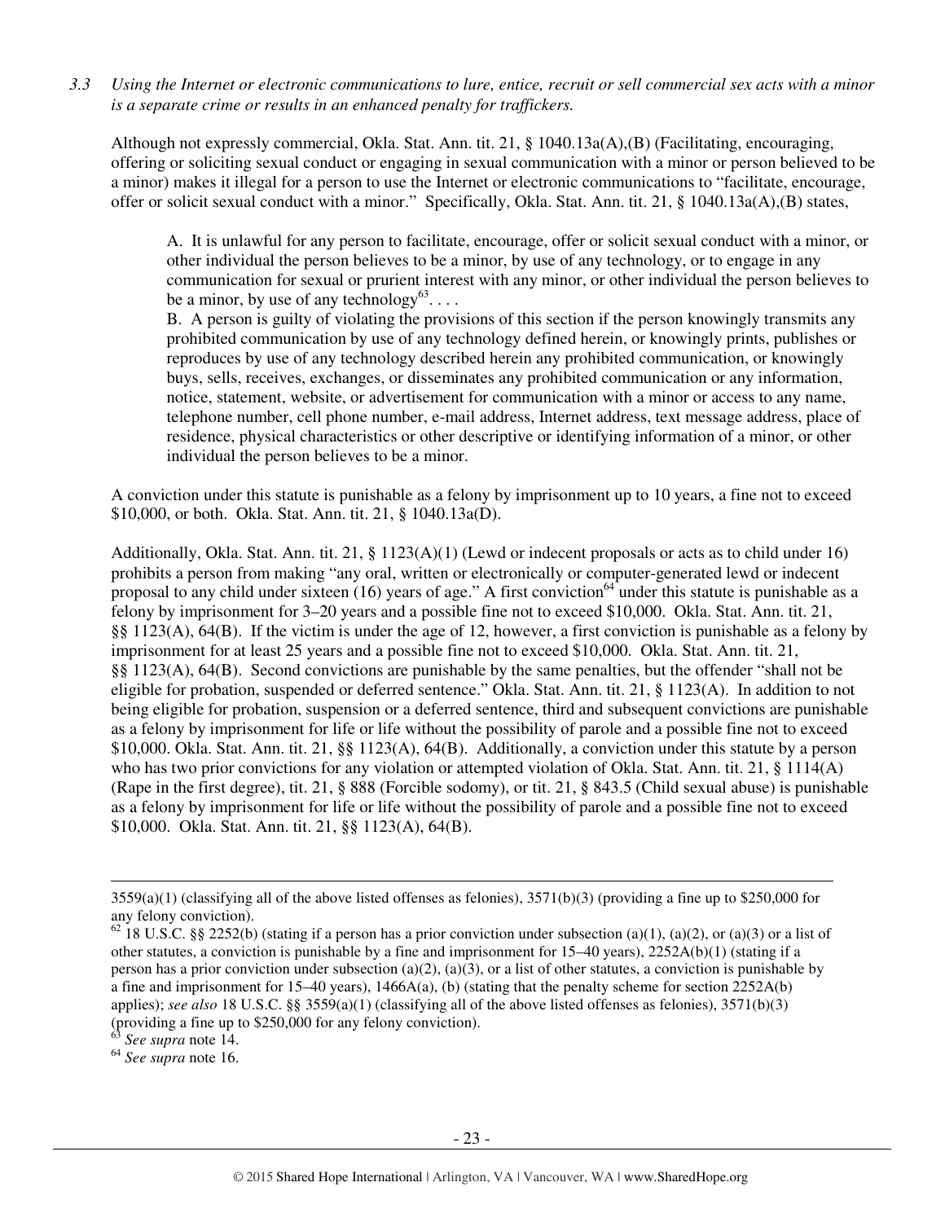*3.3 Using the Internet or electronic communications to lure, entice, recruit or sell commercial sex acts with a minor is a separate crime or results in an enhanced penalty for traffickers.*

Although not expressly commercial, Okla. Stat. Ann. tit. 21, § 1040.13a(A),(B) (Facilitating, encouraging, offering or soliciting sexual conduct or engaging in sexual communication with a minor or person believed to be a minor) makes it illegal for a person to use the Internet or electronic communications to "facilitate, encourage, offer or solicit sexual conduct with a minor." Specifically, Okla. Stat. Ann. tit. 21, § 1040.13a(A),(B) states,

> A. It is unlawful for any person to facilitate, encourage, offer or solicit sexual conduct with a minor, or other individual the person believes to be a minor, by use of any technology, or to engage in any communication for sexual or prurient interest with any minor, or other individual the person believes to be a minor, by use of any technology[63]. . . .
>
> B. A person is guilty of violating the provisions of this section if the person knowingly transmits any prohibited communication by use of any technology defined herein, or knowingly prints, publishes or reproduces by use of any technology described herein any prohibited communication, or knowingly buys, sells, receives, exchanges, or disseminates any prohibited communication or any information, notice, statement, website, or advertisement for communication with a minor or access to any name, telephone number, cell phone number, e-mail address, Internet address, text message address, place of residence, physical characteristics or other descriptive or identifying information of a minor, or other individual the person believes to be a minor.

A conviction under this statute is punishable as a felony by imprisonment up to 10 years, a fine not to exceed $10,000, or both. Okla. Stat. Ann. tit. 21, § 1040.13a(D).

Additionally, Okla. Stat. Ann. tit. 21, § 1123(A)(1) (Lewd or indecent proposals or acts as to child under 16) prohibits a person from making "any oral, written or electronically or computer-generated lewd or indecent proposal to any child under sixteen (16) years of age." A first conviction[64] under this statute is punishable as a felony by imprisonment for 3–20 years and a possible fine not to exceed $10,000. Okla. Stat. Ann. tit. 21, §§ 1123(A), 64(B). If the victim is under the age of 12, however, a first conviction is punishable as a felony by imprisonment for at least 25 years and a possible fine not to exceed $10,000. Okla. Stat. Ann. tit. 21, §§ 1123(A), 64(B). Second convictions are punishable by the same penalties, but the offender "shall not be eligible for probation, suspended or deferred sentence." Okla. Stat. Ann. tit. 21, § 1123(A). In addition to not being eligible for probation, suspension or a deferred sentence, third and subsequent convictions are punishable as a felony by imprisonment for life or life without the possibility of parole and a possible fine not to exceed $10,000. Okla. Stat. Ann. tit. 21, §§ 1123(A), 64(B). Additionally, a conviction under this statute by a person who has two prior convictions for any violation or attempted violation of Okla. Stat. Ann. tit. 21, § 1114(A) (Rape in the first degree), tit. 21, § 888 (Forcible sodomy), or tit. 21, § 843.5 (Child sexual abuse) is punishable as a felony by imprisonment for life or life without the possibility of parole and a possible fine not to exceed $10,000. Okla. Stat. Ann. tit. 21, §§ 1123(A), 64(B).

---

3559(a)(1) (classifying all of the above listed offenses as felonies), 3571(b)(3) (providing a fine up to $250,000 for any felony conviction).

[62] 18 U.S.C. §§ 2252(b) (stating if a person has a prior conviction under subsection (a)(1), (a)(2), or (a)(3) or a list of other statutes, a conviction is punishable by a fine and imprisonment for 15–40 years), 2252A(b)(1) (stating if a person has a prior conviction under subsection (a)(2), (a)(3), or a list of other statutes, a conviction is punishable by a fine and imprisonment for 15–40 years), 1466A(a), (b) (stating that the penalty scheme for section 2252A(b) applies); *see also* 18 U.S.C. §§ 3559(a)(1) (classifying all of the above listed offenses as felonies), 3571(b)(3) (providing a fine up to $250,000 for any felony conviction).

[63] *See supra* note 14.

[64] *See supra* note 16.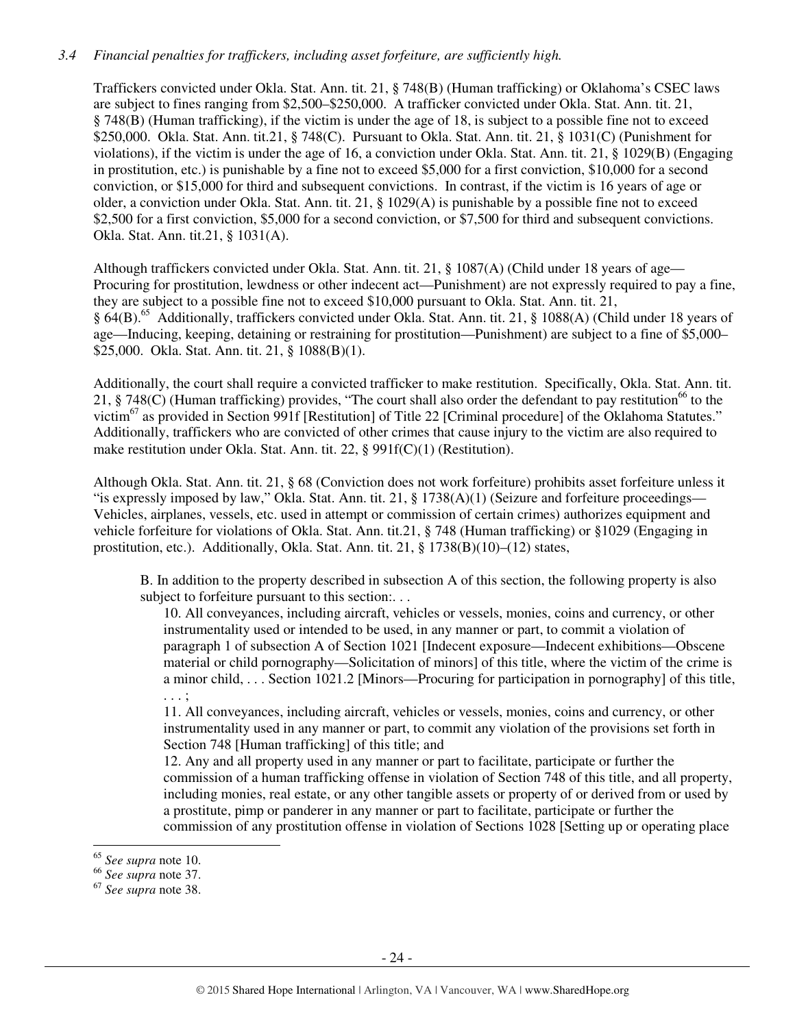*3.4 Financial penalties for traffickers, including asset forfeiture, are sufficiently high.*

Traffickers convicted under Okla. Stat. Ann. tit. 21, § 748(B) (Human trafficking) or Oklahoma's CSEC laws are subject to fines ranging from $2,500–$250,000. A trafficker convicted under Okla. Stat. Ann. tit. 21, § 748(B) (Human trafficking), if the victim is under the age of 18, is subject to a possible fine not to exceed $250,000. Okla. Stat. Ann. tit.21, § 748(C). Pursuant to Okla. Stat. Ann. tit. 21, § 1031(C) (Punishment for violations), if the victim is under the age of 16, a conviction under Okla. Stat. Ann. tit. 21, § 1029(B) (Engaging in prostitution, etc.) is punishable by a fine not to exceed $5,000 for a first conviction, $10,000 for a second conviction, or $15,000 for third and subsequent convictions. In contrast, if the victim is 16 years of age or older, a conviction under Okla. Stat. Ann. tit. 21, § 1029(A) is punishable by a possible fine not to exceed $2,500 for a first conviction, $5,000 for a second conviction, or $7,500 for third and subsequent convictions. Okla. Stat. Ann. tit.21, § 1031(A).

Although traffickers convicted under Okla. Stat. Ann. tit. 21, § 1087(A) (Child under 18 years of age—Procuring for prostitution, lewdness or other indecent act—Punishment) are not expressly required to pay a fine, they are subject to a possible fine not to exceed $10,000 pursuant to Okla. Stat. Ann. tit. 21, § 64(B).[65] Additionally, traffickers convicted under Okla. Stat. Ann. tit. 21, § 1088(A) (Child under 18 years of age—Inducing, keeping, detaining or restraining for prostitution—Punishment) are subject to a fine of $5,000–$25,000. Okla. Stat. Ann. tit. 21, § 1088(B)(1).

Additionally, the court shall require a convicted trafficker to make restitution. Specifically, Okla. Stat. Ann. tit. 21, § 748(C) (Human trafficking) provides, "The court shall also order the defendant to pay restitution[66] to the victim[67] as provided in Section 991f [Restitution] of Title 22 [Criminal procedure] of the Oklahoma Statutes." Additionally, traffickers who are convicted of other crimes that cause injury to the victim are also required to make restitution under Okla. Stat. Ann. tit. 22, § 991f(C)(1) (Restitution).

Although Okla. Stat. Ann. tit. 21, § 68 (Conviction does not work forfeiture) prohibits asset forfeiture unless it "is expressly imposed by law," Okla. Stat. Ann. tit. 21, § 1738(A)(1) (Seizure and forfeiture proceedings—Vehicles, airplanes, vessels, etc. used in attempt or commission of certain crimes) authorizes equipment and vehicle forfeiture for violations of Okla. Stat. Ann. tit.21, § 748 (Human trafficking) or §1029 (Engaging in prostitution, etc.). Additionally, Okla. Stat. Ann. tit. 21, § 1738(B)(10)–(12) states,

> B. In addition to the property described in subsection A of this section, the following property is also subject to forfeiture pursuant to this section:. . .
>
> 10. All conveyances, including aircraft, vehicles or vessels, monies, coins and currency, or other instrumentality used or intended to be used, in any manner or part, to commit a violation of paragraph 1 of subsection A of Section 1021 [Indecent exposure—Indecent exhibitions—Obscene material or child pornography—Solicitation of minors] of this title, where the victim of the crime is a minor child, . . . Section 1021.2 [Minors—Procuring for participation in pornography] of this title, . . . ;
>
> 11. All conveyances, including aircraft, vehicles or vessels, monies, coins and currency, or other instrumentality used in any manner or part, to commit any violation of the provisions set forth in Section 748 [Human trafficking] of this title; and
>
> 12. Any and all property used in any manner or part to facilitate, participate or further the commission of a human trafficking offense in violation of Section 748 of this title, and all property, including monies, real estate, or any other tangible assets or property of or derived from or used by a prostitute, pimp or panderer in any manner or part to facilitate, participate or further the commission of any prostitution offense in violation of Sections 1028 [Setting up or operating place

---

[65] *See supra* note 10.

[66] *See supra* note 37.

[67] *See supra* note 38.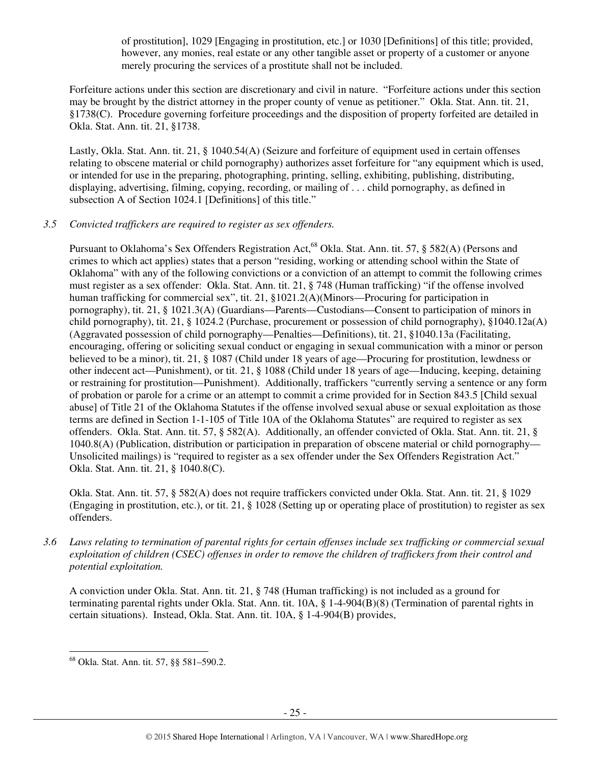of prostitution], 1029 [Engaging in prostitution, etc.] or 1030 [Definitions] of this title; provided, however, any monies, real estate or any other tangible asset or property of a customer or anyone merely procuring the services of a prostitute shall not be included.

Forfeiture actions under this section are discretionary and civil in nature. "Forfeiture actions under this section may be brought by the district attorney in the proper county of venue as petitioner." Okla. Stat. Ann. tit. 21, §1738(C). Procedure governing forfeiture proceedings and the disposition of property forfeited are detailed in Okla. Stat. Ann. tit. 21, §1738.

Lastly, Okla. Stat. Ann. tit. 21, § 1040.54(A) (Seizure and forfeiture of equipment used in certain offenses relating to obscene material or child pornography) authorizes asset forfeiture for "any equipment which is used, or intended for use in the preparing, photographing, printing, selling, exhibiting, publishing, distributing, displaying, advertising, filming, copying, recording, or mailing of . . . child pornography, as defined in subsection A of Section 1024.1 [Definitions] of this title."

*3.5 Convicted traffickers are required to register as sex offenders.*

Pursuant to Oklahoma's Sex Offenders Registration Act,[68] Okla. Stat. Ann. tit. 57, § 582(A) (Persons and crimes to which act applies) states that a person "residing, working or attending school within the State of Oklahoma" with any of the following convictions or a conviction of an attempt to commit the following crimes must register as a sex offender: Okla. Stat. Ann. tit. 21, § 748 (Human trafficking) "if the offense involved human trafficking for commercial sex", tit. 21, §1021.2(A)(Minors—Procuring for participation in pornography), tit. 21, § 1021.3(A) (Guardians—Parents—Custodians—Consent to participation of minors in child pornography), tit. 21, § 1024.2 (Purchase, procurement or possession of child pornography), §1040.12a(A) (Aggravated possession of child pornography—Penalties—Definitions), tit. 21, §1040.13a (Facilitating, encouraging, offering or soliciting sexual conduct or engaging in sexual communication with a minor or person believed to be a minor), tit. 21, § 1087 (Child under 18 years of age—Procuring for prostitution, lewdness or other indecent act—Punishment), or tit. 21, § 1088 (Child under 18 years of age—Inducing, keeping, detaining or restraining for prostitution—Punishment). Additionally, traffickers "currently serving a sentence or any form of probation or parole for a crime or an attempt to commit a crime provided for in Section 843.5 [Child sexual abuse] of Title 21 of the Oklahoma Statutes if the offense involved sexual abuse or sexual exploitation as those terms are defined in Section 1-1-105 of Title 10A of the Oklahoma Statutes" are required to register as sex offenders. Okla. Stat. Ann. tit. 57, § 582(A). Additionally, an offender convicted of Okla. Stat. Ann. tit. 21, § 1040.8(A) (Publication, distribution or participation in preparation of obscene material or child pornography—Unsolicited mailings) is "required to register as a sex offender under the Sex Offenders Registration Act." Okla. Stat. Ann. tit. 21, § 1040.8(C).

Okla. Stat. Ann. tit. 57, § 582(A) does not require traffickers convicted under Okla. Stat. Ann. tit. 21, § 1029 (Engaging in prostitution, etc.), or tit. 21, § 1028 (Setting up or operating place of prostitution) to register as sex offenders.

*3.6 Laws relating to termination of parental rights for certain offenses include sex trafficking or commercial sexual exploitation of children (CSEC) offenses in order to remove the children of traffickers from their control and potential exploitation.*

A conviction under Okla. Stat. Ann. tit. 21, § 748 (Human trafficking) is not included as a ground for terminating parental rights under Okla. Stat. Ann. tit. 10A, § 1-4-904(B)(8) (Termination of parental rights in certain situations). Instead, Okla. Stat. Ann. tit. 10A, § 1-4-904(B) provides,

---

[68] Okla. Stat. Ann. tit. 57, §§ 581–590.2.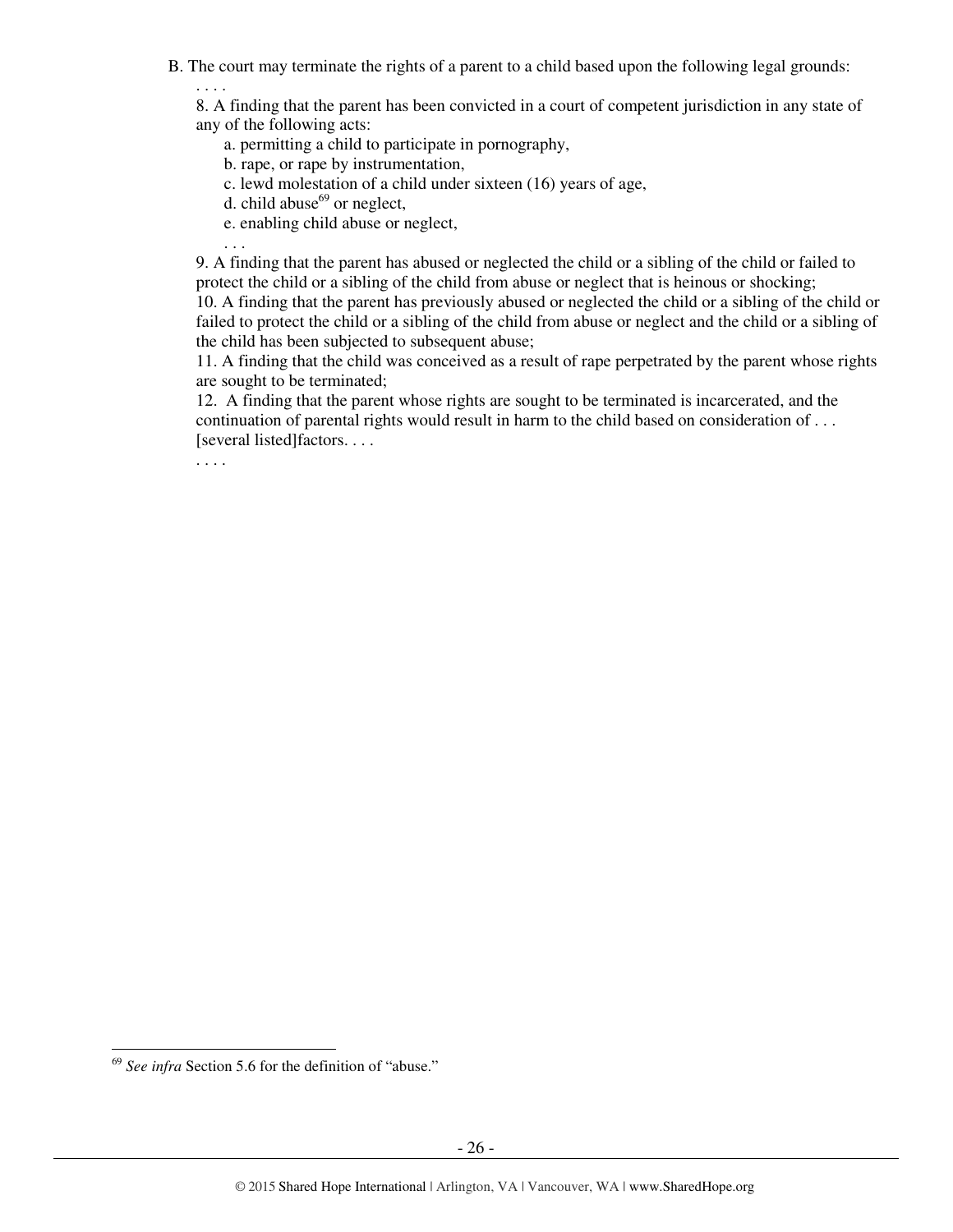B. The court may terminate the rights of a parent to a child based upon the following legal grounds:

. . . .

8. A finding that the parent has been convicted in a court of competent jurisdiction in any state of any of the following acts:

a. permitting a child to participate in pornography,

b. rape, or rape by instrumentation,

c. lewd molestation of a child under sixteen (16) years of age,

d. child abuse[69] or neglect,

e. enabling child abuse or neglect,

. . .

9. A finding that the parent has abused or neglected the child or a sibling of the child or failed to protect the child or a sibling of the child from abuse or neglect that is heinous or shocking;

10. A finding that the parent has previously abused or neglected the child or a sibling of the child or failed to protect the child or a sibling of the child from abuse or neglect and the child or a sibling of the child has been subjected to subsequent abuse;

11. A finding that the child was conceived as a result of rape perpetrated by the parent whose rights are sought to be terminated;

12. A finding that the parent whose rights are sought to be terminated is incarcerated, and the continuation of parental rights would result in harm to the child based on consideration of . . . [several listed]factors. . . .

. . . .

[69] *See infra* Section 5.6 for the definition of "abuse."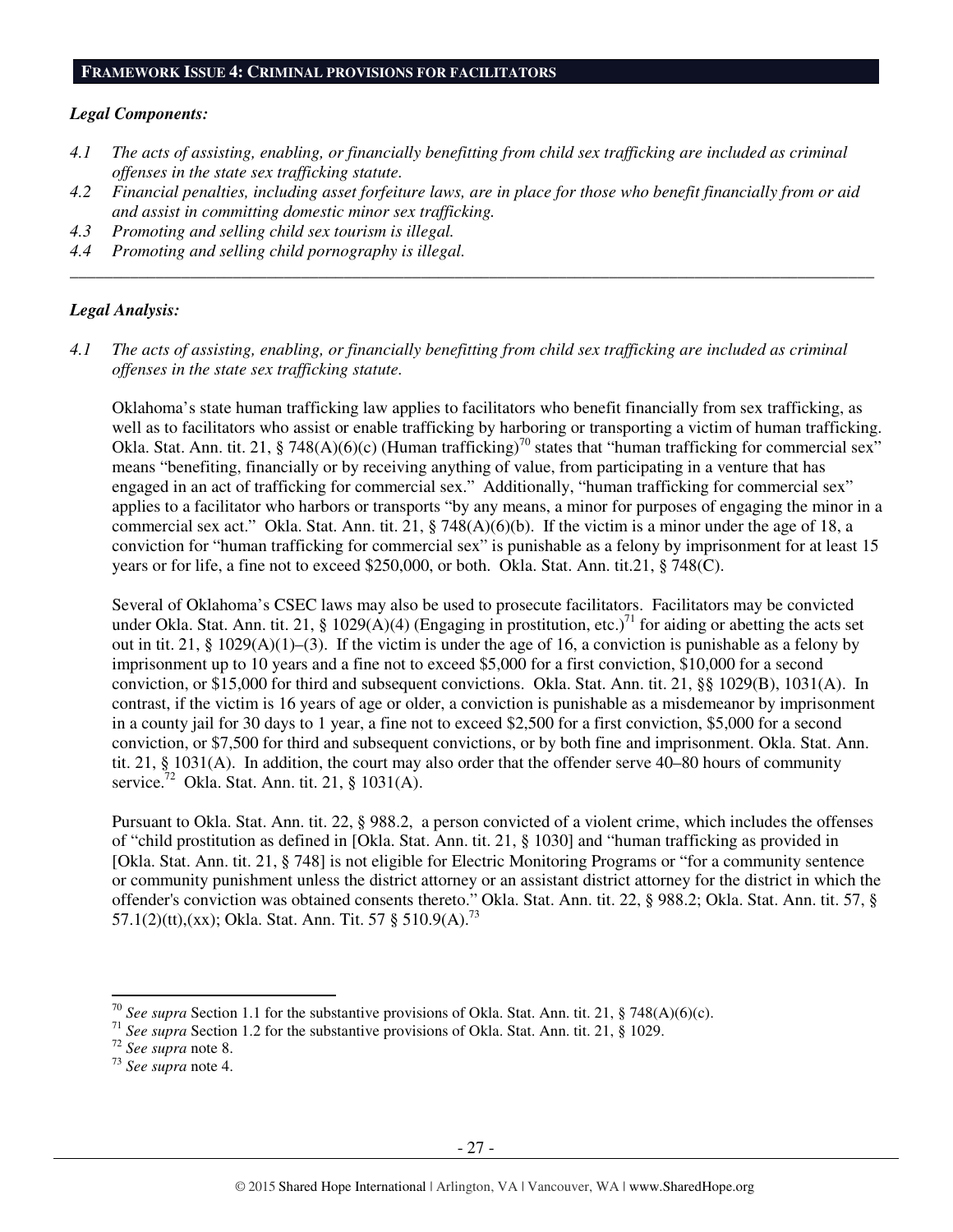## FRAMEWORK ISSUE 4: CRIMINAL PROVISIONS FOR FACILITATORS

### *Legal Components:*

*4.1 The acts of assisting, enabling, or financially benefitting from child sex trafficking are included as criminal offenses in the state sex trafficking statute.*

*4.2 Financial penalties, including asset forfeiture laws, are in place for those who benefit financially from or aid and assist in committing domestic minor sex trafficking.*

*4.3 Promoting and selling child sex tourism is illegal.*

*4.4 Promoting and selling child pornography is illegal.*

---

### *Legal Analysis:*

*4.1 The acts of assisting, enabling, or financially benefitting from child sex trafficking are included as criminal offenses in the state sex trafficking statute.*

Oklahoma's state human trafficking law applies to facilitators who benefit financially from sex trafficking, as well as to facilitators who assist or enable trafficking by harboring or transporting a victim of human trafficking. Okla. Stat. Ann. tit. 21, § 748(A)(6)(c) (Human trafficking)[70] states that "human trafficking for commercial sex" means "benefiting, financially or by receiving anything of value, from participating in a venture that has engaged in an act of trafficking for commercial sex." Additionally, "human trafficking for commercial sex" applies to a facilitator who harbors or transports "by any means, a minor for purposes of engaging the minor in a commercial sex act." Okla. Stat. Ann. tit. 21, § 748(A)(6)(b). If the victim is a minor under the age of 18, a conviction for "human trafficking for commercial sex" is punishable as a felony by imprisonment for at least 15 years or for life, a fine not to exceed $250,000, or both. Okla. Stat. Ann. tit.21, § 748(C).

Several of Oklahoma's CSEC laws may also be used to prosecute facilitators. Facilitators may be convicted under Okla. Stat. Ann. tit. 21, § 1029(A)(4) (Engaging in prostitution, etc.)[71] for aiding or abetting the acts set out in tit. 21, § 1029(A)(1)–(3). If the victim is under the age of 16, a conviction is punishable as a felony by imprisonment up to 10 years and a fine not to exceed $5,000 for a first conviction, $10,000 for a second conviction, or $15,000 for third and subsequent convictions. Okla. Stat. Ann. tit. 21, §§ 1029(B), 1031(A). In contrast, if the victim is 16 years of age or older, a conviction is punishable as a misdemeanor by imprisonment in a county jail for 30 days to 1 year, a fine not to exceed $2,500 for a first conviction, $5,000 for a second conviction, or $7,500 for third and subsequent convictions, or by both fine and imprisonment. Okla. Stat. Ann. tit. 21, § 1031(A). In addition, the court may also order that the offender serve 40–80 hours of community service.[72] Okla. Stat. Ann. tit. 21, § 1031(A).

Pursuant to Okla. Stat. Ann. tit. 22, § 988.2, a person convicted of a violent crime, which includes the offenses of "child prostitution as defined in [Okla. Stat. Ann. tit. 21, § 1030] and "human trafficking as provided in [Okla. Stat. Ann. tit. 21, § 748] is not eligible for Electric Monitoring Programs or "for a community sentence or community punishment unless the district attorney or an assistant district attorney for the district in which the offender's conviction was obtained consents thereto." Okla. Stat. Ann. tit. 22, § 988.2; Okla. Stat. Ann. tit. 57, § 57.1(2)(tt),(xx); Okla. Stat. Ann. Tit. 57 § 510.9(A).[73]

---

[70] *See supra* Section 1.1 for the substantive provisions of Okla. Stat. Ann. tit. 21, § 748(A)(6)(c).

[71] *See supra* Section 1.2 for the substantive provisions of Okla. Stat. Ann. tit. 21, § 1029.

[72] *See supra* note 8.

[73] *See supra* note 4.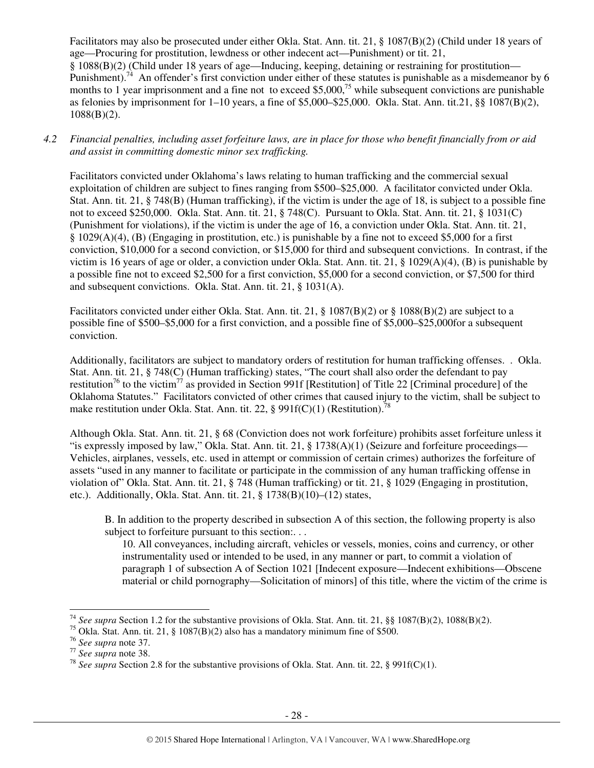Facilitators may also be prosecuted under either Okla. Stat. Ann. tit. 21, § 1087(B)(2) (Child under 18 years of age—Procuring for prostitution, lewdness or other indecent act—Punishment) or tit. 21, § 1088(B)(2) (Child under 18 years of age—Inducing, keeping, detaining or restraining for prostitution—Punishment).[74] An offender's first conviction under either of these statutes is punishable as a misdemeanor by 6 months to 1 year imprisonment and a fine not to exceed $5,000,[75] while subsequent convictions are punishable as felonies by imprisonment for 1–10 years, a fine of $5,000–$25,000. Okla. Stat. Ann. tit.21, §§ 1087(B)(2), 1088(B)(2).

*4.2 Financial penalties, including asset forfeiture laws, are in place for those who benefit financially from or aid and assist in committing domestic minor sex trafficking.*

Facilitators convicted under Oklahoma's laws relating to human trafficking and the commercial sexual exploitation of children are subject to fines ranging from $500–$25,000. A facilitator convicted under Okla. Stat. Ann. tit. 21, § 748(B) (Human trafficking), if the victim is under the age of 18, is subject to a possible fine not to exceed $250,000. Okla. Stat. Ann. tit. 21, § 748(C). Pursuant to Okla. Stat. Ann. tit. 21, § 1031(C) (Punishment for violations), if the victim is under the age of 16, a conviction under Okla. Stat. Ann. tit. 21, § 1029(A)(4), (B) (Engaging in prostitution, etc.) is punishable by a fine not to exceed $5,000 for a first conviction, $10,000 for a second conviction, or $15,000 for third and subsequent convictions. In contrast, if the victim is 16 years of age or older, a conviction under Okla. Stat. Ann. tit. 21, § 1029(A)(4), (B) is punishable by a possible fine not to exceed $2,500 for a first conviction, $5,000 for a second conviction, or $7,500 for third and subsequent convictions. Okla. Stat. Ann. tit. 21, § 1031(A).

Facilitators convicted under either Okla. Stat. Ann. tit. 21, § 1087(B)(2) or § 1088(B)(2) are subject to a possible fine of $500–$5,000 for a first conviction, and a possible fine of $5,000–$25,000for a subsequent conviction.

Additionally, facilitators are subject to mandatory orders of restitution for human trafficking offenses. . Okla. Stat. Ann. tit. 21, § 748(C) (Human trafficking) states, "The court shall also order the defendant to pay restitution[76] to the victim[77] as provided in Section 991f [Restitution] of Title 22 [Criminal procedure] of the Oklahoma Statutes." Facilitators convicted of other crimes that caused injury to the victim, shall be subject to make restitution under Okla. Stat. Ann. tit. 22, § 991f(C)(1) (Restitution).[78]

Although Okla. Stat. Ann. tit. 21, § 68 (Conviction does not work forfeiture) prohibits asset forfeiture unless it "is expressly imposed by law," Okla. Stat. Ann. tit. 21, § 1738(A)(1) (Seizure and forfeiture proceedings—Vehicles, airplanes, vessels, etc. used in attempt or commission of certain crimes) authorizes the forfeiture of assets "used in any manner to facilitate or participate in the commission of any human trafficking offense in violation of" Okla. Stat. Ann. tit. 21, § 748 (Human trafficking) or tit. 21, § 1029 (Engaging in prostitution, etc.). Additionally, Okla. Stat. Ann. tit. 21, § 1738(B)(10)–(12) states,

> B. In addition to the property described in subsection A of this section, the following property is also subject to forfeiture pursuant to this section:. . .
>
> 10. All conveyances, including aircraft, vehicles or vessels, monies, coins and currency, or other instrumentality used or intended to be used, in any manner or part, to commit a violation of paragraph 1 of subsection A of Section 1021 [Indecent exposure—Indecent exhibitions—Obscene material or child pornography—Solicitation of minors] of this title, where the victim of the crime is

---

[74] *See supra* Section 1.2 for the substantive provisions of Okla. Stat. Ann. tit. 21, §§ 1087(B)(2), 1088(B)(2).

[75] Okla. Stat. Ann. tit. 21, § 1087(B)(2) also has a mandatory minimum fine of $500.

[76] *See supra* note 37.

[77] *See supra* note 38.

[78] *See supra* Section 2.8 for the substantive provisions of Okla. Stat. Ann. tit. 22, § 991f(C)(1).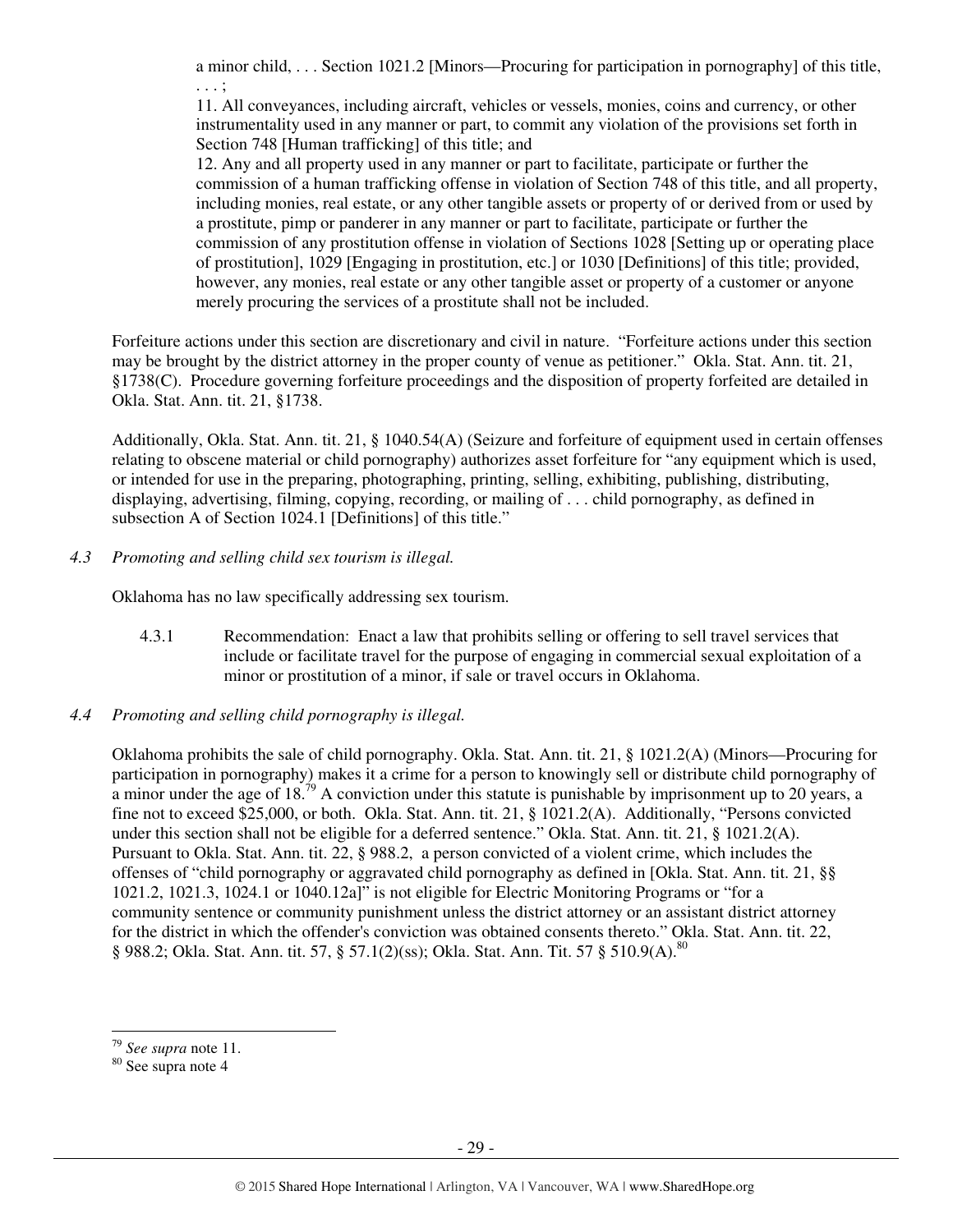a minor child, . . . Section 1021.2 [Minors—Procuring for participation in pornography] of this title, . . . ;

11. All conveyances, including aircraft, vehicles or vessels, monies, coins and currency, or other instrumentality used in any manner or part, to commit any violation of the provisions set forth in Section 748 [Human trafficking] of this title; and

12. Any and all property used in any manner or part to facilitate, participate or further the commission of a human trafficking offense in violation of Section 748 of this title, and all property, including monies, real estate, or any other tangible assets or property of or derived from or used by a prostitute, pimp or panderer in any manner or part to facilitate, participate or further the commission of any prostitution offense in violation of Sections 1028 [Setting up or operating place of prostitution], 1029 [Engaging in prostitution, etc.] or 1030 [Definitions] of this title; provided, however, any monies, real estate or any other tangible asset or property of a customer or anyone merely procuring the services of a prostitute shall not be included.

Forfeiture actions under this section are discretionary and civil in nature. "Forfeiture actions under this section may be brought by the district attorney in the proper county of venue as petitioner." Okla. Stat. Ann. tit. 21, §1738(C). Procedure governing forfeiture proceedings and the disposition of property forfeited are detailed in Okla. Stat. Ann. tit. 21, §1738.

Additionally, Okla. Stat. Ann. tit. 21, § 1040.54(A) (Seizure and forfeiture of equipment used in certain offenses relating to obscene material or child pornography) authorizes asset forfeiture for "any equipment which is used, or intended for use in the preparing, photographing, printing, selling, exhibiting, publishing, distributing, displaying, advertising, filming, copying, recording, or mailing of . . . child pornography, as defined in subsection A of Section 1024.1 [Definitions] of this title."

*4.3 Promoting and selling child sex tourism is illegal.*

Oklahoma has no law specifically addressing sex tourism.

4.3.1 Recommendation: Enact a law that prohibits selling or offering to sell travel services that include or facilitate travel for the purpose of engaging in commercial sexual exploitation of a minor or prostitution of a minor, if sale or travel occurs in Oklahoma.

*4.4 Promoting and selling child pornography is illegal.*

Oklahoma prohibits the sale of child pornography. Okla. Stat. Ann. tit. 21, § 1021.2(A) (Minors—Procuring for participation in pornography) makes it a crime for a person to knowingly sell or distribute child pornography of a minor under the age of 18.[79] A conviction under this statute is punishable by imprisonment up to 20 years, a fine not to exceed $25,000, or both. Okla. Stat. Ann. tit. 21, § 1021.2(A). Additionally, "Persons convicted under this section shall not be eligible for a deferred sentence." Okla. Stat. Ann. tit. 21, § 1021.2(A). Pursuant to Okla. Stat. Ann. tit. 22, § 988.2, a person convicted of a violent crime, which includes the offenses of "child pornography or aggravated child pornography as defined in [Okla. Stat. Ann. tit. 21, §§ 1021.2, 1021.3, 1024.1 or 1040.12a]" is not eligible for Electric Monitoring Programs or "for a community sentence or community punishment unless the district attorney or an assistant district attorney for the district in which the offender's conviction was obtained consents thereto." Okla. Stat. Ann. tit. 22, § 988.2; Okla. Stat. Ann. tit. 57, § 57.1(2)(ss); Okla. Stat. Ann. Tit. 57 § 510.9(A).[80]

---

[79] *See supra* note 11.

[80] See supra note 4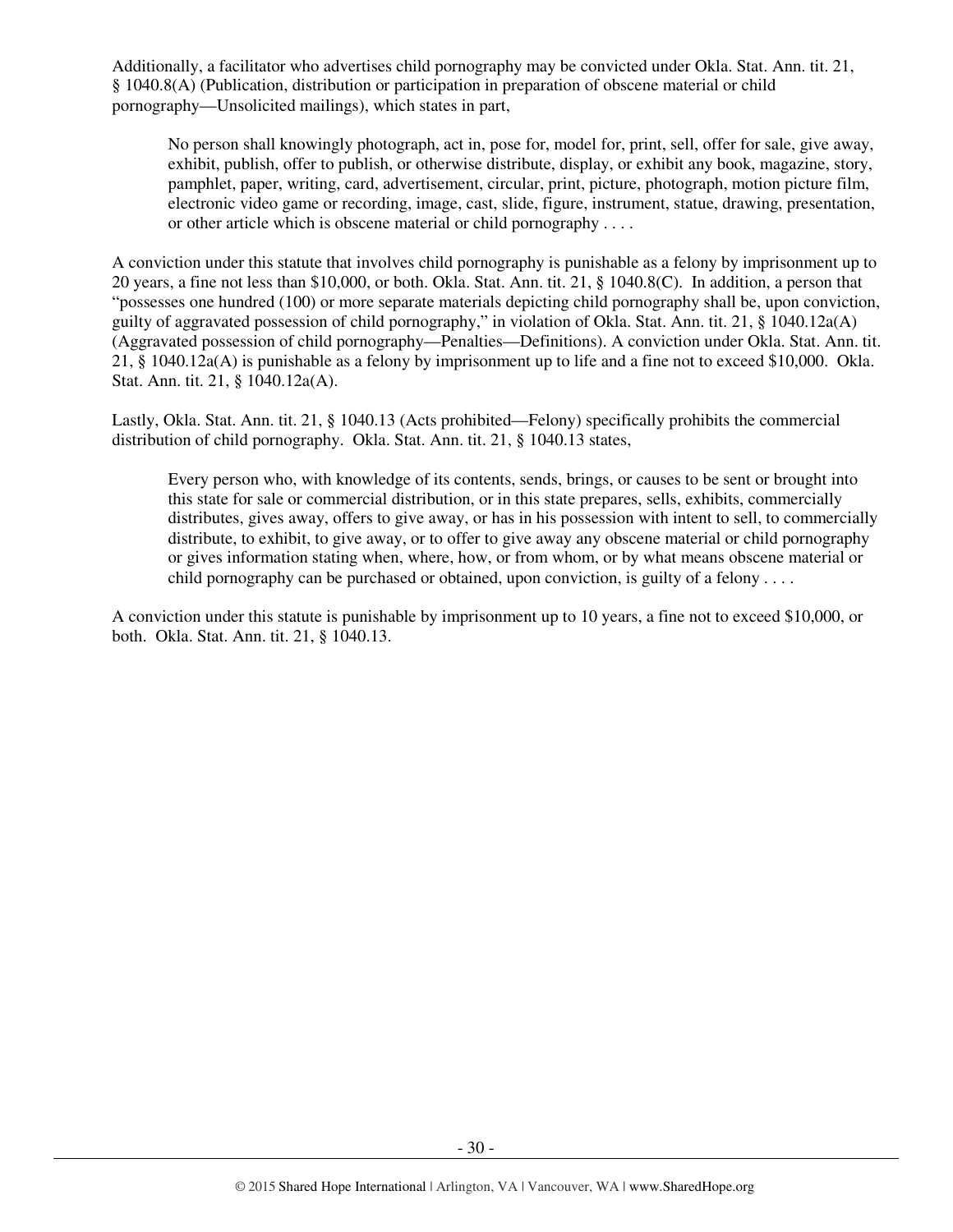Additionally, a facilitator who advertises child pornography may be convicted under Okla. Stat. Ann. tit. 21, § 1040.8(A) (Publication, distribution or participation in preparation of obscene material or child pornography—Unsolicited mailings), which states in part,

> No person shall knowingly photograph, act in, pose for, model for, print, sell, offer for sale, give away, exhibit, publish, offer to publish, or otherwise distribute, display, or exhibit any book, magazine, story, pamphlet, paper, writing, card, advertisement, circular, print, picture, photograph, motion picture film, electronic video game or recording, image, cast, slide, figure, instrument, statue, drawing, presentation, or other article which is obscene material or child pornography . . . .

A conviction under this statute that involves child pornography is punishable as a felony by imprisonment up to 20 years, a fine not less than $10,000, or both. Okla. Stat. Ann. tit. 21, § 1040.8(C). In addition, a person that "possesses one hundred (100) or more separate materials depicting child pornography shall be, upon conviction, guilty of aggravated possession of child pornography," in violation of Okla. Stat. Ann. tit. 21, § 1040.12a(A) (Aggravated possession of child pornography—Penalties—Definitions). A conviction under Okla. Stat. Ann. tit. 21, § 1040.12a(A) is punishable as a felony by imprisonment up to life and a fine not to exceed $10,000. Okla. Stat. Ann. tit. 21, § 1040.12a(A).

Lastly, Okla. Stat. Ann. tit. 21, § 1040.13 (Acts prohibited—Felony) specifically prohibits the commercial distribution of child pornography. Okla. Stat. Ann. tit. 21, § 1040.13 states,

> Every person who, with knowledge of its contents, sends, brings, or causes to be sent or brought into this state for sale or commercial distribution, or in this state prepares, sells, exhibits, commercially distributes, gives away, offers to give away, or has in his possession with intent to sell, to commercially distribute, to exhibit, to give away, or to offer to give away any obscene material or child pornography or gives information stating when, where, how, or from whom, or by what means obscene material or child pornography can be purchased or obtained, upon conviction, is guilty of a felony . . . .

A conviction under this statute is punishable by imprisonment up to 10 years, a fine not to exceed $10,000, or both. Okla. Stat. Ann. tit. 21, § 1040.13.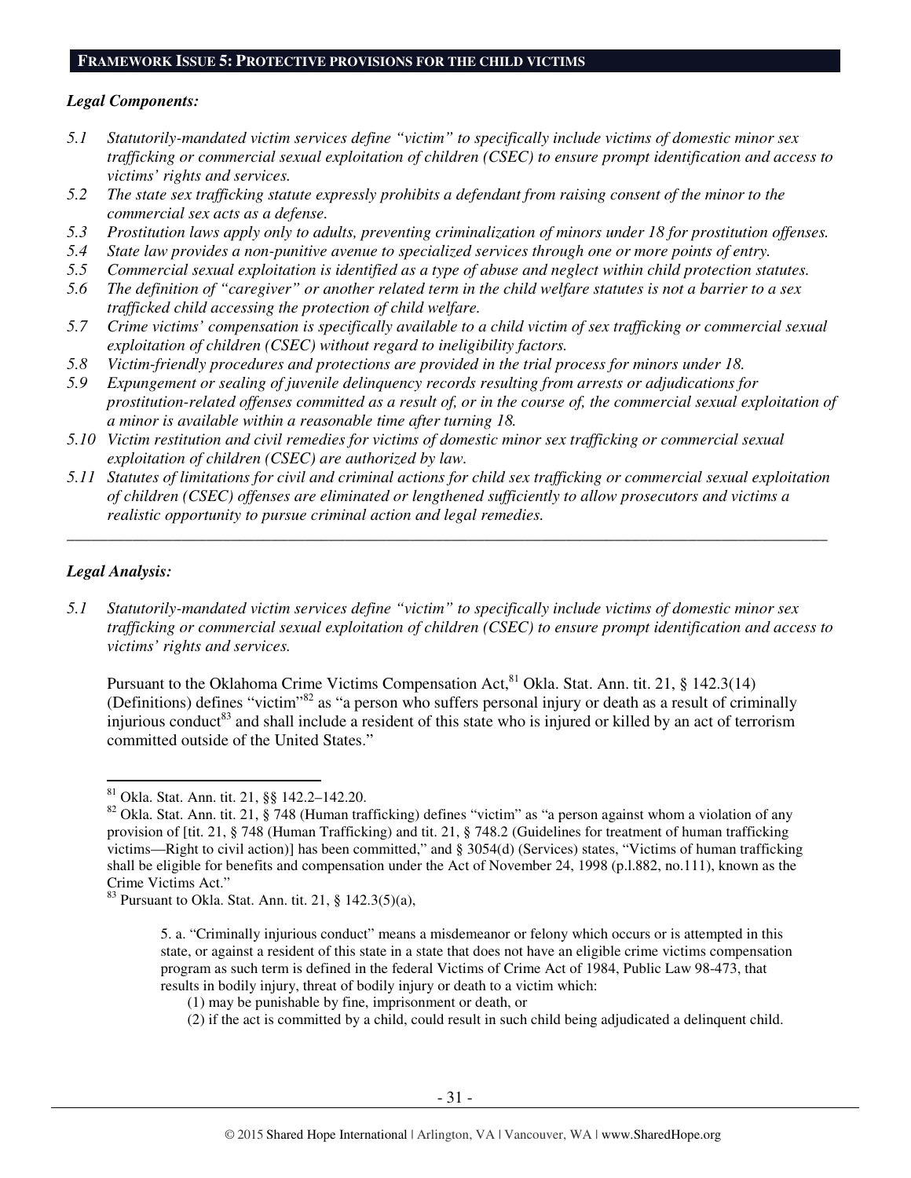## FRAMEWORK ISSUE 5: PROTECTIVE PROVISIONS FOR THE CHILD VICTIMS

### *Legal Components:*

*5.1 Statutorily-mandated victim services define "victim" to specifically include victims of domestic minor sex trafficking or commercial sexual exploitation of children (CSEC) to ensure prompt identification and access to victims' rights and services.*

*5.2 The state sex trafficking statute expressly prohibits a defendant from raising consent of the minor to the commercial sex acts as a defense.*

*5.3 Prostitution laws apply only to adults, preventing criminalization of minors under 18 for prostitution offenses.*

*5.4 State law provides a non-punitive avenue to specialized services through one or more points of entry.*

*5.5 Commercial sexual exploitation is identified as a type of abuse and neglect within child protection statutes.*

*5.6 The definition of "caregiver" or another related term in the child welfare statutes is not a barrier to a sex trafficked child accessing the protection of child welfare.*

*5.7 Crime victims' compensation is specifically available to a child victim of sex trafficking or commercial sexual exploitation of children (CSEC) without regard to ineligibility factors.*

*5.8 Victim-friendly procedures and protections are provided in the trial process for minors under 18.*

*5.9 Expungement or sealing of juvenile delinquency records resulting from arrests or adjudications for prostitution-related offenses committed as a result of, or in the course of, the commercial sexual exploitation of a minor is available within a reasonable time after turning 18.*

*5.10 Victim restitution and civil remedies for victims of domestic minor sex trafficking or commercial sexual exploitation of children (CSEC) are authorized by law.*

*5.11 Statutes of limitations for civil and criminal actions for child sex trafficking or commercial sexual exploitation of children (CSEC) offenses are eliminated or lengthened sufficiently to allow prosecutors and victims a realistic opportunity to pursue criminal action and legal remedies.*

---

### *Legal Analysis:*

*5.1 Statutorily-mandated victim services define "victim" to specifically include victims of domestic minor sex trafficking or commercial sexual exploitation of children (CSEC) to ensure prompt identification and access to victims' rights and services.*

Pursuant to the Oklahoma Crime Victims Compensation Act,[81] Okla. Stat. Ann. tit. 21, § 142.3(14) (Definitions) defines "victim"[82] as "a person who suffers personal injury or death as a result of criminally injurious conduct[83] and shall include a resident of this state who is injured or killed by an act of terrorism committed outside of the United States."

---

[81] Okla. Stat. Ann. tit. 21, §§ 142.2–142.20.

[82] Okla. Stat. Ann. tit. 21, § 748 (Human trafficking) defines "victim" as "a person against whom a violation of any provision of [tit. 21, § 748 (Human Trafficking) and tit. 21, § 748.2 (Guidelines for treatment of human trafficking victims—Right to civil action)] has been committed," and § 3054(d) (Services) states, "Victims of human trafficking shall be eligible for benefits and compensation under the Act of November 24, 1998 (p.l.882, no.111), known as the Crime Victims Act."

[83] Pursuant to Okla. Stat. Ann. tit. 21, § 142.3(5)(a),

> 5. a. "Criminally injurious conduct" means a misdemeanor or felony which occurs or is attempted in this state, or against a resident of this state in a state that does not have an eligible crime victims compensation program as such term is defined in the federal Victims of Crime Act of 1984, Public Law 98-473, that results in bodily injury, threat of bodily injury or death to a victim which:
>
> (1) may be punishable by fine, imprisonment or death, or
>
> (2) if the act is committed by a child, could result in such child being adjudicated a delinquent child.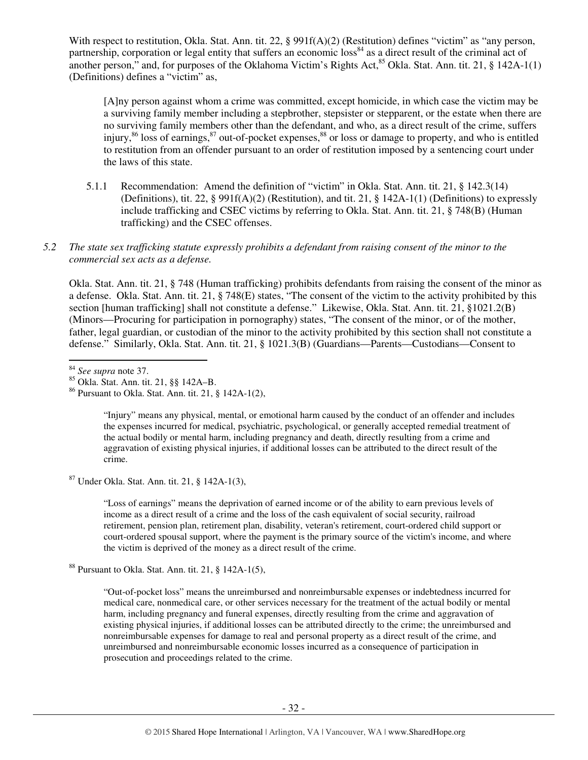With respect to restitution, Okla. Stat. Ann. tit. 22, § 991f(A)(2) (Restitution) defines "victim" as "any person, partnership, corporation or legal entity that suffers an economic loss[84] as a direct result of the criminal act of another person," and, for purposes of the Oklahoma Victim's Rights Act,[85] Okla. Stat. Ann. tit. 21, § 142A-1(1) (Definitions) defines a "victim" as,

> [A]ny person against whom a crime was committed, except homicide, in which case the victim may be a surviving family member including a stepbrother, stepsister or stepparent, or the estate when there are no surviving family members other than the defendant, and who, as a direct result of the crime, suffers injury,[86] loss of earnings,[87] out-of-pocket expenses,[88] or loss or damage to property, and who is entitled to restitution from an offender pursuant to an order of restitution imposed by a sentencing court under the laws of this state.

5.1.1 Recommendation: Amend the definition of "victim" in Okla. Stat. Ann. tit. 21, § 142.3(14) (Definitions), tit. 22, § 991f(A)(2) (Restitution), and tit. 21, § 142A-1(1) (Definitions) to expressly include trafficking and CSEC victims by referring to Okla. Stat. Ann. tit. 21, § 748(B) (Human trafficking) and the CSEC offenses.

*5.2 The state sex trafficking statute expressly prohibits a defendant from raising consent of the minor to the commercial sex acts as a defense.*

Okla. Stat. Ann. tit. 21, § 748 (Human trafficking) prohibits defendants from raising the consent of the minor as a defense. Okla. Stat. Ann. tit. 21, § 748(E) states, "The consent of the victim to the activity prohibited by this section [human trafficking] shall not constitute a defense." Likewise, Okla. Stat. Ann. tit. 21, §1021.2(B) (Minors—Procuring for participation in pornography) states, "The consent of the minor, or of the mother, father, legal guardian, or custodian of the minor to the activity prohibited by this section shall not constitute a defense." Similarly, Okla. Stat. Ann. tit. 21, § 1021.3(B) (Guardians—Parents—Custodians—Consent to

---

[84] *See supra* note 37.

[85] Okla. Stat. Ann. tit. 21, §§ 142A–B.

[86] Pursuant to Okla. Stat. Ann. tit. 21, § 142A-1(2),

> "Injury" means any physical, mental, or emotional harm caused by the conduct of an offender and includes the expenses incurred for medical, psychiatric, psychological, or generally accepted remedial treatment of the actual bodily or mental harm, including pregnancy and death, directly resulting from a crime and aggravation of existing physical injuries, if additional losses can be attributed to the direct result of the crime.

[87] Under Okla. Stat. Ann. tit. 21, § 142A-1(3),

> "Loss of earnings" means the deprivation of earned income or of the ability to earn previous levels of income as a direct result of a crime and the loss of the cash equivalent of social security, railroad retirement, pension plan, retirement plan, disability, veteran's retirement, court-ordered child support or court-ordered spousal support, where the payment is the primary source of the victim's income, and where the victim is deprived of the money as a direct result of the crime.

[88] Pursuant to Okla. Stat. Ann. tit. 21, § 142A-1(5),

> "Out-of-pocket loss" means the unreimbursed and nonreimbursable expenses or indebtedness incurred for medical care, nonmedical care, or other services necessary for the treatment of the actual bodily or mental harm, including pregnancy and funeral expenses, directly resulting from the crime and aggravation of existing physical injuries, if additional losses can be attributed directly to the crime; the unreimbursed and nonreimbursable expenses for damage to real and personal property as a direct result of the crime, and unreimbursed and nonreimbursable economic losses incurred as a consequence of participation in prosecution and proceedings related to the crime.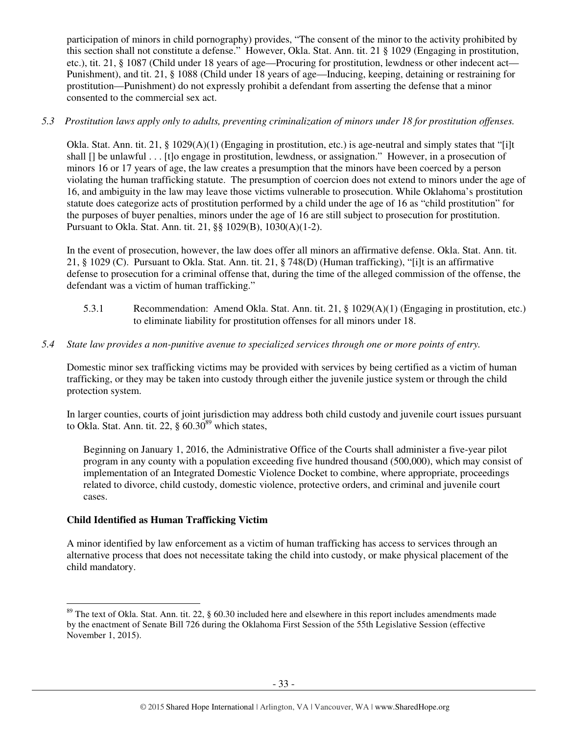participation of minors in child pornography) provides, "The consent of the minor to the activity prohibited by this section shall not constitute a defense." However, Okla. Stat. Ann. tit. 21 § 1029 (Engaging in prostitution, etc.), tit. 21, § 1087 (Child under 18 years of age—Procuring for prostitution, lewdness or other indecent act—Punishment), and tit. 21, § 1088 (Child under 18 years of age—Inducing, keeping, detaining or restraining for prostitution—Punishment) do not expressly prohibit a defendant from asserting the defense that a minor consented to the commercial sex act.

*5.3 Prostitution laws apply only to adults, preventing criminalization of minors under 18 for prostitution offenses.*

Okla. Stat. Ann. tit. 21, § 1029(A)(1) (Engaging in prostitution, etc.) is age-neutral and simply states that "[i]t shall [] be unlawful . . . [t]o engage in prostitution, lewdness, or assignation." However, in a prosecution of minors 16 or 17 years of age, the law creates a presumption that the minors have been coerced by a person violating the human trafficking statute. The presumption of coercion does not extend to minors under the age of 16, and ambiguity in the law may leave those victims vulnerable to prosecution. While Oklahoma's prostitution statute does categorize acts of prostitution performed by a child under the age of 16 as "child prostitution" for the purposes of buyer penalties, minors under the age of 16 are still subject to prosecution for prostitution. Pursuant to Okla. Stat. Ann. tit. 21, §§ 1029(B), 1030(A)(1-2).

In the event of prosecution, however, the law does offer all minors an affirmative defense. Okla. Stat. Ann. tit. 21, § 1029 (C). Pursuant to Okla. Stat. Ann. tit. 21, § 748(D) (Human trafficking), "[i]t is an affirmative defense to prosecution for a criminal offense that, during the time of the alleged commission of the offense, the defendant was a victim of human trafficking."

5.3.1 Recommendation: Amend Okla. Stat. Ann. tit. 21, § 1029(A)(1) (Engaging in prostitution, etc.) to eliminate liability for prostitution offenses for all minors under 18.

*5.4 State law provides a non-punitive avenue to specialized services through one or more points of entry.*

Domestic minor sex trafficking victims may be provided with services by being certified as a victim of human trafficking, or they may be taken into custody through either the juvenile justice system or through the child protection system.

In larger counties, courts of joint jurisdiction may address both child custody and juvenile court issues pursuant to Okla. Stat. Ann. tit. 22, § 60.30[89] which states,

> Beginning on January 1, 2016, the Administrative Office of the Courts shall administer a five-year pilot program in any county with a population exceeding five hundred thousand (500,000), which may consist of implementation of an Integrated Domestic Violence Docket to combine, where appropriate, proceedings related to divorce, child custody, domestic violence, protective orders, and criminal and juvenile court cases.

**Child Identified as Human Trafficking Victim**

A minor identified by law enforcement as a victim of human trafficking has access to services through an alternative process that does not necessitate taking the child into custody, or make physical placement of the child mandatory.

[89] The text of Okla. Stat. Ann. tit. 22, § 60.30 included here and elsewhere in this report includes amendments made by the enactment of Senate Bill 726 during the Oklahoma First Session of the 55th Legislative Session (effective November 1, 2015).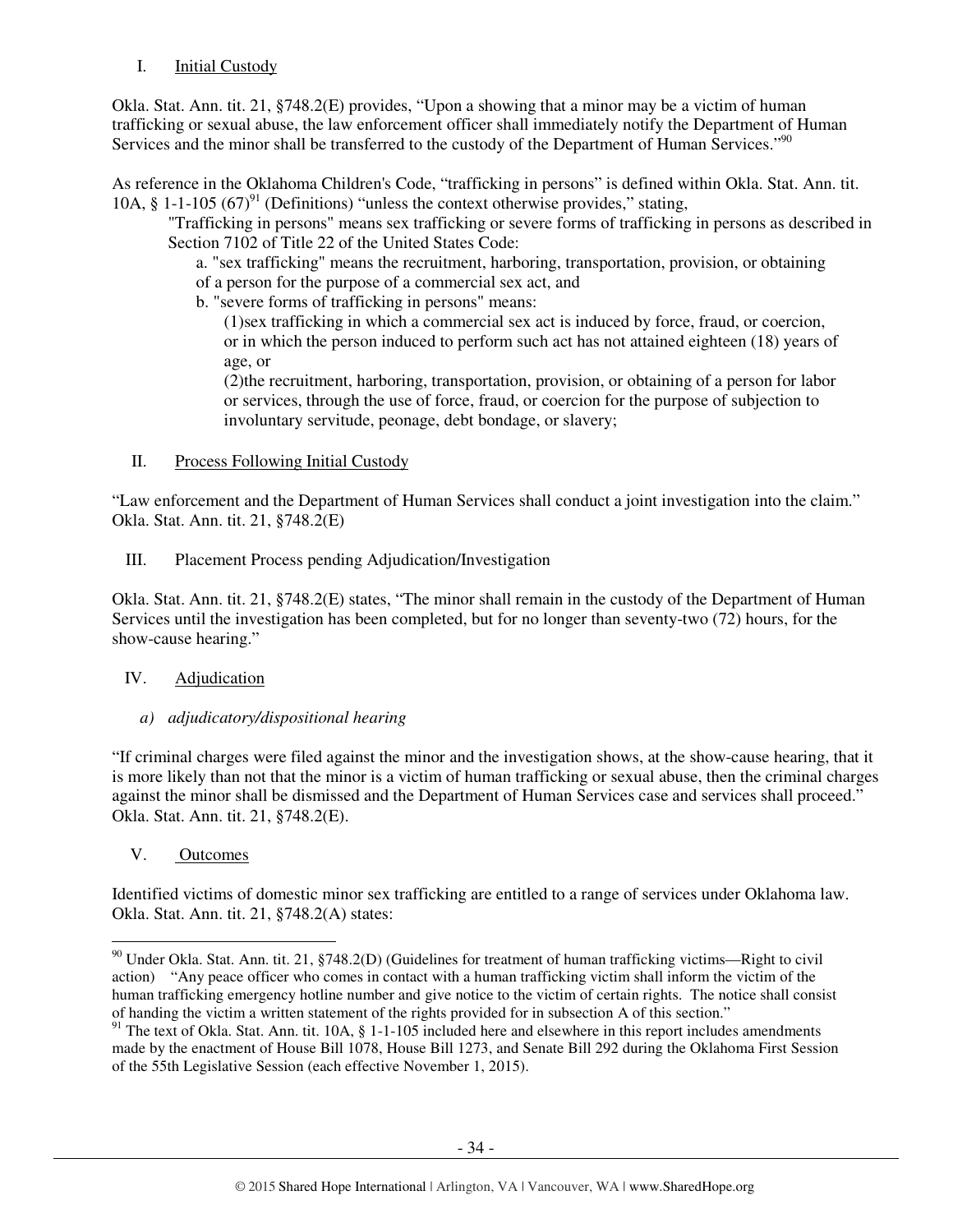## I. Initial Custody

Okla. Stat. Ann. tit. 21, §748.2(E) provides, "Upon a showing that a minor may be a victim of human trafficking or sexual abuse, the law enforcement officer shall immediately notify the Department of Human Services and the minor shall be transferred to the custody of the Department of Human Services."[90]

As reference in the Oklahoma Children's Code, "trafficking in persons" is defined within Okla. Stat. Ann. tit. 10A, § 1-1-105 (67)[91] (Definitions) "unless the context otherwise provides," stating,

> "Trafficking in persons" means sex trafficking or severe forms of trafficking in persons as described in Section 7102 of Title 22 of the United States Code:
>
> a. "sex trafficking" means the recruitment, harboring, transportation, provision, or obtaining of a person for the purpose of a commercial sex act, and
>
> b. "severe forms of trafficking in persons" means:
>
> (1)sex trafficking in which a commercial sex act is induced by force, fraud, or coercion, or in which the person induced to perform such act has not attained eighteen (18) years of age, or
>
> (2)the recruitment, harboring, transportation, provision, or obtaining of a person for labor or services, through the use of force, fraud, or coercion for the purpose of subjection to involuntary servitude, peonage, debt bondage, or slavery;

## II. Process Following Initial Custody

"Law enforcement and the Department of Human Services shall conduct a joint investigation into the claim." Okla. Stat. Ann. tit. 21, §748.2(E)

## III. Placement Process pending Adjudication/Investigation

Okla. Stat. Ann. tit. 21, §748.2(E) states, "The minor shall remain in the custody of the Department of Human Services until the investigation has been completed, but for no longer than seventy-two (72) hours, for the show-cause hearing."

## IV. Adjudication

### *a) adjudicatory/dispositional hearing*

"If criminal charges were filed against the minor and the investigation shows, at the show-cause hearing, that it is more likely than not that the minor is a victim of human trafficking or sexual abuse, then the criminal charges against the minor shall be dismissed and the Department of Human Services case and services shall proceed." Okla. Stat. Ann. tit. 21, §748.2(E).

## V. Outcomes

Identified victims of domestic minor sex trafficking are entitled to a range of services under Oklahoma law. Okla. Stat. Ann. tit. 21, §748.2(A) states:

---

[90] Under Okla. Stat. Ann. tit. 21, §748.2(D) (Guidelines for treatment of human trafficking victims—Right to civil action) "Any peace officer who comes in contact with a human trafficking victim shall inform the victim of the human trafficking emergency hotline number and give notice to the victim of certain rights. The notice shall consist of handing the victim a written statement of the rights provided for in subsection A of this section."

[91] The text of Okla. Stat. Ann. tit. 10A, § 1-1-105 included here and elsewhere in this report includes amendments made by the enactment of House Bill 1078, House Bill 1273, and Senate Bill 292 during the Oklahoma First Session of the 55th Legislative Session (each effective November 1, 2015).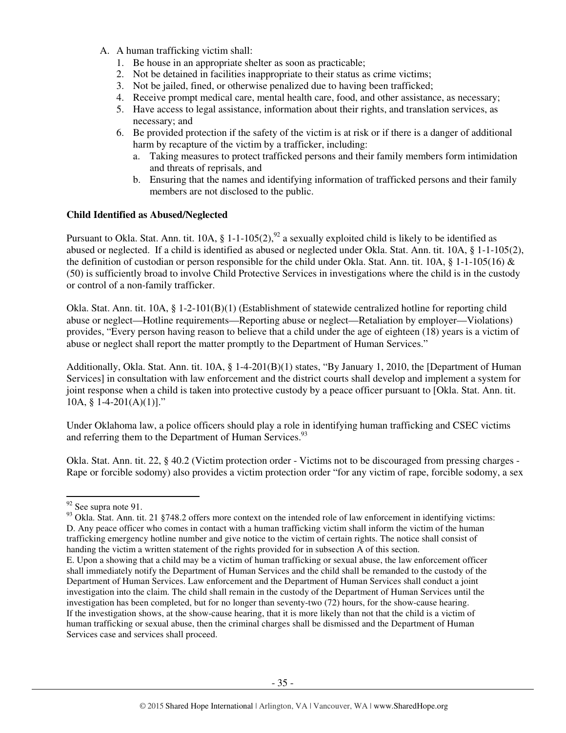A. A human trafficking victim shall:
   1. Be house in an appropriate shelter as soon as practicable;
   2. Not be detained in facilities inappropriate to their status as crime victims;
   3. Not be jailed, fined, or otherwise penalized due to having been trafficked;
   4. Receive prompt medical care, mental health care, food, and other assistance, as necessary;
   5. Have access to legal assistance, information about their rights, and translation services, as necessary; and
   6. Be provided protection if the safety of the victim is at risk or if there is a danger of additional harm by recapture of the victim by a trafficker, including:
      a. Taking measures to protect trafficked persons and their family members form intimidation and threats of reprisals, and
      b. Ensuring that the names and identifying information of trafficked persons and their family members are not disclosed to the public.

**Child Identified as Abused/Neglected**

Pursuant to Okla. Stat. Ann. tit. 10A, § 1-1-105(2),[92] a sexually exploited child is likely to be identified as abused or neglected. If a child is identified as abused or neglected under Okla. Stat. Ann. tit. 10A, § 1-1-105(2), the definition of custodian or person responsible for the child under Okla. Stat. Ann. tit. 10A, § 1-1-105(16) & (50) is sufficiently broad to involve Child Protective Services in investigations where the child is in the custody or control of a non-family trafficker.

Okla. Stat. Ann. tit. 10A, § 1-2-101(B)(1) (Establishment of statewide centralized hotline for reporting child abuse or neglect—Hotline requirements—Reporting abuse or neglect—Retaliation by employer—Violations) provides, "Every person having reason to believe that a child under the age of eighteen (18) years is a victim of abuse or neglect shall report the matter promptly to the Department of Human Services."

Additionally, Okla. Stat. Ann. tit. 10A, § 1-4-201(B)(1) states, "By January 1, 2010, the [Department of Human Services] in consultation with law enforcement and the district courts shall develop and implement a system for joint response when a child is taken into protective custody by a peace officer pursuant to [Okla. Stat. Ann. tit. 10A, § 1-4-201(A)(1)]."

Under Oklahoma law, a police officers should play a role in identifying human trafficking and CSEC victims and referring them to the Department of Human Services.[93]

Okla. Stat. Ann. tit. 22, § 40.2 (Victim protection order - Victims not to be discouraged from pressing charges - Rape or forcible sodomy) also provides a victim protection order "for any victim of rape, forcible sodomy, a sex

---

[92] See supra note 91.

[93] Okla. Stat. Ann. tit. 21 §748.2 offers more context on the intended role of law enforcement in identifying victims:
D. Any peace officer who comes in contact with a human trafficking victim shall inform the victim of the human trafficking emergency hotline number and give notice to the victim of certain rights. The notice shall consist of handing the victim a written statement of the rights provided for in subsection A of this section.
E. Upon a showing that a child may be a victim of human trafficking or sexual abuse, the law enforcement officer shall immediately notify the Department of Human Services and the child shall be remanded to the custody of the Department of Human Services. Law enforcement and the Department of Human Services shall conduct a joint investigation into the claim. The child shall remain in the custody of the Department of Human Services until the investigation has been completed, but for no longer than seventy-two (72) hours, for the show-cause hearing. If the investigation shows, at the show-cause hearing, that it is more likely than not that the child is a victim of human trafficking or sexual abuse, then the criminal charges shall be dismissed and the Department of Human Services case and services shall proceed.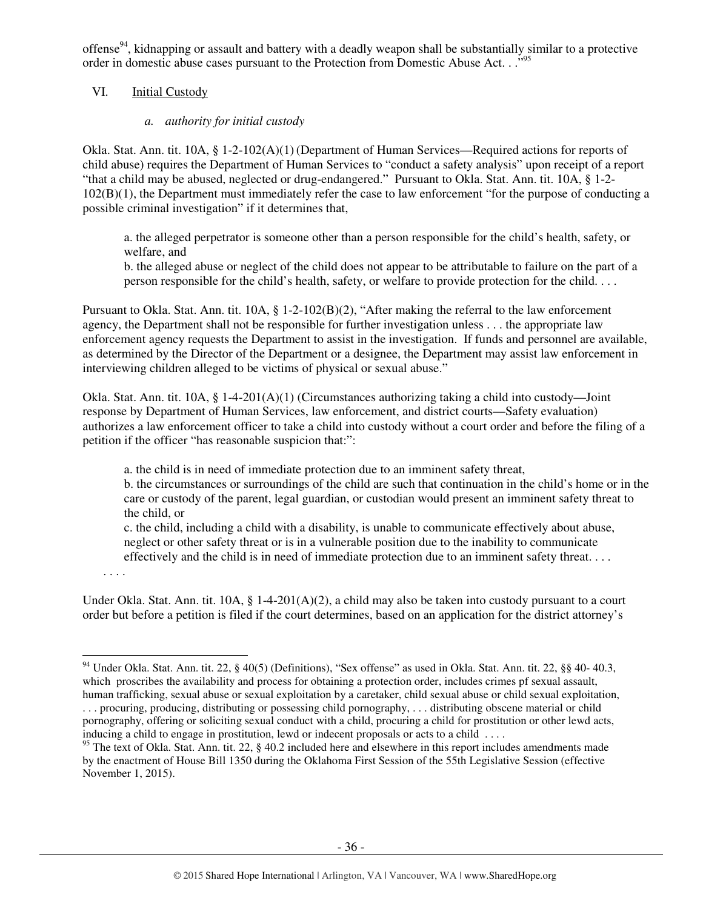offense[94], kidnapping or assault and battery with a deadly weapon shall be substantially similar to a protective order in domestic abuse cases pursuant to the Protection from Domestic Abuse Act. . ."[95]

## VI. Initial Custody

### *a. authority for initial custody*

Okla. Stat. Ann. tit. 10A, § 1-2-102(A)(1) (Department of Human Services—Required actions for reports of child abuse) requires the Department of Human Services to "conduct a safety analysis" upon receipt of a report "that a child may be abused, neglected or drug-endangered." Pursuant to Okla. Stat. Ann. tit. 10A, § 1-2-102(B)(1), the Department must immediately refer the case to law enforcement "for the purpose of conducting a possible criminal investigation" if it determines that,

> a. the alleged perpetrator is someone other than a person responsible for the child's health, safety, or welfare, and
> b. the alleged abuse or neglect of the child does not appear to be attributable to failure on the part of a person responsible for the child's health, safety, or welfare to provide protection for the child. . . .

Pursuant to Okla. Stat. Ann. tit. 10A, § 1-2-102(B)(2), "After making the referral to the law enforcement agency, the Department shall not be responsible for further investigation unless . . . the appropriate law enforcement agency requests the Department to assist in the investigation. If funds and personnel are available, as determined by the Director of the Department or a designee, the Department may assist law enforcement in interviewing children alleged to be victims of physical or sexual abuse."

Okla. Stat. Ann. tit. 10A, § 1-4-201(A)(1) (Circumstances authorizing taking a child into custody—Joint response by Department of Human Services, law enforcement, and district courts—Safety evaluation) authorizes a law enforcement officer to take a child into custody without a court order and before the filing of a petition if the officer "has reasonable suspicion that:":

> a. the child is in need of immediate protection due to an imminent safety threat,
> b. the circumstances or surroundings of the child are such that continuation in the child's home or in the care or custody of the parent, legal guardian, or custodian would present an imminent safety threat to the child, or
> c. the child, including a child with a disability, is unable to communicate effectively about abuse, neglect or other safety threat or is in a vulnerable position due to the inability to communicate effectively and the child is in need of immediate protection due to an imminent safety threat. . . .
>
> . . . .

Under Okla. Stat. Ann. tit. 10A, § 1-4-201(A)(2), a child may also be taken into custody pursuant to a court order but before a petition is filed if the court determines, based on an application for the district attorney's

---

[94] Under Okla. Stat. Ann. tit. 22, § 40(5) (Definitions), "Sex offense" as used in Okla. Stat. Ann. tit. 22, §§ 40- 40.3, which proscribes the availability and process for obtaining a protection order, includes crimes pf sexual assault, human trafficking, sexual abuse or sexual exploitation by a caretaker, child sexual abuse or child sexual exploitation, . . . procuring, producing, distributing or possessing child pornography, . . . distributing obscene material or child pornography, offering or soliciting sexual conduct with a child, procuring a child for prostitution or other lewd acts, inducing a child to engage in prostitution, lewd or indecent proposals or acts to a child . . . .

[95] The text of Okla. Stat. Ann. tit. 22, § 40.2 included here and elsewhere in this report includes amendments made by the enactment of House Bill 1350 during the Oklahoma First Session of the 55th Legislative Session (effective November 1, 2015).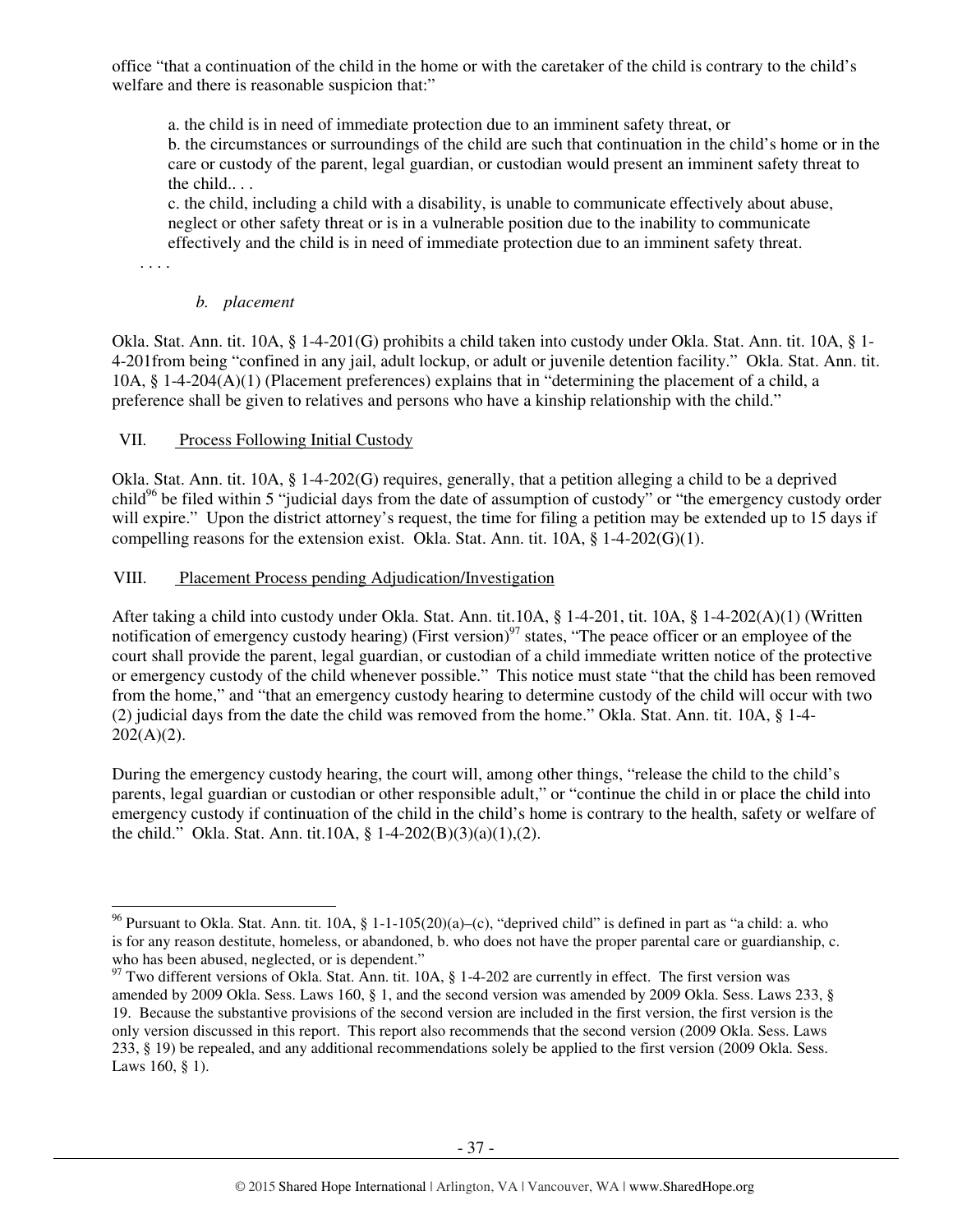office "that a continuation of the child in the home or with the caretaker of the child is contrary to the child's welfare and there is reasonable suspicion that:"

> a. the child is in need of immediate protection due to an imminent safety threat, or
> b. the circumstances or surroundings of the child are such that continuation in the child's home or in the care or custody of the parent, legal guardian, or custodian would present an imminent safety threat to the child.. . .
> c. the child, including a child with a disability, is unable to communicate effectively about abuse, neglect or other safety threat or is in a vulnerable position due to the inability to communicate effectively and the child is in need of immediate protection due to an imminent safety threat.

. . . .

*b. placement*

Okla. Stat. Ann. tit. 10A, § 1-4-201(G) prohibits a child taken into custody under Okla. Stat. Ann. tit. 10A, § 1-4-201from being "confined in any jail, adult lockup, or adult or juvenile detention facility." Okla. Stat. Ann. tit. 10A, § 1-4-204(A)(1) (Placement preferences) explains that in "determining the placement of a child, a preference shall be given to relatives and persons who have a kinship relationship with the child."

## VII. Process Following Initial Custody

Okla. Stat. Ann. tit. 10A, § 1-4-202(G) requires, generally, that a petition alleging a child to be a deprived child[96] be filed within 5 "judicial days from the date of assumption of custody" or "the emergency custody order will expire." Upon the district attorney's request, the time for filing a petition may be extended up to 15 days if compelling reasons for the extension exist. Okla. Stat. Ann. tit. 10A, § 1-4-202(G)(1).

## VIII. Placement Process pending Adjudication/Investigation

After taking a child into custody under Okla. Stat. Ann. tit.10A, § 1-4-201, tit. 10A, § 1-4-202(A)(1) (Written notification of emergency custody hearing) (First version)[97] states, "The peace officer or an employee of the court shall provide the parent, legal guardian, or custodian of a child immediate written notice of the protective or emergency custody of the child whenever possible." This notice must state "that the child has been removed from the home," and "that an emergency custody hearing to determine custody of the child will occur with two (2) judicial days from the date the child was removed from the home." Okla. Stat. Ann. tit. 10A, § 1-4-202(A)(2).

During the emergency custody hearing, the court will, among other things, "release the child to the child's parents, legal guardian or custodian or other responsible adult," or "continue the child in or place the child into emergency custody if continuation of the child in the child's home is contrary to the health, safety or welfare of the child." Okla. Stat. Ann. tit.10A, § 1-4-202(B)(3)(a)(1),(2).

---

[96] Pursuant to Okla. Stat. Ann. tit. 10A, § 1-1-105(20)(a)–(c), "deprived child" is defined in part as "a child: a. who is for any reason destitute, homeless, or abandoned, b. who does not have the proper parental care or guardianship, c. who has been abused, neglected, or is dependent."

[97] Two different versions of Okla. Stat. Ann. tit. 10A, § 1-4-202 are currently in effect. The first version was amended by 2009 Okla. Sess. Laws 160, § 1, and the second version was amended by 2009 Okla. Sess. Laws 233, § 19. Because the substantive provisions of the second version are included in the first version, the first version is the only version discussed in this report. This report also recommends that the second version (2009 Okla. Sess. Laws 233, § 19) be repealed, and any additional recommendations solely be applied to the first version (2009 Okla. Sess. Laws 160, § 1).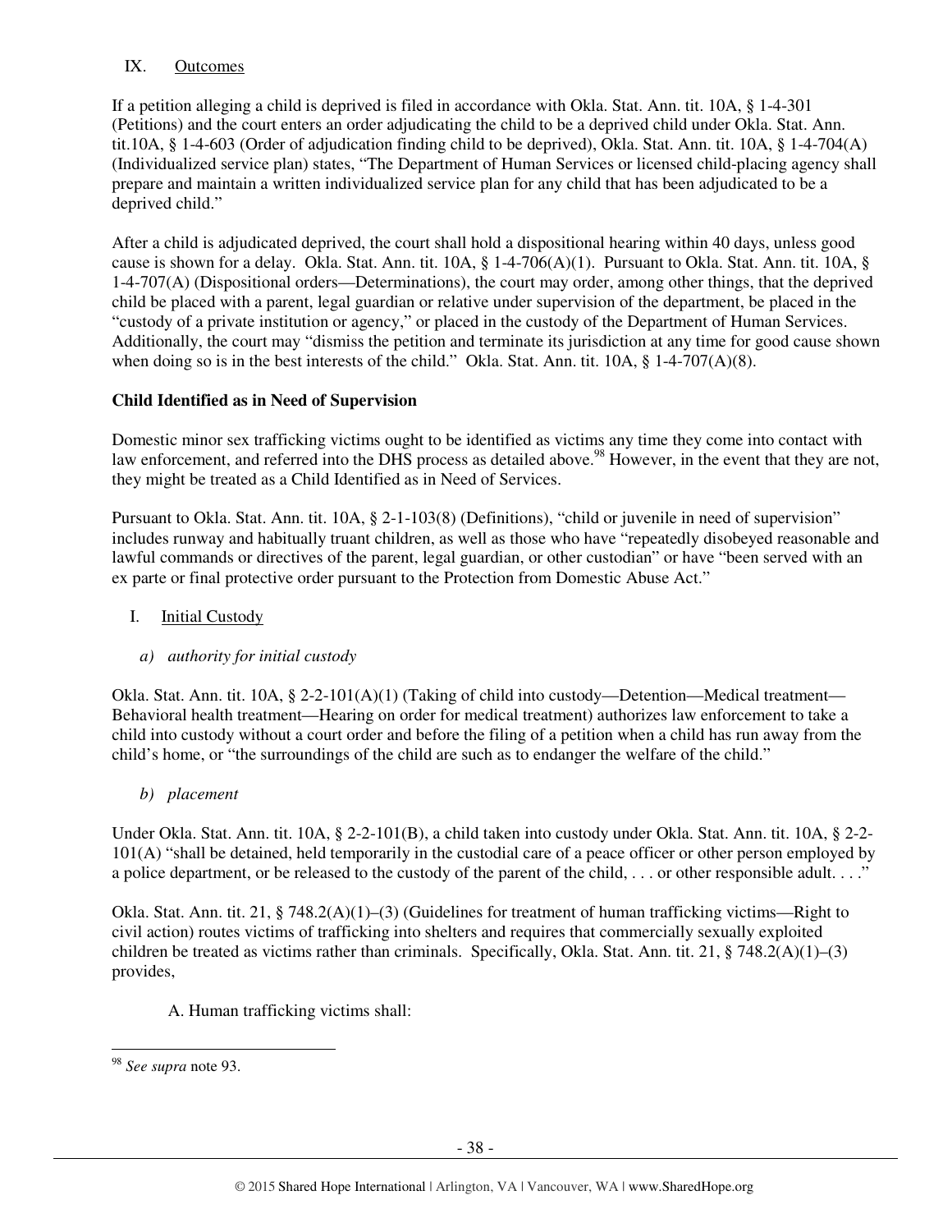IX. Outcomes

If a petition alleging a child is deprived is filed in accordance with Okla. Stat. Ann. tit. 10A, § 1-4-301 (Petitions) and the court enters an order adjudicating the child to be a deprived child under Okla. Stat. Ann. tit.10A, § 1-4-603 (Order of adjudication finding child to be deprived), Okla. Stat. Ann. tit. 10A, § 1-4-704(A) (Individualized service plan) states, "The Department of Human Services or licensed child-placing agency shall prepare and maintain a written individualized service plan for any child that has been adjudicated to be a deprived child."

After a child is adjudicated deprived, the court shall hold a dispositional hearing within 40 days, unless good cause is shown for a delay. Okla. Stat. Ann. tit. 10A, § 1-4-706(A)(1). Pursuant to Okla. Stat. Ann. tit. 10A, § 1-4-707(A) (Dispositional orders—Determinations), the court may order, among other things, that the deprived child be placed with a parent, legal guardian or relative under supervision of the department, be placed in the "custody of a private institution or agency," or placed in the custody of the Department of Human Services. Additionally, the court may "dismiss the petition and terminate its jurisdiction at any time for good cause shown when doing so is in the best interests of the child." Okla. Stat. Ann. tit. 10A, § 1-4-707(A)(8).

**Child Identified as in Need of Supervision**

Domestic minor sex trafficking victims ought to be identified as victims any time they come into contact with law enforcement, and referred into the DHS process as detailed above.[98] However, in the event that they are not, they might be treated as a Child Identified as in Need of Services.

Pursuant to Okla. Stat. Ann. tit. 10A, § 2-1-103(8) (Definitions), "child or juvenile in need of supervision" includes runway and habitually truant children, as well as those who have "repeatedly disobeyed reasonable and lawful commands or directives of the parent, legal guardian, or other custodian" or have "been served with an ex parte or final protective order pursuant to the Protection from Domestic Abuse Act."

I. Initial Custody

*a) authority for initial custody*

Okla. Stat. Ann. tit. 10A, § 2-2-101(A)(1) (Taking of child into custody—Detention—Medical treatment—Behavioral health treatment—Hearing on order for medical treatment) authorizes law enforcement to take a child into custody without a court order and before the filing of a petition when a child has run away from the child's home, or "the surroundings of the child are such as to endanger the welfare of the child."

*b) placement*

Under Okla. Stat. Ann. tit. 10A, § 2-2-101(B), a child taken into custody under Okla. Stat. Ann. tit. 10A, § 2-2-101(A) "shall be detained, held temporarily in the custodial care of a peace officer or other person employed by a police department, or be released to the custody of the parent of the child, . . . or other responsible adult. . . ."

Okla. Stat. Ann. tit. 21, § 748.2(A)(1)–(3) (Guidelines for treatment of human trafficking victims—Right to civil action) routes victims of trafficking into shelters and requires that commercially sexually exploited children be treated as victims rather than criminals. Specifically, Okla. Stat. Ann. tit. 21, § 748.2(A)(1)–(3) provides,

> A. Human trafficking victims shall:

[98] *See supra* note 93.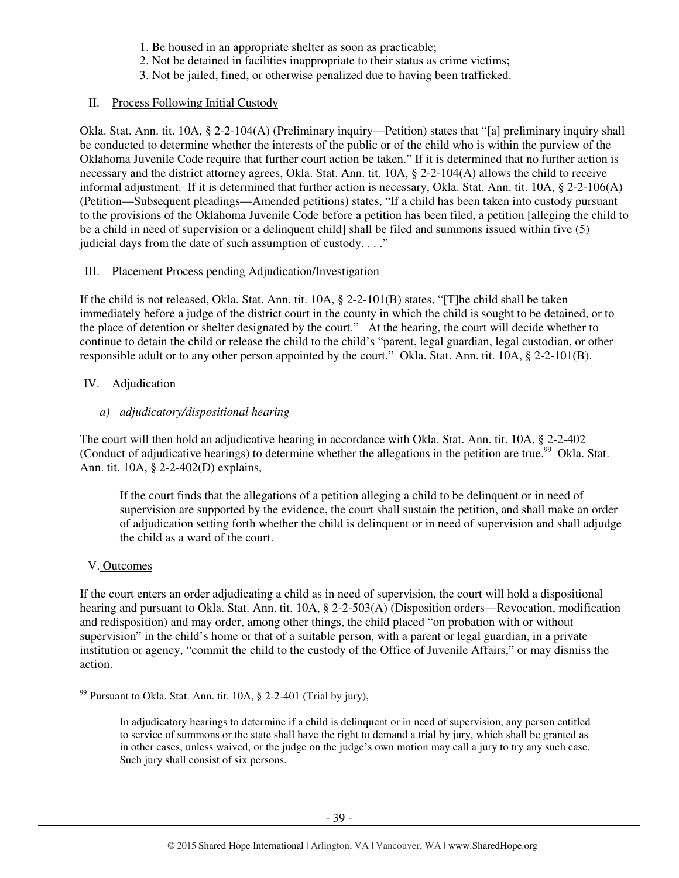1. Be housed in an appropriate shelter as soon as practicable;
2. Not be detained in facilities inappropriate to their status as crime victims;
3. Not be jailed, fined, or otherwise penalized due to having been trafficked.

II. Process Following Initial Custody

Okla. Stat. Ann. tit. 10A, § 2-2-104(A) (Preliminary inquiry—Petition) states that "[a] preliminary inquiry shall be conducted to determine whether the interests of the public or of the child who is within the purview of the Oklahoma Juvenile Code require that further court action be taken." If it is determined that no further action is necessary and the district attorney agrees, Okla. Stat. Ann. tit. 10A, § 2-2-104(A) allows the child to receive informal adjustment. If it is determined that further action is necessary, Okla. Stat. Ann. tit. 10A, § 2-2-106(A) (Petition—Subsequent pleadings—Amended petitions) states, "If a child has been taken into custody pursuant to the provisions of the Oklahoma Juvenile Code before a petition has been filed, a petition [alleging the child to be a child in need of supervision or a delinquent child] shall be filed and summons issued within five (5) judicial days from the date of such assumption of custody. . . ."

III. Placement Process pending Adjudication/Investigation

If the child is not released, Okla. Stat. Ann. tit. 10A, § 2-2-101(B) states, "[T]he child shall be taken immediately before a judge of the district court in the county in which the child is sought to be detained, or to the place of detention or shelter designated by the court." At the hearing, the court will decide whether to continue to detain the child or release the child to the child's "parent, legal guardian, legal custodian, or other responsible adult or to any other person appointed by the court." Okla. Stat. Ann. tit. 10A, § 2-2-101(B).

IV. Adjudication

*a) adjudicatory/dispositional hearing*

The court will then hold an adjudicative hearing in accordance with Okla. Stat. Ann. tit. 10A, § 2-2-402 (Conduct of adjudicative hearings) to determine whether the allegations in the petition are true.[99] Okla. Stat. Ann. tit. 10A, § 2-2-402(D) explains,

> If the court finds that the allegations of a petition alleging a child to be delinquent or in need of supervision are supported by the evidence, the court shall sustain the petition, and shall make an order of adjudication setting forth whether the child is delinquent or in need of supervision and shall adjudge the child as a ward of the court.

V. Outcomes

If the court enters an order adjudicating a child as in need of supervision, the court will hold a dispositional hearing and pursuant to Okla. Stat. Ann. tit. 10A, § 2-2-503(A) (Disposition orders—Revocation, modification and redisposition) and may order, among other things, the child placed "on probation with or without supervision" in the child's home or that of a suitable person, with a parent or legal guardian, in a private institution or agency, "commit the child to the custody of the Office of Juvenile Affairs," or may dismiss the action.

---

[99] Pursuant to Okla. Stat. Ann. tit. 10A, § 2-2-401 (Trial by jury),

> In adjudicatory hearings to determine if a child is delinquent or in need of supervision, any person entitled to service of summons or the state shall have the right to demand a trial by jury, which shall be granted as in other cases, unless waived, or the judge on the judge's own motion may call a jury to try any such case. Such jury shall consist of six persons.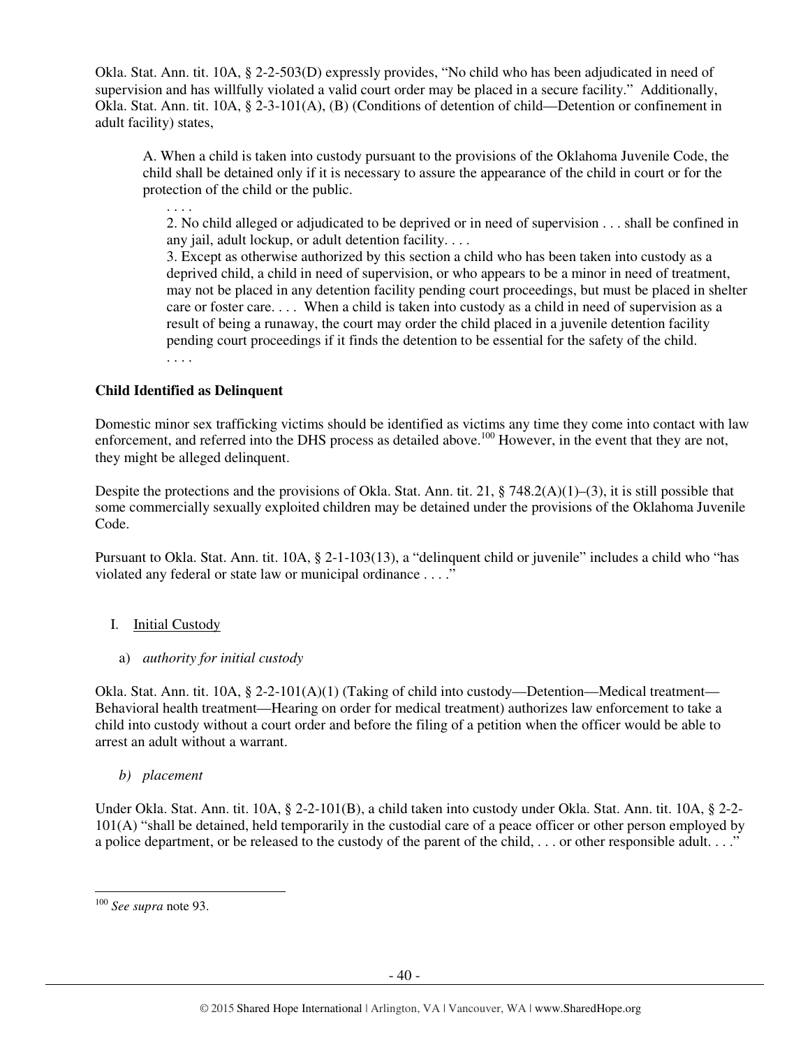Okla. Stat. Ann. tit. 10A, § 2-2-503(D) expressly provides, "No child who has been adjudicated in need of supervision and has willfully violated a valid court order may be placed in a secure facility." Additionally, Okla. Stat. Ann. tit. 10A, § 2-3-101(A), (B) (Conditions of detention of child—Detention or confinement in adult facility) states,

> A. When a child is taken into custody pursuant to the provisions of the Oklahoma Juvenile Code, the child shall be detained only if it is necessary to assure the appearance of the child in court or for the protection of the child or the public.
>
> . . . .
>
> 2. No child alleged or adjudicated to be deprived or in need of supervision . . . shall be confined in any jail, adult lockup, or adult detention facility. . . .
>
> 3. Except as otherwise authorized by this section a child who has been taken into custody as a deprived child, a child in need of supervision, or who appears to be a minor in need of treatment, may not be placed in any detention facility pending court proceedings, but must be placed in shelter care or foster care. . . . When a child is taken into custody as a child in need of supervision as a result of being a runaway, the court may order the child placed in a juvenile detention facility pending court proceedings if it finds the detention to be essential for the safety of the child.
>
> . . . .

**Child Identified as Delinquent**

Domestic minor sex trafficking victims should be identified as victims any time they come into contact with law enforcement, and referred into the DHS process as detailed above.[100] However, in the event that they are not, they might be alleged delinquent.

Despite the protections and the provisions of Okla. Stat. Ann. tit. 21, § 748.2(A)(1)–(3), it is still possible that some commercially sexually exploited children may be detained under the provisions of the Oklahoma Juvenile Code.

Pursuant to Okla. Stat. Ann. tit. 10A, § 2-1-103(13), a "delinquent child or juvenile" includes a child who "has violated any federal or state law or municipal ordinance . . . ."

I. <u>Initial Custody</u>

a) *authority for initial custody*

Okla. Stat. Ann. tit. 10A, § 2-2-101(A)(1) (Taking of child into custody—Detention—Medical treatment—Behavioral health treatment—Hearing on order for medical treatment) authorizes law enforcement to take a child into custody without a court order and before the filing of a petition when the officer would be able to arrest an adult without a warrant.

b) *placement*

Under Okla. Stat. Ann. tit. 10A, § 2-2-101(B), a child taken into custody under Okla. Stat. Ann. tit. 10A, § 2-2-101(A) "shall be detained, held temporarily in the custodial care of a peace officer or other person employed by a police department, or be released to the custody of the parent of the child, . . . or other responsible adult. . . ."

---

[100] *See supra* note 93.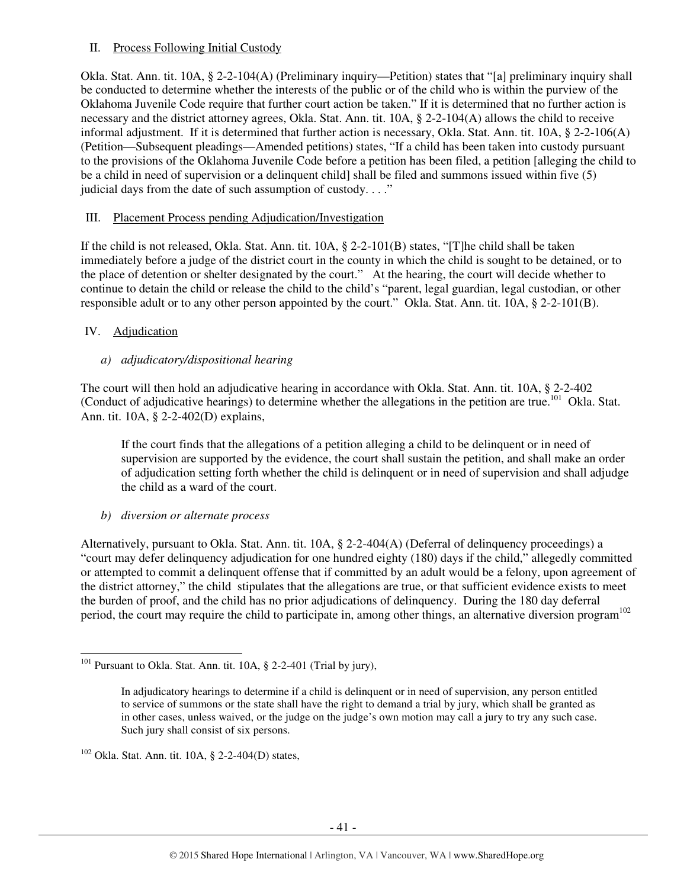II. Process Following Initial Custody

Okla. Stat. Ann. tit. 10A, § 2-2-104(A) (Preliminary inquiry—Petition) states that "[a] preliminary inquiry shall be conducted to determine whether the interests of the public or of the child who is within the purview of the Oklahoma Juvenile Code require that further court action be taken." If it is determined that no further action is necessary and the district attorney agrees, Okla. Stat. Ann. tit. 10A, § 2-2-104(A) allows the child to receive informal adjustment. If it is determined that further action is necessary, Okla. Stat. Ann. tit. 10A, § 2-2-106(A) (Petition—Subsequent pleadings—Amended petitions) states, "If a child has been taken into custody pursuant to the provisions of the Oklahoma Juvenile Code before a petition has been filed, a petition [alleging the child to be a child in need of supervision or a delinquent child] shall be filed and summons issued within five (5) judicial days from the date of such assumption of custody. . . ."

III. Placement Process pending Adjudication/Investigation

If the child is not released, Okla. Stat. Ann. tit. 10A, § 2-2-101(B) states, "[T]he child shall be taken immediately before a judge of the district court in the county in which the child is sought to be detained, or to the place of detention or shelter designated by the court." At the hearing, the court will decide whether to continue to detain the child or release the child to the child's "parent, legal guardian, legal custodian, or other responsible adult or to any other person appointed by the court." Okla. Stat. Ann. tit. 10A, § 2-2-101(B).

IV. Adjudication

*a) adjudicatory/dispositional hearing*

The court will then hold an adjudicative hearing in accordance with Okla. Stat. Ann. tit. 10A, § 2-2-402 (Conduct of adjudicative hearings) to determine whether the allegations in the petition are true.[101] Okla. Stat. Ann. tit. 10A, § 2-2-402(D) explains,

> If the court finds that the allegations of a petition alleging a child to be delinquent or in need of supervision are supported by the evidence, the court shall sustain the petition, and shall make an order of adjudication setting forth whether the child is delinquent or in need of supervision and shall adjudge the child as a ward of the court.

*b) diversion or alternate process*

Alternatively, pursuant to Okla. Stat. Ann. tit. 10A, § 2-2-404(A) (Deferral of delinquency proceedings) a "court may defer delinquency adjudication for one hundred eighty (180) days if the child," allegedly committed or attempted to commit a delinquent offense that if committed by an adult would be a felony, upon agreement of the district attorney," the child stipulates that the allegations are true, or that sufficient evidence exists to meet the burden of proof, and the child has no prior adjudications of delinquency. During the 180 day deferral period, the court may require the child to participate in, among other things, an alternative diversion program[102]

---

[101] Pursuant to Okla. Stat. Ann. tit. 10A, § 2-2-401 (Trial by jury),

> In adjudicatory hearings to determine if a child is delinquent or in need of supervision, any person entitled to service of summons or the state shall have the right to demand a trial by jury, which shall be granted as in other cases, unless waived, or the judge on the judge's own motion may call a jury to try any such case. Such jury shall consist of six persons.

[102] Okla. Stat. Ann. tit. 10A, § 2-2-404(D) states,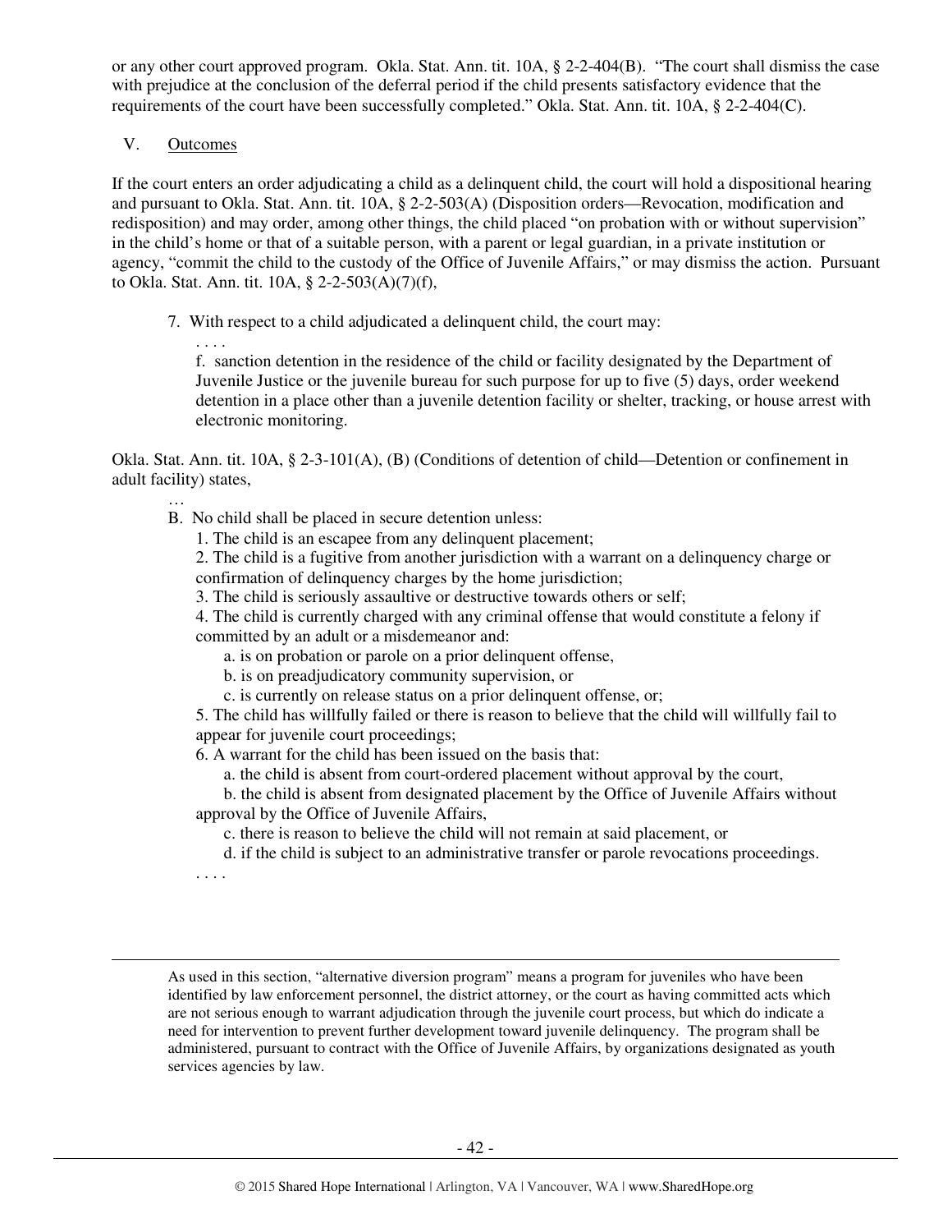or any other court approved program. Okla. Stat. Ann. tit. 10A, § 2-2-404(B). "The court shall dismiss the case with prejudice at the conclusion of the deferral period if the child presents satisfactory evidence that the requirements of the court have been successfully completed." Okla. Stat. Ann. tit. 10A, § 2-2-404(C).

V. Outcomes

If the court enters an order adjudicating a child as a delinquent child, the court will hold a dispositional hearing and pursuant to Okla. Stat. Ann. tit. 10A, § 2-2-503(A) (Disposition orders—Revocation, modification and redisposition) and may order, among other things, the child placed "on probation with or without supervision" in the child's home or that of a suitable person, with a parent or legal guardian, in a private institution or agency, "commit the child to the custody of the Office of Juvenile Affairs," or may dismiss the action. Pursuant to Okla. Stat. Ann. tit. 10A, § 2-2-503(A)(7)(f),

> 7. With respect to a child adjudicated a delinquent child, the court may:
>
> . . . .
>
> f. sanction detention in the residence of the child or facility designated by the Department of Juvenile Justice or the juvenile bureau for such purpose for up to five (5) days, order weekend detention in a place other than a juvenile detention facility or shelter, tracking, or house arrest with electronic monitoring.

Okla. Stat. Ann. tit. 10A, § 2-3-101(A), (B) (Conditions of detention of child—Detention or confinement in adult facility) states,

> …
>
> B. No child shall be placed in secure detention unless:
>
> 1. The child is an escapee from any delinquent placement;
>
> 2. The child is a fugitive from another jurisdiction with a warrant on a delinquency charge or confirmation of delinquency charges by the home jurisdiction;
>
> 3. The child is seriously assaultive or destructive towards others or self;
>
> 4. The child is currently charged with any criminal offense that would constitute a felony if committed by an adult or a misdemeanor and:
>
> a. is on probation or parole on a prior delinquent offense,
>
> b. is on preadjudicatory community supervision, or
>
> c. is currently on release status on a prior delinquent offense, or;
>
> 5. The child has willfully failed or there is reason to believe that the child will willfully fail to appear for juvenile court proceedings;
>
> 6. A warrant for the child has been issued on the basis that:
>
> a. the child is absent from court-ordered placement without approval by the court,
>
> b. the child is absent from designated placement by the Office of Juvenile Affairs without approval by the Office of Juvenile Affairs,
>
> c. there is reason to believe the child will not remain at said placement, or
>
> d. if the child is subject to an administrative transfer or parole revocations proceedings.
>
> . . . .

---

As used in this section, "alternative diversion program" means a program for juveniles who have been identified by law enforcement personnel, the district attorney, or the court as having committed acts which are not serious enough to warrant adjudication through the juvenile court process, but which do indicate a need for intervention to prevent further development toward juvenile delinquency. The program shall be administered, pursuant to contract with the Office of Juvenile Affairs, by organizations designated as youth services agencies by law.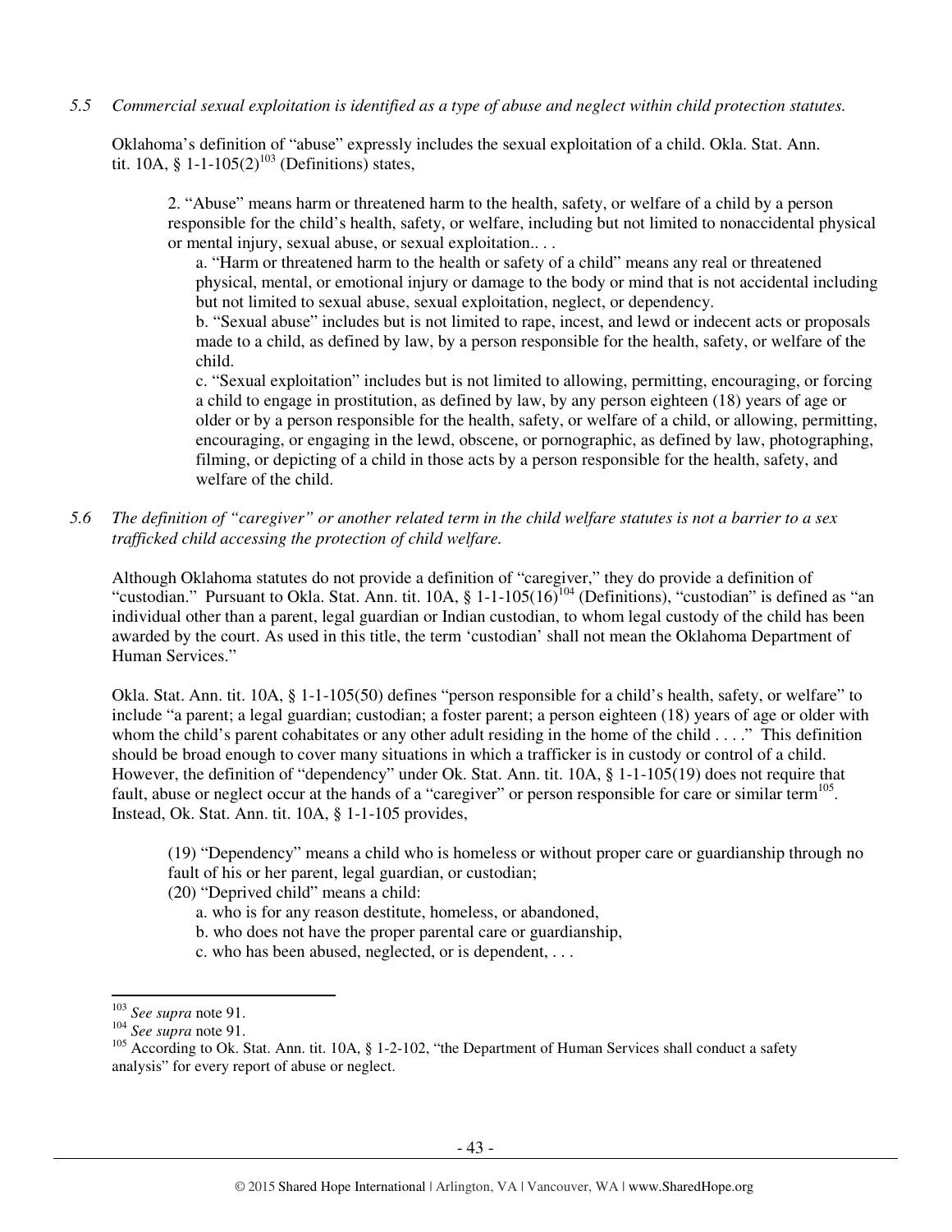*5.5 Commercial sexual exploitation is identified as a type of abuse and neglect within child protection statutes.*

Oklahoma's definition of "abuse" expressly includes the sexual exploitation of a child. Okla. Stat. Ann. tit. 10A, § 1-1-105(2)[103] (Definitions) states,

> 2. "Abuse" means harm or threatened harm to the health, safety, or welfare of a child by a person responsible for the child's health, safety, or welfare, including but not limited to nonaccidental physical or mental injury, sexual abuse, or sexual exploitation.. . .
>
> a. "Harm or threatened harm to the health or safety of a child" means any real or threatened physical, mental, or emotional injury or damage to the body or mind that is not accidental including but not limited to sexual abuse, sexual exploitation, neglect, or dependency.
>
> b. "Sexual abuse" includes but is not limited to rape, incest, and lewd or indecent acts or proposals made to a child, as defined by law, by a person responsible for the health, safety, or welfare of the child.
>
> c. "Sexual exploitation" includes but is not limited to allowing, permitting, encouraging, or forcing a child to engage in prostitution, as defined by law, by any person eighteen (18) years of age or older or by a person responsible for the health, safety, or welfare of a child, or allowing, permitting, encouraging, or engaging in the lewd, obscene, or pornographic, as defined by law, photographing, filming, or depicting of a child in those acts by a person responsible for the health, safety, and welfare of the child.

*5.6 The definition of "caregiver" or another related term in the child welfare statutes is not a barrier to a sex trafficked child accessing the protection of child welfare.*

Although Oklahoma statutes do not provide a definition of "caregiver," they do provide a definition of "custodian." Pursuant to Okla. Stat. Ann. tit. 10A, § 1-1-105(16)[104] (Definitions), "custodian" is defined as "an individual other than a parent, legal guardian or Indian custodian, to whom legal custody of the child has been awarded by the court. As used in this title, the term 'custodian' shall not mean the Oklahoma Department of Human Services."

Okla. Stat. Ann. tit. 10A, § 1-1-105(50) defines "person responsible for a child's health, safety, or welfare" to include "a parent; a legal guardian; custodian; a foster parent; a person eighteen (18) years of age or older with whom the child's parent cohabitates or any other adult residing in the home of the child . . . ." This definition should be broad enough to cover many situations in which a trafficker is in custody or control of a child. However, the definition of "dependency" under Ok. Stat. Ann. tit. 10A, § 1-1-105(19) does not require that fault, abuse or neglect occur at the hands of a "caregiver" or person responsible for care or similar term[105]. Instead, Ok. Stat. Ann. tit. 10A, § 1-1-105 provides,

> (19) "Dependency" means a child who is homeless or without proper care or guardianship through no fault of his or her parent, legal guardian, or custodian;
>
> (20) "Deprived child" means a child:
>
> a. who is for any reason destitute, homeless, or abandoned,
>
> b. who does not have the proper parental care or guardianship,
>
> c. who has been abused, neglected, or is dependent, . . .

---

[103] *See supra* note 91.

[104] *See supra* note 91.

[105] According to Ok. Stat. Ann. tit. 10A, § 1-2-102, "the Department of Human Services shall conduct a safety analysis" for every report of abuse or neglect.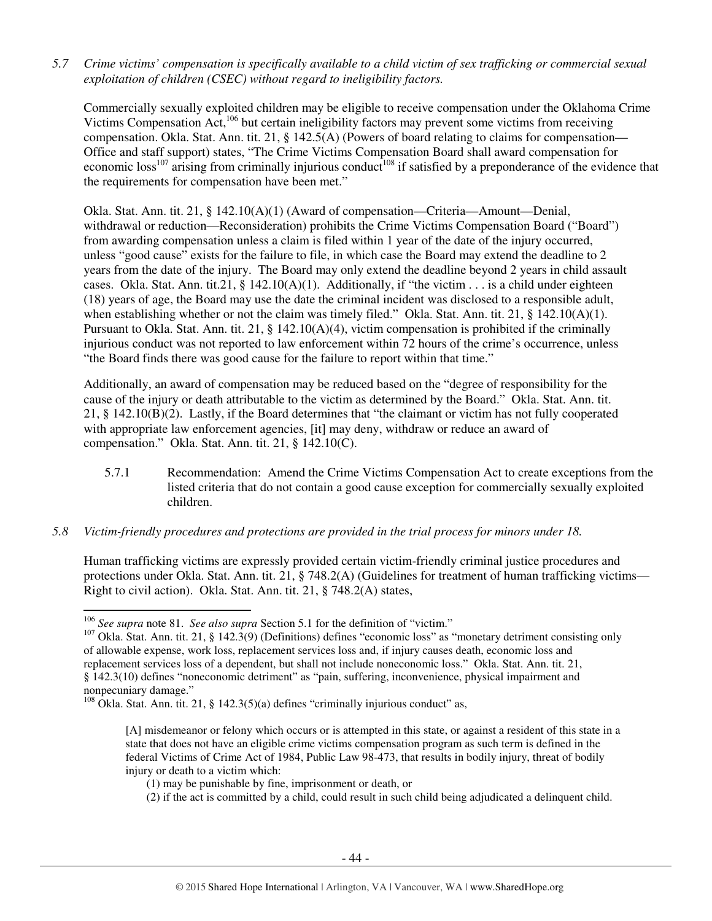*5.7 Crime victims' compensation is specifically available to a child victim of sex trafficking or commercial sexual exploitation of children (CSEC) without regard to ineligibility factors.*

Commercially sexually exploited children may be eligible to receive compensation under the Oklahoma Crime Victims Compensation Act,[106] but certain ineligibility factors may prevent some victims from receiving compensation. Okla. Stat. Ann. tit. 21, § 142.5(A) (Powers of board relating to claims for compensation—Office and staff support) states, "The Crime Victims Compensation Board shall award compensation for economic loss[107] arising from criminally injurious conduct[108] if satisfied by a preponderance of the evidence that the requirements for compensation have been met."

Okla. Stat. Ann. tit. 21, § 142.10(A)(1) (Award of compensation—Criteria—Amount—Denial, withdrawal or reduction—Reconsideration) prohibits the Crime Victims Compensation Board ("Board") from awarding compensation unless a claim is filed within 1 year of the date of the injury occurred, unless "good cause" exists for the failure to file, in which case the Board may extend the deadline to 2 years from the date of the injury. The Board may only extend the deadline beyond 2 years in child assault cases. Okla. Stat. Ann. tit.21, § 142.10(A)(1). Additionally, if "the victim . . . is a child under eighteen (18) years of age, the Board may use the date the criminal incident was disclosed to a responsible adult, when establishing whether or not the claim was timely filed." Okla. Stat. Ann. tit. 21, § 142.10(A)(1). Pursuant to Okla. Stat. Ann. tit. 21, § 142.10(A)(4), victim compensation is prohibited if the criminally injurious conduct was not reported to law enforcement within 72 hours of the crime's occurrence, unless "the Board finds there was good cause for the failure to report within that time."

Additionally, an award of compensation may be reduced based on the "degree of responsibility for the cause of the injury or death attributable to the victim as determined by the Board." Okla. Stat. Ann. tit. 21, § 142.10(B)(2). Lastly, if the Board determines that "the claimant or victim has not fully cooperated with appropriate law enforcement agencies, [it] may deny, withdraw or reduce an award of compensation." Okla. Stat. Ann. tit. 21, § 142.10(C).

5.7.1 Recommendation: Amend the Crime Victims Compensation Act to create exceptions from the listed criteria that do not contain a good cause exception for commercially sexually exploited children.

*5.8 Victim-friendly procedures and protections are provided in the trial process for minors under 18.*

Human trafficking victims are expressly provided certain victim-friendly criminal justice procedures and protections under Okla. Stat. Ann. tit. 21, § 748.2(A) (Guidelines for treatment of human trafficking victims—Right to civil action). Okla. Stat. Ann. tit. 21, § 748.2(A) states,

---

[106] *See supra* note 81. *See also supra* Section 5.1 for the definition of "victim."

[107] Okla. Stat. Ann. tit. 21, § 142.3(9) (Definitions) defines "economic loss" as "monetary detriment consisting only of allowable expense, work loss, replacement services loss and, if injury causes death, economic loss and replacement services loss of a dependent, but shall not include noneconomic loss." Okla. Stat. Ann. tit. 21, § 142.3(10) defines "noneconomic detriment" as "pain, suffering, inconvenience, physical impairment and nonpecuniary damage."

[108] Okla. Stat. Ann. tit. 21, § 142.3(5)(a) defines "criminally injurious conduct" as,

> [A] misdemeanor or felony which occurs or is attempted in this state, or against a resident of this state in a state that does not have an eligible crime victims compensation program as such term is defined in the federal Victims of Crime Act of 1984, Public Law 98-473, that results in bodily injury, threat of bodily injury or death to a victim which:
>
> (1) may be punishable by fine, imprisonment or death, or
>
> (2) if the act is committed by a child, could result in such child being adjudicated a delinquent child.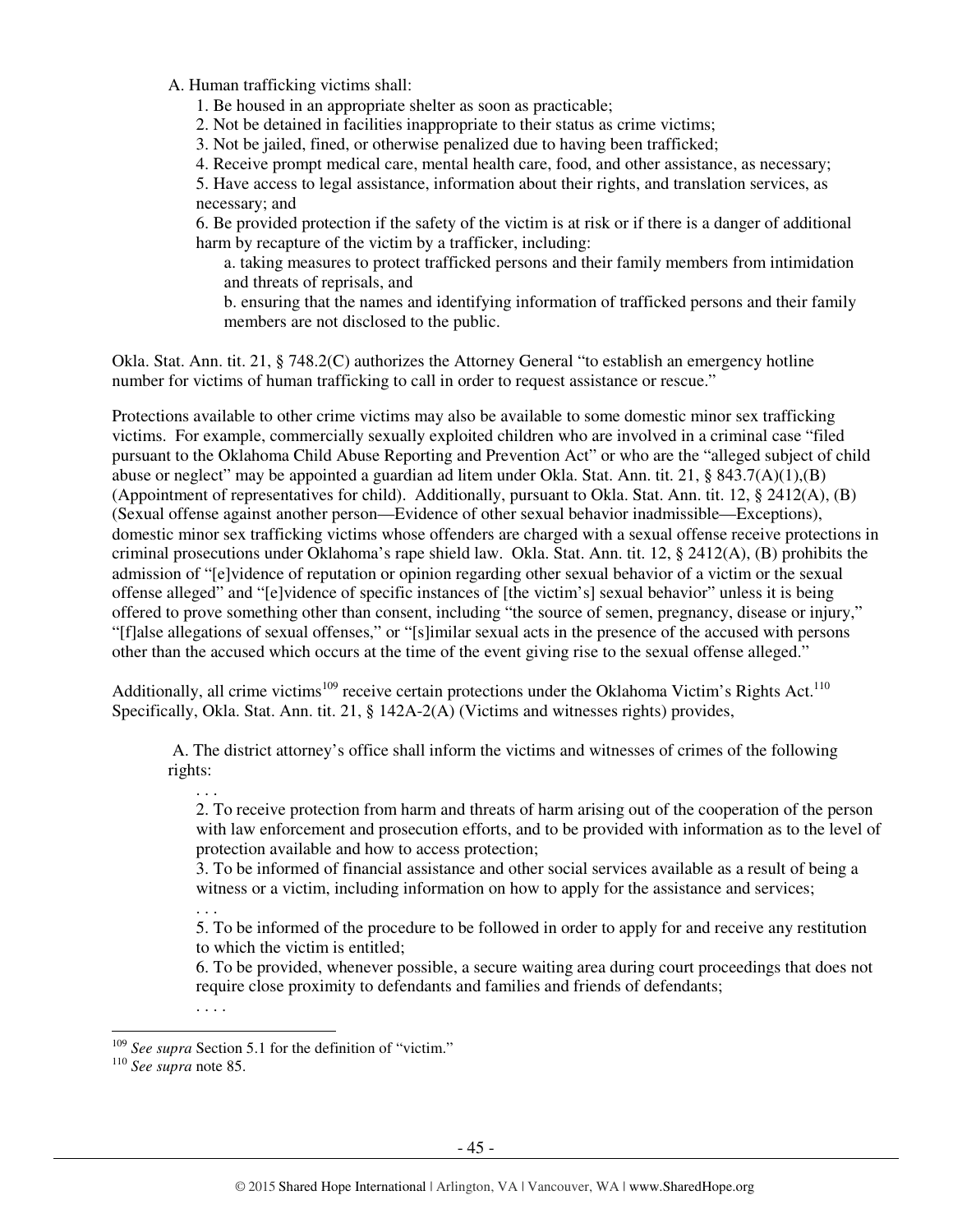A. Human trafficking victims shall:

1. Be housed in an appropriate shelter as soon as practicable;
2. Not be detained in facilities inappropriate to their status as crime victims;
3. Not be jailed, fined, or otherwise penalized due to having been trafficked;
4. Receive prompt medical care, mental health care, food, and other assistance, as necessary;
5. Have access to legal assistance, information about their rights, and translation services, as necessary; and
6. Be provided protection if the safety of the victim is at risk or if there is a danger of additional harm by recapture of the victim by a trafficker, including:
    a. taking measures to protect trafficked persons and their family members from intimidation and threats of reprisals, and
    b. ensuring that the names and identifying information of trafficked persons and their family members are not disclosed to the public.

Okla. Stat. Ann. tit. 21, § 748.2(C) authorizes the Attorney General "to establish an emergency hotline number for victims of human trafficking to call in order to request assistance or rescue."

Protections available to other crime victims may also be available to some domestic minor sex trafficking victims. For example, commercially sexually exploited children who are involved in a criminal case "filed pursuant to the Oklahoma Child Abuse Reporting and Prevention Act" or who are the "alleged subject of child abuse or neglect" may be appointed a guardian ad litem under Okla. Stat. Ann. tit. 21, § 843.7(A)(1),(B) (Appointment of representatives for child). Additionally, pursuant to Okla. Stat. Ann. tit. 12, § 2412(A), (B) (Sexual offense against another person—Evidence of other sexual behavior inadmissible—Exceptions), domestic minor sex trafficking victims whose offenders are charged with a sexual offense receive protections in criminal prosecutions under Oklahoma's rape shield law. Okla. Stat. Ann. tit. 12, § 2412(A), (B) prohibits the admission of "[e]vidence of reputation or opinion regarding other sexual behavior of a victim or the sexual offense alleged" and "[e]vidence of specific instances of [the victim's] sexual behavior" unless it is being offered to prove something other than consent, including "the source of semen, pregnancy, disease or injury," "[f]alse allegations of sexual offenses," or "[s]imilar sexual acts in the presence of the accused with persons other than the accused which occurs at the time of the event giving rise to the sexual offense alleged."

Additionally, all crime victims[109] receive certain protections under the Oklahoma Victim's Rights Act.[110] Specifically, Okla. Stat. Ann. tit. 21, § 142A-2(A) (Victims and witnesses rights) provides,

A. The district attorney's office shall inform the victims and witnesses of crimes of the following rights:

. . .

2. To receive protection from harm and threats of harm arising out of the cooperation of the person with law enforcement and prosecution efforts, and to be provided with information as to the level of protection available and how to access protection;
3. To be informed of financial assistance and other social services available as a result of being a witness or a victim, including information on how to apply for the assistance and services;

. . .

5. To be informed of the procedure to be followed in order to apply for and receive any restitution to which the victim is entitled;
6. To be provided, whenever possible, a secure waiting area during court proceedings that does not require close proximity to defendants and families and friends of defendants;

. . . .

---

[109] *See supra* Section 5.1 for the definition of "victim."

[110] *See supra* note 85.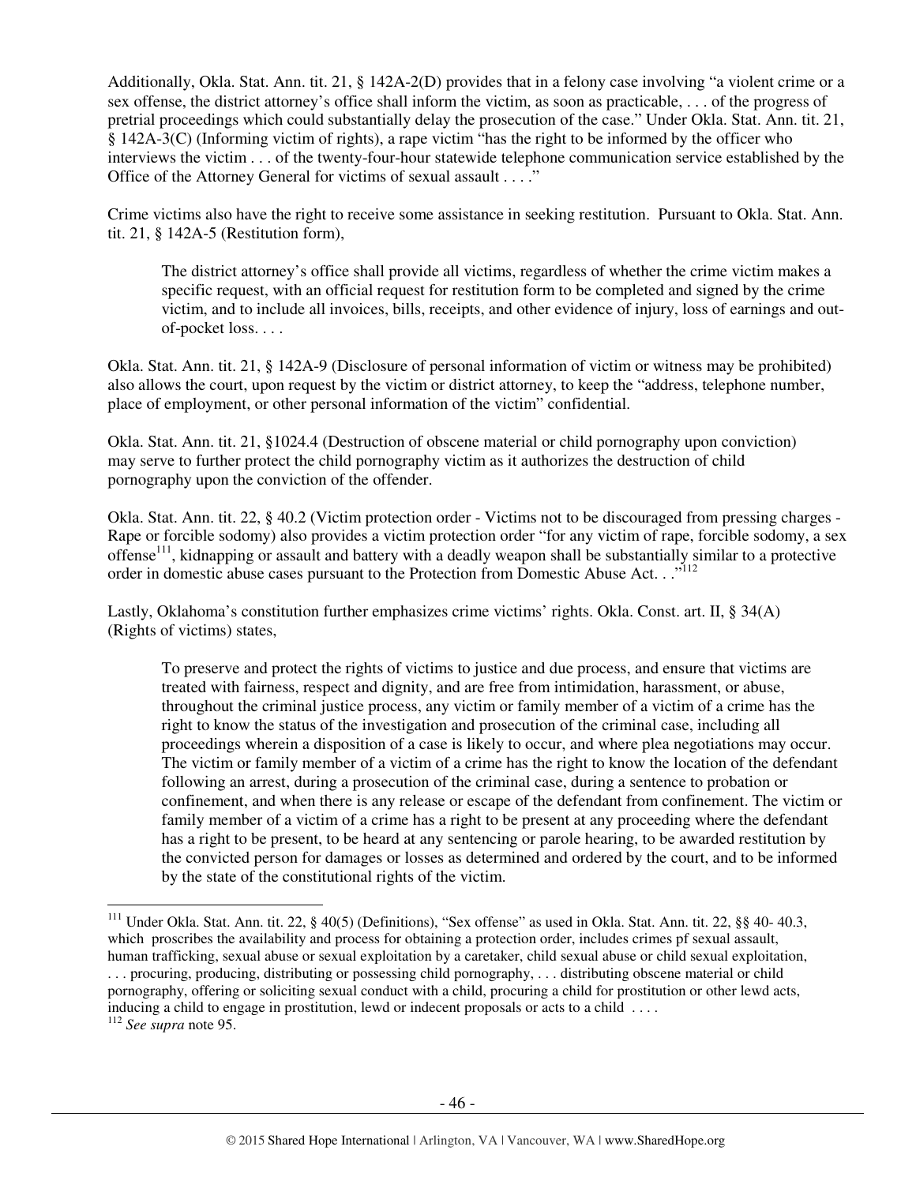Additionally, Okla. Stat. Ann. tit. 21, § 142A-2(D) provides that in a felony case involving "a violent crime or a sex offense, the district attorney's office shall inform the victim, as soon as practicable, . . . of the progress of pretrial proceedings which could substantially delay the prosecution of the case." Under Okla. Stat. Ann. tit. 21, § 142A-3(C) (Informing victim of rights), a rape victim "has the right to be informed by the officer who interviews the victim . . . of the twenty-four-hour statewide telephone communication service established by the Office of the Attorney General for victims of sexual assault . . . ."

Crime victims also have the right to receive some assistance in seeking restitution. Pursuant to Okla. Stat. Ann. tit. 21, § 142A-5 (Restitution form),

> The district attorney's office shall provide all victims, regardless of whether the crime victim makes a specific request, with an official request for restitution form to be completed and signed by the crime victim, and to include all invoices, bills, receipts, and other evidence of injury, loss of earnings and out-of-pocket loss. . . .

Okla. Stat. Ann. tit. 21, § 142A-9 (Disclosure of personal information of victim or witness may be prohibited) also allows the court, upon request by the victim or district attorney, to keep the "address, telephone number, place of employment, or other personal information of the victim" confidential.

Okla. Stat. Ann. tit. 21, §1024.4 (Destruction of obscene material or child pornography upon conviction) may serve to further protect the child pornography victim as it authorizes the destruction of child pornography upon the conviction of the offender.

Okla. Stat. Ann. tit. 22, § 40.2 (Victim protection order - Victims not to be discouraged from pressing charges - Rape or forcible sodomy) also provides a victim protection order "for any victim of rape, forcible sodomy, a sex offense[111], kidnapping or assault and battery with a deadly weapon shall be substantially similar to a protective order in domestic abuse cases pursuant to the Protection from Domestic Abuse Act. . ."[112]

Lastly, Oklahoma's constitution further emphasizes crime victims' rights. Okla. Const. art. II, § 34(A) (Rights of victims) states,

> To preserve and protect the rights of victims to justice and due process, and ensure that victims are treated with fairness, respect and dignity, and are free from intimidation, harassment, or abuse, throughout the criminal justice process, any victim or family member of a victim of a crime has the right to know the status of the investigation and prosecution of the criminal case, including all proceedings wherein a disposition of a case is likely to occur, and where plea negotiations may occur. The victim or family member of a victim of a crime has the right to know the location of the defendant following an arrest, during a prosecution of the criminal case, during a sentence to probation or confinement, and when there is any release or escape of the defendant from confinement. The victim or family member of a victim of a crime has a right to be present at any proceeding where the defendant has a right to be present, to be heard at any sentencing or parole hearing, to be awarded restitution by the convicted person for damages or losses as determined and ordered by the court, and to be informed by the state of the constitutional rights of the victim.

---

[111] Under Okla. Stat. Ann. tit. 22, § 40(5) (Definitions), "Sex offense" as used in Okla. Stat. Ann. tit. 22, §§ 40- 40.3, which proscribes the availability and process for obtaining a protection order, includes crimes pf sexual assault, human trafficking, sexual abuse or sexual exploitation by a caretaker, child sexual abuse or child sexual exploitation, . . . procuring, producing, distributing or possessing child pornography, . . . distributing obscene material or child pornography, offering or soliciting sexual conduct with a child, procuring a child for prostitution or other lewd acts, inducing a child to engage in prostitution, lewd or indecent proposals or acts to a child . . . .

[112] *See supra* note 95.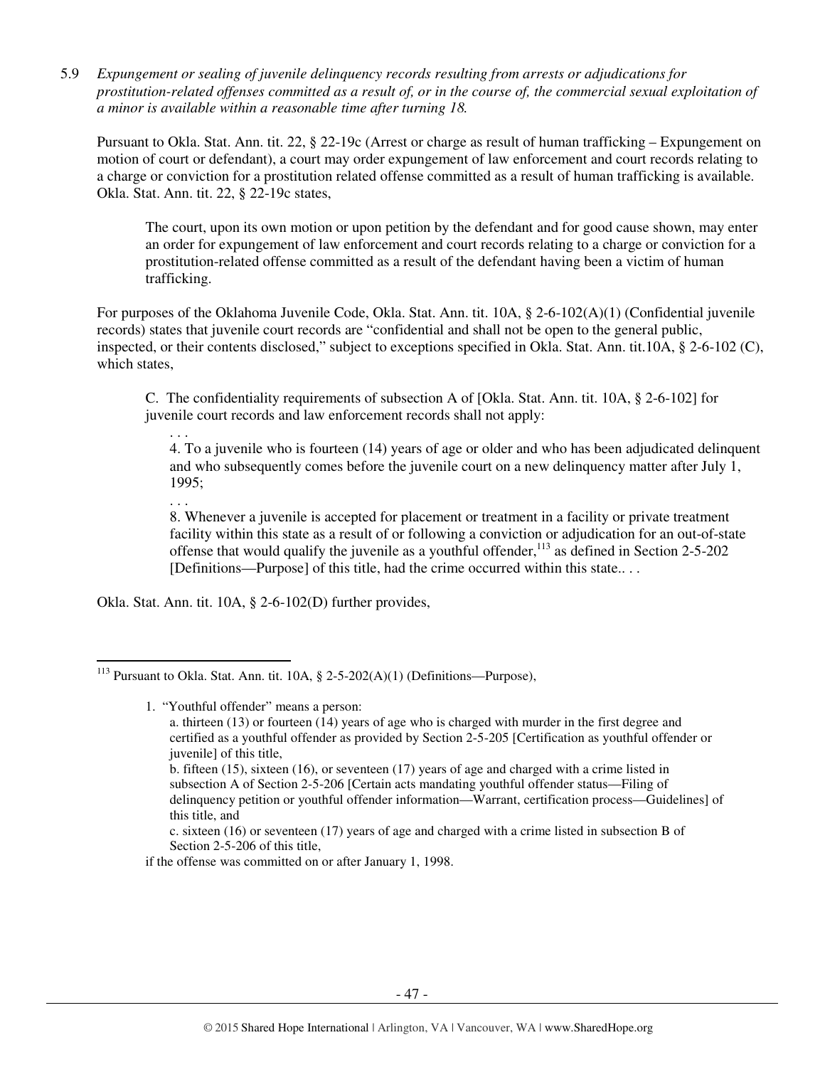5.9 *Expungement or sealing of juvenile delinquency records resulting from arrests or adjudications for prostitution-related offenses committed as a result of, or in the course of, the commercial sexual exploitation of a minor is available within a reasonable time after turning 18.*

Pursuant to Okla. Stat. Ann. tit. 22, § 22-19c (Arrest or charge as result of human trafficking – Expungement on motion of court or defendant), a court may order expungement of law enforcement and court records relating to a charge or conviction for a prostitution related offense committed as a result of human trafficking is available. Okla. Stat. Ann. tit. 22, § 22-19c states,

> The court, upon its own motion or upon petition by the defendant and for good cause shown, may enter an order for expungement of law enforcement and court records relating to a charge or conviction for a prostitution-related offense committed as a result of the defendant having been a victim of human trafficking.

For purposes of the Oklahoma Juvenile Code, Okla. Stat. Ann. tit. 10A, § 2-6-102(A)(1) (Confidential juvenile records) states that juvenile court records are "confidential and shall not be open to the general public, inspected, or their contents disclosed," subject to exceptions specified in Okla. Stat. Ann. tit.10A, § 2-6-102 (C), which states,

> C. The confidentiality requirements of subsection A of [Okla. Stat. Ann. tit. 10A, § 2-6-102] for juvenile court records and law enforcement records shall not apply:
>
> . . .
>
> 4. To a juvenile who is fourteen (14) years of age or older and who has been adjudicated delinquent and who subsequently comes before the juvenile court on a new delinquency matter after July 1, 1995;
>
> . . .
>
> 8. Whenever a juvenile is accepted for placement or treatment in a facility or private treatment facility within this state as a result of or following a conviction or adjudication for an out-of-state offense that would qualify the juvenile as a youthful offender,[113] as defined in Section 2-5-202 [Definitions—Purpose] of this title, had the crime occurred within this state.. . .

Okla. Stat. Ann. tit. 10A, § 2-6-102(D) further provides,

---

[113] Pursuant to Okla. Stat. Ann. tit. 10A, § 2-5-202(A)(1) (Definitions—Purpose),

> 1. "Youthful offender" means a person:
>
> a. thirteen (13) or fourteen (14) years of age who is charged with murder in the first degree and certified as a youthful offender as provided by Section 2-5-205 [Certification as youthful offender or juvenile] of this title,
>
> b. fifteen (15), sixteen (16), or seventeen (17) years of age and charged with a crime listed in subsection A of Section 2-5-206 [Certain acts mandating youthful offender status—Filing of delinquency petition or youthful offender information—Warrant, certification process—Guidelines] of this title, and
>
> c. sixteen (16) or seventeen (17) years of age and charged with a crime listed in subsection B of Section 2-5-206 of this title,
>
> if the offense was committed on or after January 1, 1998.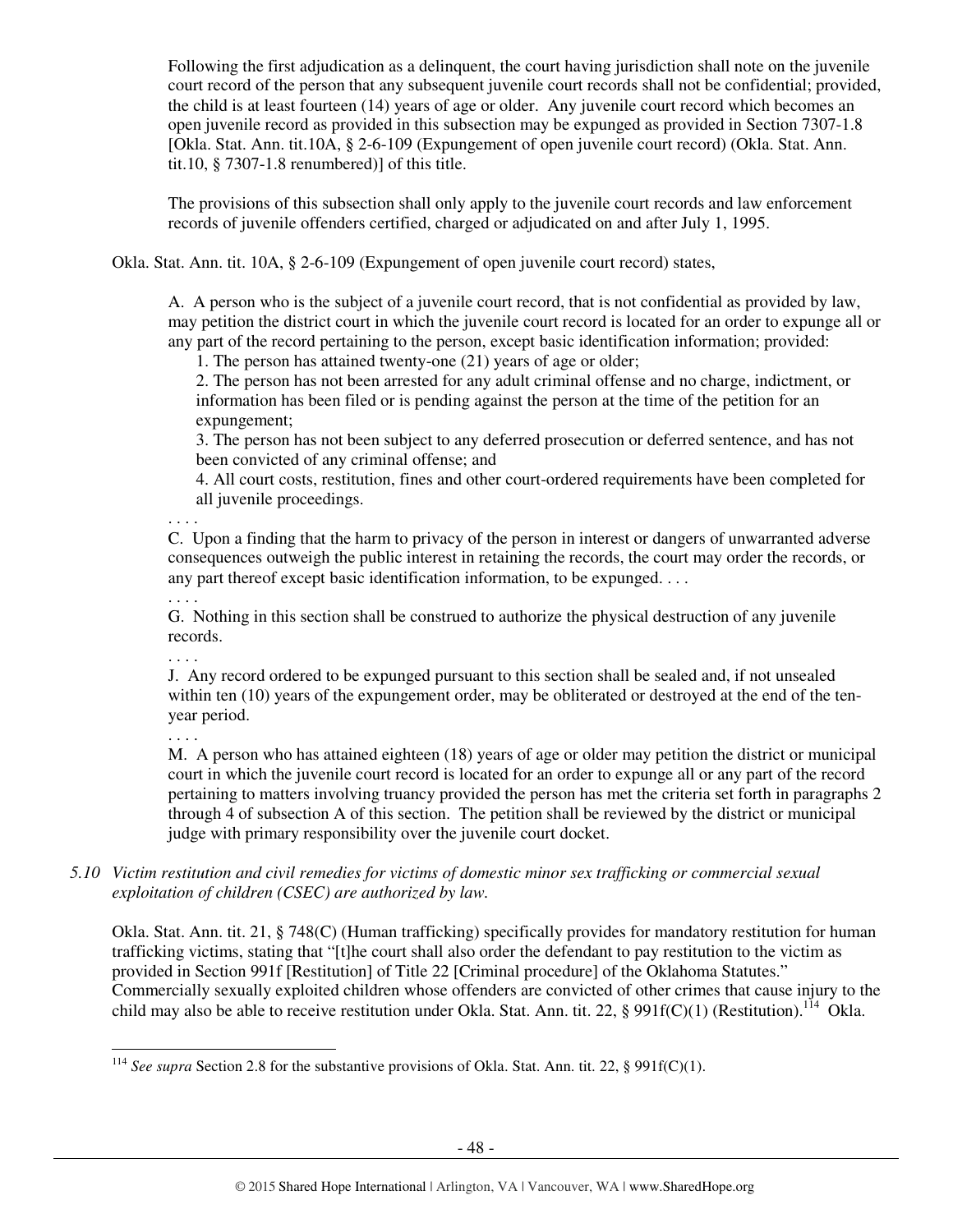> Following the first adjudication as a delinquent, the court having jurisdiction shall note on the juvenile court record of the person that any subsequent juvenile court records shall not be confidential; provided, the child is at least fourteen (14) years of age or older. Any juvenile court record which becomes an open juvenile record as provided in this subsection may be expunged as provided in Section 7307-1.8 [Okla. Stat. Ann. tit.10A, § 2-6-109 (Expungement of open juvenile court record) (Okla. Stat. Ann. tit.10, § 7307-1.8 renumbered)] of this title.
>
> The provisions of this subsection shall only apply to the juvenile court records and law enforcement records of juvenile offenders certified, charged or adjudicated on and after July 1, 1995.

Okla. Stat. Ann. tit. 10A, § 2-6-109 (Expungement of open juvenile court record) states,

> A. A person who is the subject of a juvenile court record, that is not confidential as provided by law, may petition the district court in which the juvenile court record is located for an order to expunge all or any part of the record pertaining to the person, except basic identification information; provided:
>
> 1. The person has attained twenty-one (21) years of age or older;
> 2. The person has not been arrested for any adult criminal offense and no charge, indictment, or information has been filed or is pending against the person at the time of the petition for an expungement;
> 3. The person has not been subject to any deferred prosecution or deferred sentence, and has not been convicted of any criminal offense; and
> 4. All court costs, restitution, fines and other court-ordered requirements have been completed for all juvenile proceedings.
>
> . . . .
>
> C. Upon a finding that the harm to privacy of the person in interest or dangers of unwarranted adverse consequences outweigh the public interest in retaining the records, the court may order the records, or any part thereof except basic identification information, to be expunged. . . .
>
> . . . .
>
> G. Nothing in this section shall be construed to authorize the physical destruction of any juvenile records.
>
> . . . .
>
> J. Any record ordered to be expunged pursuant to this section shall be sealed and, if not unsealed within ten (10) years of the expungement order, may be obliterated or destroyed at the end of the ten-year period.
>
> . . . .
>
> M. A person who has attained eighteen (18) years of age or older may petition the district or municipal court in which the juvenile court record is located for an order to expunge all or any part of the record pertaining to matters involving truancy provided the person has met the criteria set forth in paragraphs 2 through 4 of subsection A of this section. The petition shall be reviewed by the district or municipal judge with primary responsibility over the juvenile court docket.

*5.10 Victim restitution and civil remedies for victims of domestic minor sex trafficking or commercial sexual exploitation of children (CSEC) are authorized by law.*

Okla. Stat. Ann. tit. 21, § 748(C) (Human trafficking) specifically provides for mandatory restitution for human trafficking victims, stating that "[t]he court shall also order the defendant to pay restitution to the victim as provided in Section 991f [Restitution] of Title 22 [Criminal procedure] of the Oklahoma Statutes." Commercially sexually exploited children whose offenders are convicted of other crimes that cause injury to the child may also be able to receive restitution under Okla. Stat. Ann. tit. 22, § 991f(C)(1) (Restitution).[114] Okla.

---

[114] *See supra* Section 2.8 for the substantive provisions of Okla. Stat. Ann. tit. 22, § 991f(C)(1).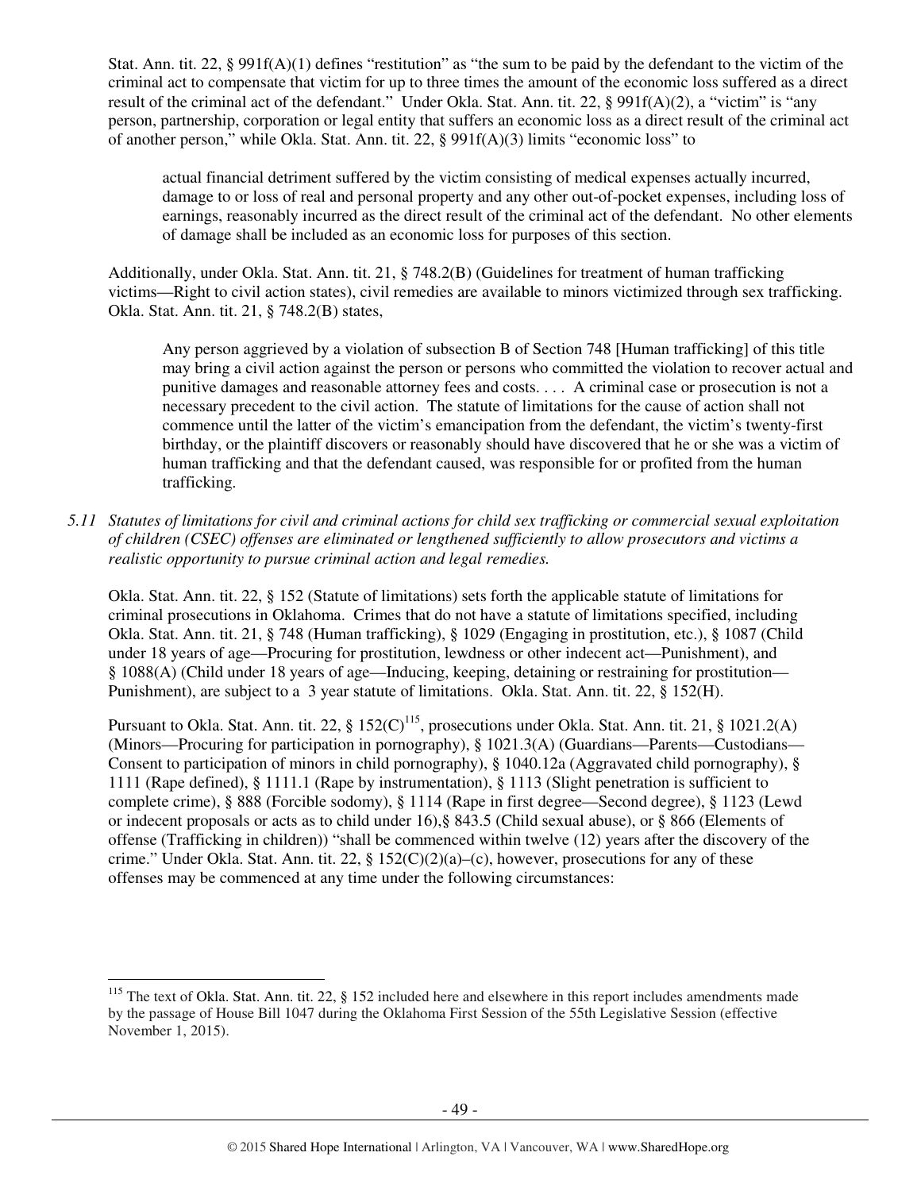Stat. Ann. tit. 22, § 991f(A)(1) defines "restitution" as "the sum to be paid by the defendant to the victim of the criminal act to compensate that victim for up to three times the amount of the economic loss suffered as a direct result of the criminal act of the defendant." Under Okla. Stat. Ann. tit. 22, § 991f(A)(2), a "victim" is "any person, partnership, corporation or legal entity that suffers an economic loss as a direct result of the criminal act of another person," while Okla. Stat. Ann. tit. 22, § 991f(A)(3) limits "economic loss" to

> actual financial detriment suffered by the victim consisting of medical expenses actually incurred, damage to or loss of real and personal property and any other out-of-pocket expenses, including loss of earnings, reasonably incurred as the direct result of the criminal act of the defendant. No other elements of damage shall be included as an economic loss for purposes of this section.

Additionally, under Okla. Stat. Ann. tit. 21, § 748.2(B) (Guidelines for treatment of human trafficking victims—Right to civil action states), civil remedies are available to minors victimized through sex trafficking. Okla. Stat. Ann. tit. 21, § 748.2(B) states,

> Any person aggrieved by a violation of subsection B of Section 748 [Human trafficking] of this title may bring a civil action against the person or persons who committed the violation to recover actual and punitive damages and reasonable attorney fees and costs. . . . A criminal case or prosecution is not a necessary precedent to the civil action. The statute of limitations for the cause of action shall not commence until the latter of the victim's emancipation from the defendant, the victim's twenty-first birthday, or the plaintiff discovers or reasonably should have discovered that he or she was a victim of human trafficking and that the defendant caused, was responsible for or profited from the human trafficking.

*5.11 Statutes of limitations for civil and criminal actions for child sex trafficking or commercial sexual exploitation of children (CSEC) offenses are eliminated or lengthened sufficiently to allow prosecutors and victims a realistic opportunity to pursue criminal action and legal remedies.*

Okla. Stat. Ann. tit. 22, § 152 (Statute of limitations) sets forth the applicable statute of limitations for criminal prosecutions in Oklahoma. Crimes that do not have a statute of limitations specified, including Okla. Stat. Ann. tit. 21, § 748 (Human trafficking), § 1029 (Engaging in prostitution, etc.), § 1087 (Child under 18 years of age—Procuring for prostitution, lewdness or other indecent act—Punishment), and § 1088(A) (Child under 18 years of age—Inducing, keeping, detaining or restraining for prostitution—Punishment), are subject to a 3 year statute of limitations. Okla. Stat. Ann. tit. 22, § 152(H).

Pursuant to Okla. Stat. Ann. tit. 22, § 152(C)[115], prosecutions under Okla. Stat. Ann. tit. 21, § 1021.2(A) (Minors—Procuring for participation in pornography), § 1021.3(A) (Guardians—Parents—Custodians—Consent to participation of minors in child pornography), § 1040.12a (Aggravated child pornography), § 1111 (Rape defined), § 1111.1 (Rape by instrumentation), § 1113 (Slight penetration is sufficient to complete crime), § 888 (Forcible sodomy), § 1114 (Rape in first degree—Second degree), § 1123 (Lewd or indecent proposals or acts as to child under 16),§ 843.5 (Child sexual abuse), or § 866 (Elements of offense (Trafficking in children)) "shall be commenced within twelve (12) years after the discovery of the crime." Under Okla. Stat. Ann. tit. 22, § 152(C)(2)(a)–(c), however, prosecutions for any of these offenses may be commenced at any time under the following circumstances:

---

[115] The text of Okla. Stat. Ann. tit. 22, § 152 included here and elsewhere in this report includes amendments made by the passage of House Bill 1047 during the Oklahoma First Session of the 55th Legislative Session (effective November 1, 2015).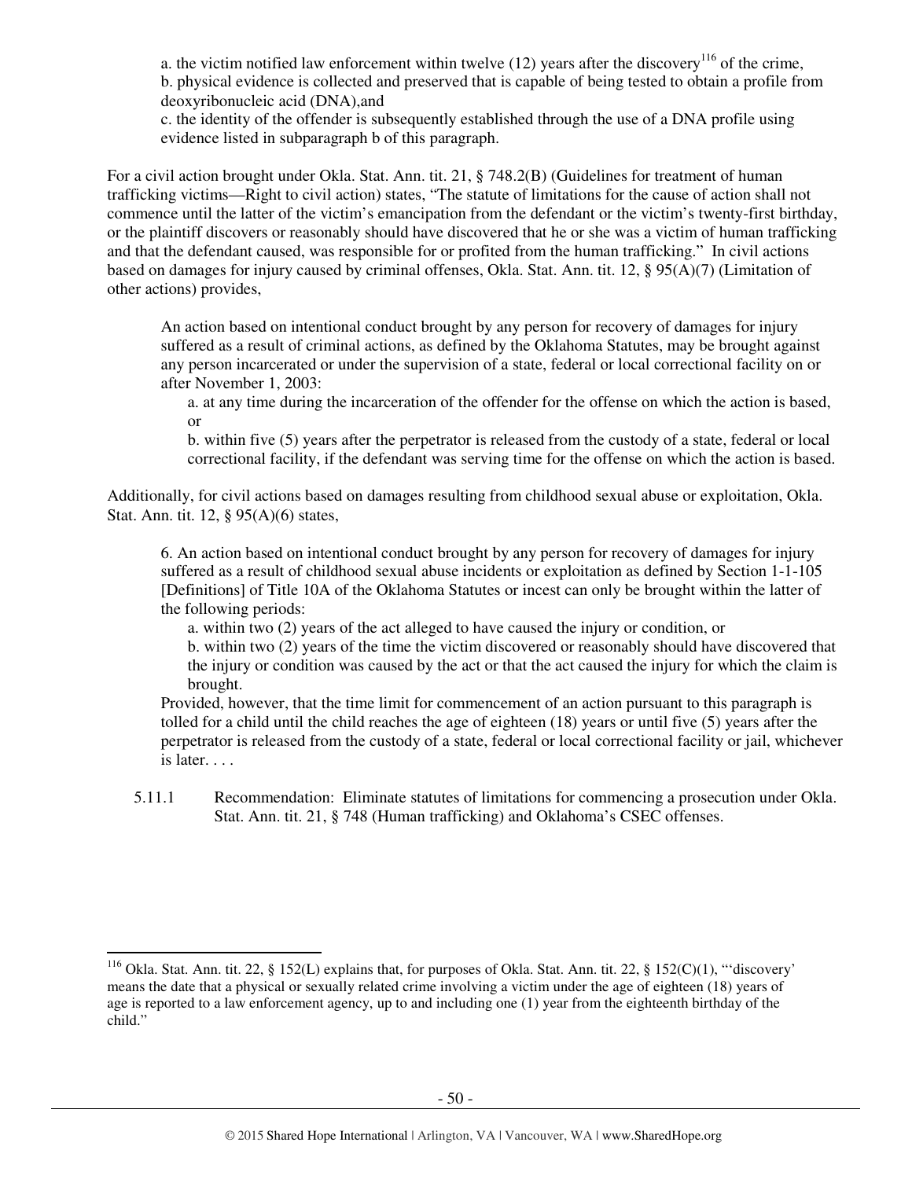a. the victim notified law enforcement within twelve (12) years after the discovery[116] of the crime,
b. physical evidence is collected and preserved that is capable of being tested to obtain a profile from deoxyribonucleic acid (DNA),and
c. the identity of the offender is subsequently established through the use of a DNA profile using evidence listed in subparagraph b of this paragraph.

For a civil action brought under Okla. Stat. Ann. tit. 21, § 748.2(B) (Guidelines for treatment of human trafficking victims—Right to civil action) states, "The statute of limitations for the cause of action shall not commence until the latter of the victim's emancipation from the defendant or the victim's twenty-first birthday, or the plaintiff discovers or reasonably should have discovered that he or she was a victim of human trafficking and that the defendant caused, was responsible for or profited from the human trafficking." In civil actions based on damages for injury caused by criminal offenses, Okla. Stat. Ann. tit. 12, § 95(A)(7) (Limitation of other actions) provides,

> An action based on intentional conduct brought by any person for recovery of damages for injury suffered as a result of criminal actions, as defined by the Oklahoma Statutes, may be brought against any person incarcerated or under the supervision of a state, federal or local correctional facility on or after November 1, 2003:
>
> a. at any time during the incarceration of the offender for the offense on which the action is based, or
>
> b. within five (5) years after the perpetrator is released from the custody of a state, federal or local correctional facility, if the defendant was serving time for the offense on which the action is based.

Additionally, for civil actions based on damages resulting from childhood sexual abuse or exploitation, Okla. Stat. Ann. tit. 12, § 95(A)(6) states,

> 6. An action based on intentional conduct brought by any person for recovery of damages for injury suffered as a result of childhood sexual abuse incidents or exploitation as defined by Section 1-1-105 [Definitions] of Title 10A of the Oklahoma Statutes or incest can only be brought within the latter of the following periods:
>
> a. within two (2) years of the act alleged to have caused the injury or condition, or
>
> b. within two (2) years of the time the victim discovered or reasonably should have discovered that the injury or condition was caused by the act or that the act caused the injury for which the claim is brought.
>
> Provided, however, that the time limit for commencement of an action pursuant to this paragraph is tolled for a child until the child reaches the age of eighteen (18) years or until five (5) years after the perpetrator is released from the custody of a state, federal or local correctional facility or jail, whichever is later. . . .

5.11.1 Recommendation: Eliminate statutes of limitations for commencing a prosecution under Okla. Stat. Ann. tit. 21, § 748 (Human trafficking) and Oklahoma's CSEC offenses.

---

[116] Okla. Stat. Ann. tit. 22, § 152(L) explains that, for purposes of Okla. Stat. Ann. tit. 22, § 152(C)(1), "'discovery' means the date that a physical or sexually related crime involving a victim under the age of eighteen (18) years of age is reported to a law enforcement agency, up to and including one (1) year from the eighteenth birthday of the child."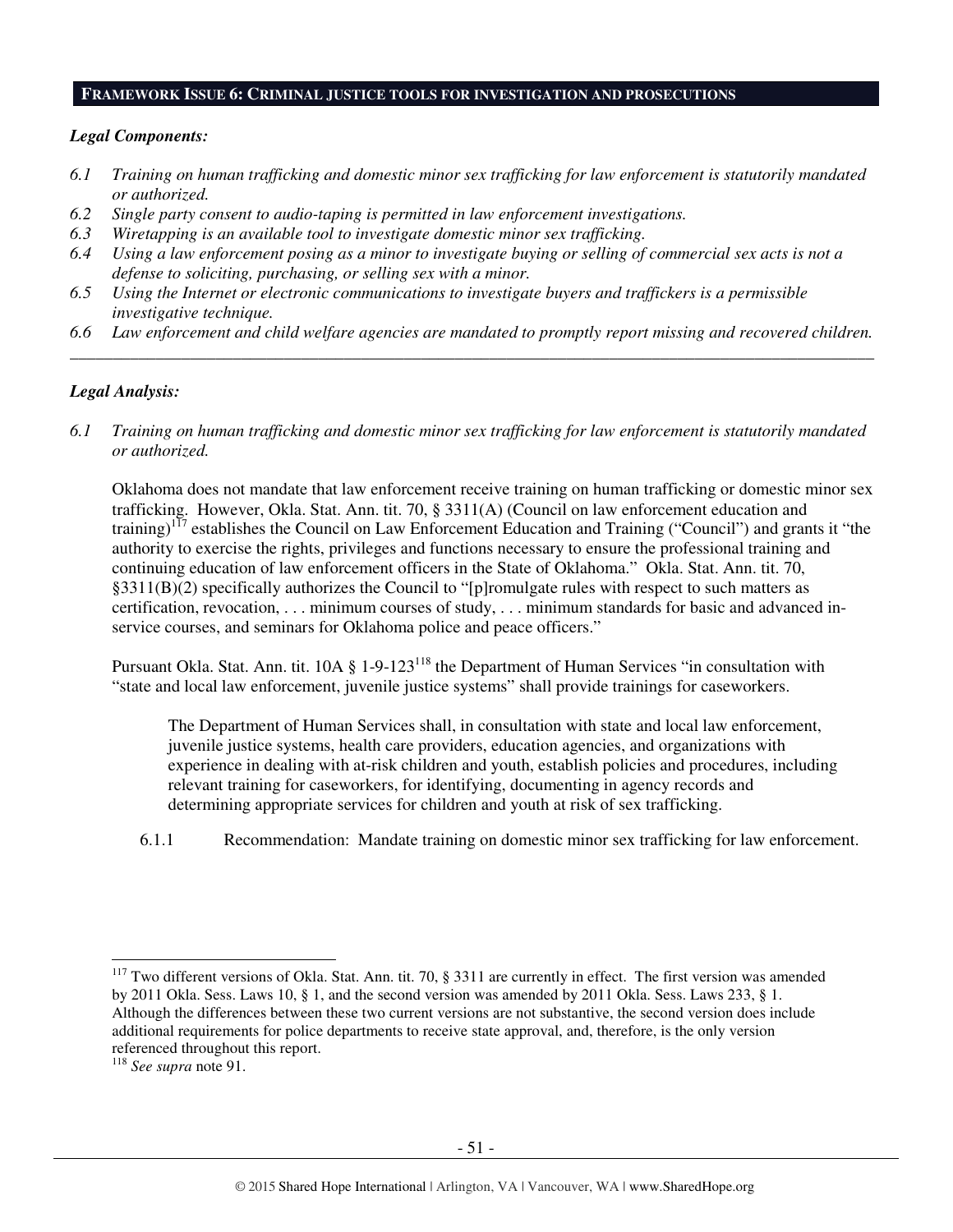## FRAMEWORK ISSUE 6: CRIMINAL JUSTICE TOOLS FOR INVESTIGATION AND PROSECUTIONS

***Legal Components:***

*6.1 Training on human trafficking and domestic minor sex trafficking for law enforcement is statutorily mandated or authorized.*

*6.2 Single party consent to audio-taping is permitted in law enforcement investigations.*

*6.3 Wiretapping is an available tool to investigate domestic minor sex trafficking.*

*6.4 Using a law enforcement posing as a minor to investigate buying or selling of commercial sex acts is not a defense to soliciting, purchasing, or selling sex with a minor.*

*6.5 Using the Internet or electronic communications to investigate buyers and traffickers is a permissible investigative technique.*

*6.6 Law enforcement and child welfare agencies are mandated to promptly report missing and recovered children.*

---

***Legal Analysis:***

*6.1 Training on human trafficking and domestic minor sex trafficking for law enforcement is statutorily mandated or authorized.*

Oklahoma does not mandate that law enforcement receive training on human trafficking or domestic minor sex trafficking. However, Okla. Stat. Ann. tit. 70, § 3311(A) (Council on law enforcement education and training)[117] establishes the Council on Law Enforcement Education and Training ("Council") and grants it "the authority to exercise the rights, privileges and functions necessary to ensure the professional training and continuing education of law enforcement officers in the State of Oklahoma." Okla. Stat. Ann. tit. 70, §3311(B)(2) specifically authorizes the Council to "[p]romulgate rules with respect to such matters as certification, revocation, . . . minimum courses of study, . . . minimum standards for basic and advanced in-service courses, and seminars for Oklahoma police and peace officers."

Pursuant Okla. Stat. Ann. tit. 10A § 1-9-123[118] the Department of Human Services "in consultation with "state and local law enforcement, juvenile justice systems" shall provide trainings for caseworkers.

> The Department of Human Services shall, in consultation with state and local law enforcement, juvenile justice systems, health care providers, education agencies, and organizations with experience in dealing with at-risk children and youth, establish policies and procedures, including relevant training for caseworkers, for identifying, documenting in agency records and determining appropriate services for children and youth at risk of sex trafficking.

6.1.1 Recommendation: Mandate training on domestic minor sex trafficking for law enforcement.

---

[117] Two different versions of Okla. Stat. Ann. tit. 70, § 3311 are currently in effect. The first version was amended by 2011 Okla. Sess. Laws 10, § 1, and the second version was amended by 2011 Okla. Sess. Laws 233, § 1. Although the differences between these two current versions are not substantive, the second version does include additional requirements for police departments to receive state approval, and, therefore, is the only version referenced throughout this report.

[118] *See supra* note 91.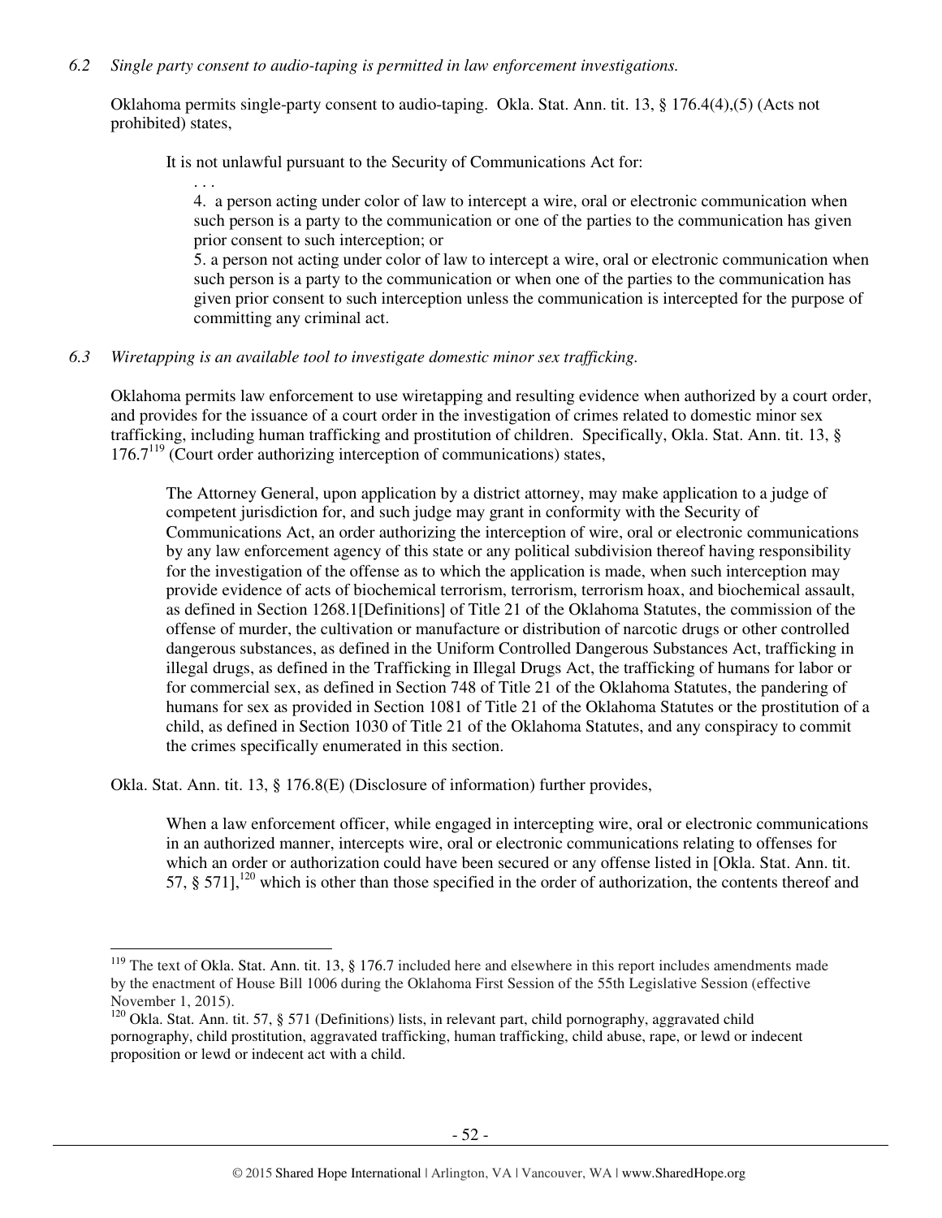*6.2 Single party consent to audio-taping is permitted in law enforcement investigations.*

Oklahoma permits single-party consent to audio-taping. Okla. Stat. Ann. tit. 13, § 176.4(4),(5) (Acts not prohibited) states,

> It is not unlawful pursuant to the Security of Communications Act for:
>
> . . .
>
> 4. a person acting under color of law to intercept a wire, oral or electronic communication when such person is a party to the communication or one of the parties to the communication has given prior consent to such interception; or
>
> 5. a person not acting under color of law to intercept a wire, oral or electronic communication when such person is a party to the communication or when one of the parties to the communication has given prior consent to such interception unless the communication is intercepted for the purpose of committing any criminal act.

*6.3 Wiretapping is an available tool to investigate domestic minor sex trafficking.*

Oklahoma permits law enforcement to use wiretapping and resulting evidence when authorized by a court order, and provides for the issuance of a court order in the investigation of crimes related to domestic minor sex trafficking, including human trafficking and prostitution of children. Specifically, Okla. Stat. Ann. tit. 13, § 176.7[119] (Court order authorizing interception of communications) states,

> The Attorney General, upon application by a district attorney, may make application to a judge of competent jurisdiction for, and such judge may grant in conformity with the Security of Communications Act, an order authorizing the interception of wire, oral or electronic communications by any law enforcement agency of this state or any political subdivision thereof having responsibility for the investigation of the offense as to which the application is made, when such interception may provide evidence of acts of biochemical terrorism, terrorism, terrorism hoax, and biochemical assault, as defined in Section 1268.1[Definitions] of Title 21 of the Oklahoma Statutes, the commission of the offense of murder, the cultivation or manufacture or distribution of narcotic drugs or other controlled dangerous substances, as defined in the Uniform Controlled Dangerous Substances Act, trafficking in illegal drugs, as defined in the Trafficking in Illegal Drugs Act, the trafficking of humans for labor or for commercial sex, as defined in Section 748 of Title 21 of the Oklahoma Statutes, the pandering of humans for sex as provided in Section 1081 of Title 21 of the Oklahoma Statutes or the prostitution of a child, as defined in Section 1030 of Title 21 of the Oklahoma Statutes, and any conspiracy to commit the crimes specifically enumerated in this section.

Okla. Stat. Ann. tit. 13, § 176.8(E) (Disclosure of information) further provides,

> When a law enforcement officer, while engaged in intercepting wire, oral or electronic communications in an authorized manner, intercepts wire, oral or electronic communications relating to offenses for which an order or authorization could have been secured or any offense listed in [Okla. Stat. Ann. tit. 57, § 571],[120] which is other than those specified in the order of authorization, the contents thereof and

---

[119] The text of Okla. Stat. Ann. tit. 13, § 176.7 included here and elsewhere in this report includes amendments made by the enactment of House Bill 1006 during the Oklahoma First Session of the 55th Legislative Session (effective November 1, 2015).

[120] Okla. Stat. Ann. tit. 57, § 571 (Definitions) lists, in relevant part, child pornography, aggravated child pornography, child prostitution, aggravated trafficking, human trafficking, child abuse, rape, or lewd or indecent proposition or lewd or indecent act with a child.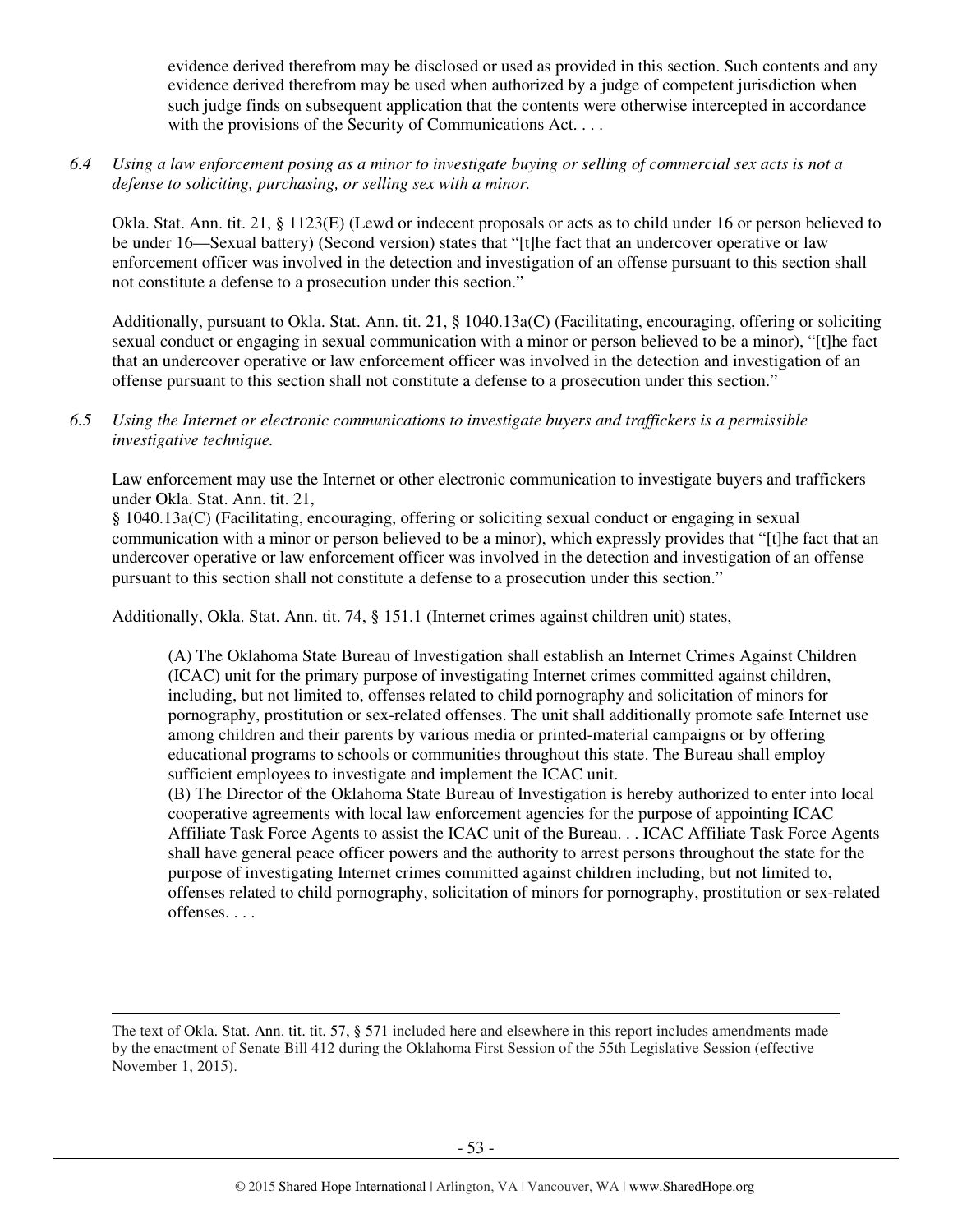evidence derived therefrom may be disclosed or used as provided in this section. Such contents and any evidence derived therefrom may be used when authorized by a judge of competent jurisdiction when such judge finds on subsequent application that the contents were otherwise intercepted in accordance with the provisions of the Security of Communications Act. . . .

*6.4 Using a law enforcement posing as a minor to investigate buying or selling of commercial sex acts is not a defense to soliciting, purchasing, or selling sex with a minor.*

Okla. Stat. Ann. tit. 21, § 1123(E) (Lewd or indecent proposals or acts as to child under 16 or person believed to be under 16—Sexual battery) (Second version) states that "[t]he fact that an undercover operative or law enforcement officer was involved in the detection and investigation of an offense pursuant to this section shall not constitute a defense to a prosecution under this section."

Additionally, pursuant to Okla. Stat. Ann. tit. 21, § 1040.13a(C) (Facilitating, encouraging, offering or soliciting sexual conduct or engaging in sexual communication with a minor or person believed to be a minor), "[t]he fact that an undercover operative or law enforcement officer was involved in the detection and investigation of an offense pursuant to this section shall not constitute a defense to a prosecution under this section."

*6.5 Using the Internet or electronic communications to investigate buyers and traffickers is a permissible investigative technique.*

Law enforcement may use the Internet or other electronic communication to investigate buyers and traffickers under Okla. Stat. Ann. tit. 21, § 1040.13a(C) (Facilitating, encouraging, offering or soliciting sexual conduct or engaging in sexual communication with a minor or person believed to be a minor), which expressly provides that "[t]he fact that an undercover operative or law enforcement officer was involved in the detection and investigation of an offense pursuant to this section shall not constitute a defense to a prosecution under this section."

Additionally, Okla. Stat. Ann. tit. 74, § 151.1 (Internet crimes against children unit) states,

> (A) The Oklahoma State Bureau of Investigation shall establish an Internet Crimes Against Children (ICAC) unit for the primary purpose of investigating Internet crimes committed against children, including, but not limited to, offenses related to child pornography and solicitation of minors for pornography, prostitution or sex-related offenses. The unit shall additionally promote safe Internet use among children and their parents by various media or printed-material campaigns or by offering educational programs to schools or communities throughout this state. The Bureau shall employ sufficient employees to investigate and implement the ICAC unit.
>
> (B) The Director of the Oklahoma State Bureau of Investigation is hereby authorized to enter into local cooperative agreements with local law enforcement agencies for the purpose of appointing ICAC Affiliate Task Force Agents to assist the ICAC unit of the Bureau. . . ICAC Affiliate Task Force Agents shall have general peace officer powers and the authority to arrest persons throughout the state for the purpose of investigating Internet crimes committed against children including, but not limited to, offenses related to child pornography, solicitation of minors for pornography, prostitution or sex-related offenses. . . .

---

The text of Okla. Stat. Ann. tit. tit. 57, § 571 included here and elsewhere in this report includes amendments made by the enactment of Senate Bill 412 during the Oklahoma First Session of the 55th Legislative Session (effective November 1, 2015).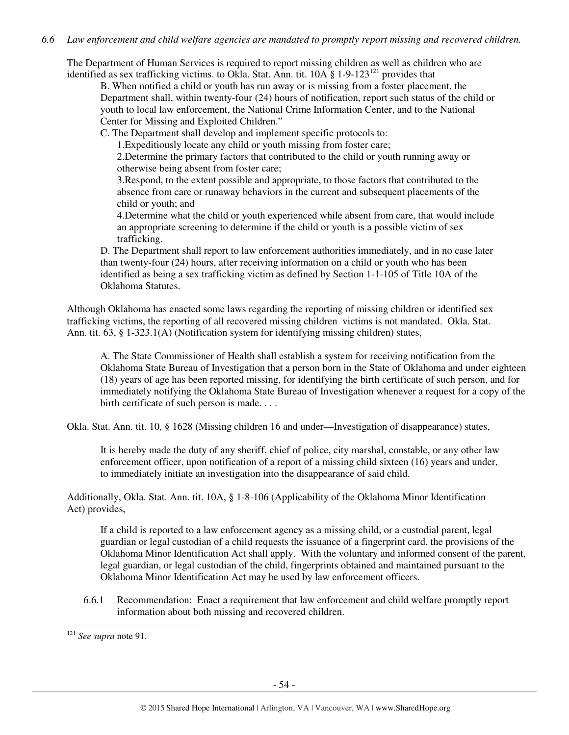*6.6 Law enforcement and child welfare agencies are mandated to promptly report missing and recovered children.*

The Department of Human Services is required to report missing children as well as children who are identified as sex trafficking victims. to Okla. Stat. Ann. tit. 10A § 1-9-123[121] provides that

> B. When notified a child or youth has run away or is missing from a foster placement, the Department shall, within twenty-four (24) hours of notification, report such status of the child or youth to local law enforcement, the National Crime Information Center, and to the National Center for Missing and Exploited Children."
>
> C. The Department shall develop and implement specific protocols to:
>
> 1. Expeditiously locate any child or youth missing from foster care;
> 2. Determine the primary factors that contributed to the child or youth running away or otherwise being absent from foster care;
> 3. Respond, to the extent possible and appropriate, to those factors that contributed to the absence from care or runaway behaviors in the current and subsequent placements of the child or youth; and
> 4. Determine what the child or youth experienced while absent from care, that would include an appropriate screening to determine if the child or youth is a possible victim of sex trafficking.
>
> D. The Department shall report to law enforcement authorities immediately, and in no case later than twenty-four (24) hours, after receiving information on a child or youth who has been identified as being a sex trafficking victim as defined by Section 1-1-105 of Title 10A of the Oklahoma Statutes.

Although Oklahoma has enacted some laws regarding the reporting of missing children or identified sex trafficking victims, the reporting of all recovered missing children victims is not mandated. Okla. Stat. Ann. tit. 63, § 1-323.1(A) (Notification system for identifying missing children) states,

> A. The State Commissioner of Health shall establish a system for receiving notification from the Oklahoma State Bureau of Investigation that a person born in the State of Oklahoma and under eighteen (18) years of age has been reported missing, for identifying the birth certificate of such person, and for immediately notifying the Oklahoma State Bureau of Investigation whenever a request for a copy of the birth certificate of such person is made. . . .

Okla. Stat. Ann. tit. 10, § 1628 (Missing children 16 and under—Investigation of disappearance) states,

> It is hereby made the duty of any sheriff, chief of police, city marshal, constable, or any other law enforcement officer, upon notification of a report of a missing child sixteen (16) years and under, to immediately initiate an investigation into the disappearance of said child.

Additionally, Okla. Stat. Ann. tit. 10A, § 1-8-106 (Applicability of the Oklahoma Minor Identification Act) provides,

> If a child is reported to a law enforcement agency as a missing child, or a custodial parent, legal guardian or legal custodian of a child requests the issuance of a fingerprint card, the provisions of the Oklahoma Minor Identification Act shall apply. With the voluntary and informed consent of the parent, legal guardian, or legal custodian of the child, fingerprints obtained and maintained pursuant to the Oklahoma Minor Identification Act may be used by law enforcement officers.

6.6.1 Recommendation: Enact a requirement that law enforcement and child welfare promptly report information about both missing and recovered children.

---

[121] *See supra* note 91.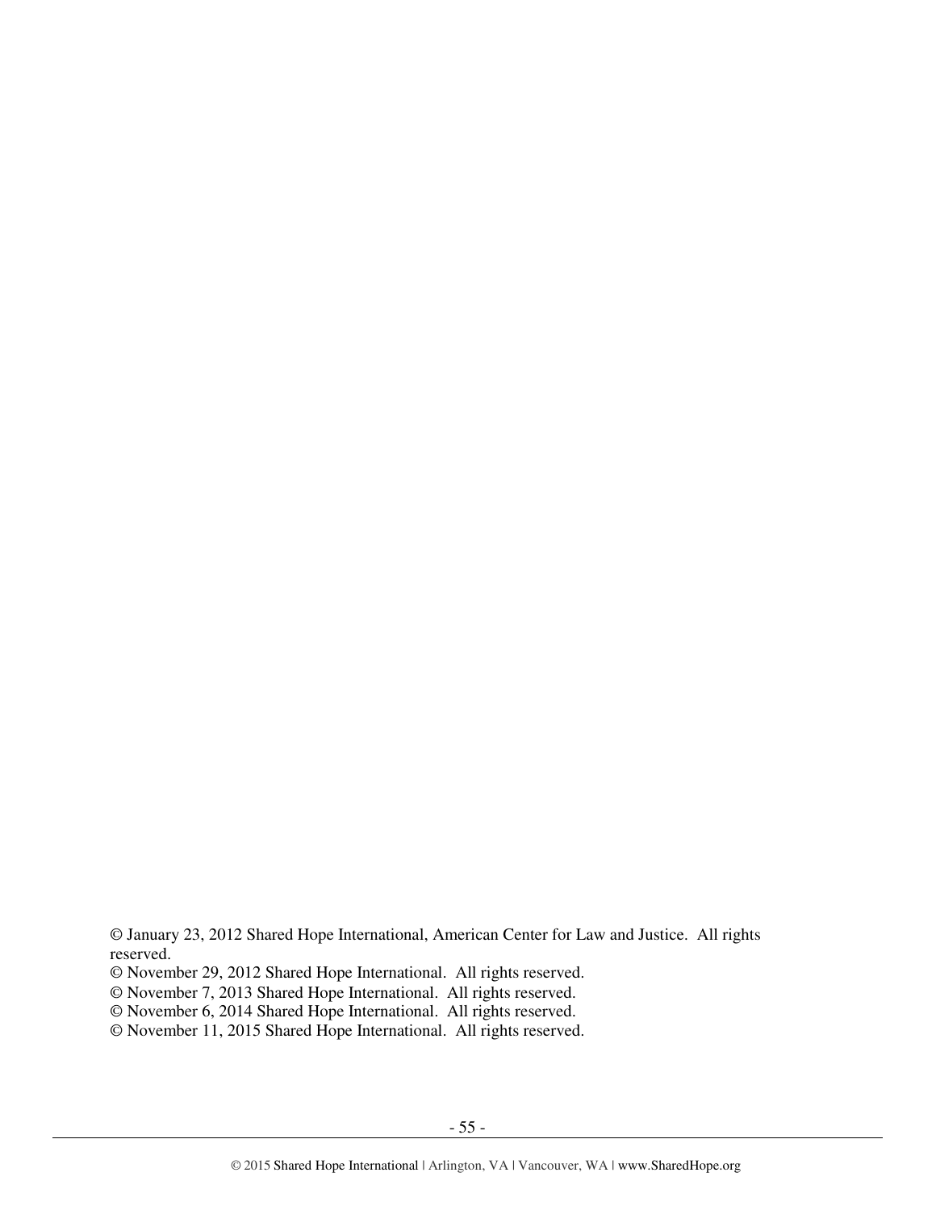© January 23, 2012 Shared Hope International, American Center for Law and Justice. All rights reserved.
© November 29, 2012 Shared Hope International. All rights reserved.
© November 7, 2013 Shared Hope International. All rights reserved.
© November 6, 2014 Shared Hope International. All rights reserved.
© November 11, 2015 Shared Hope International. All rights reserved.